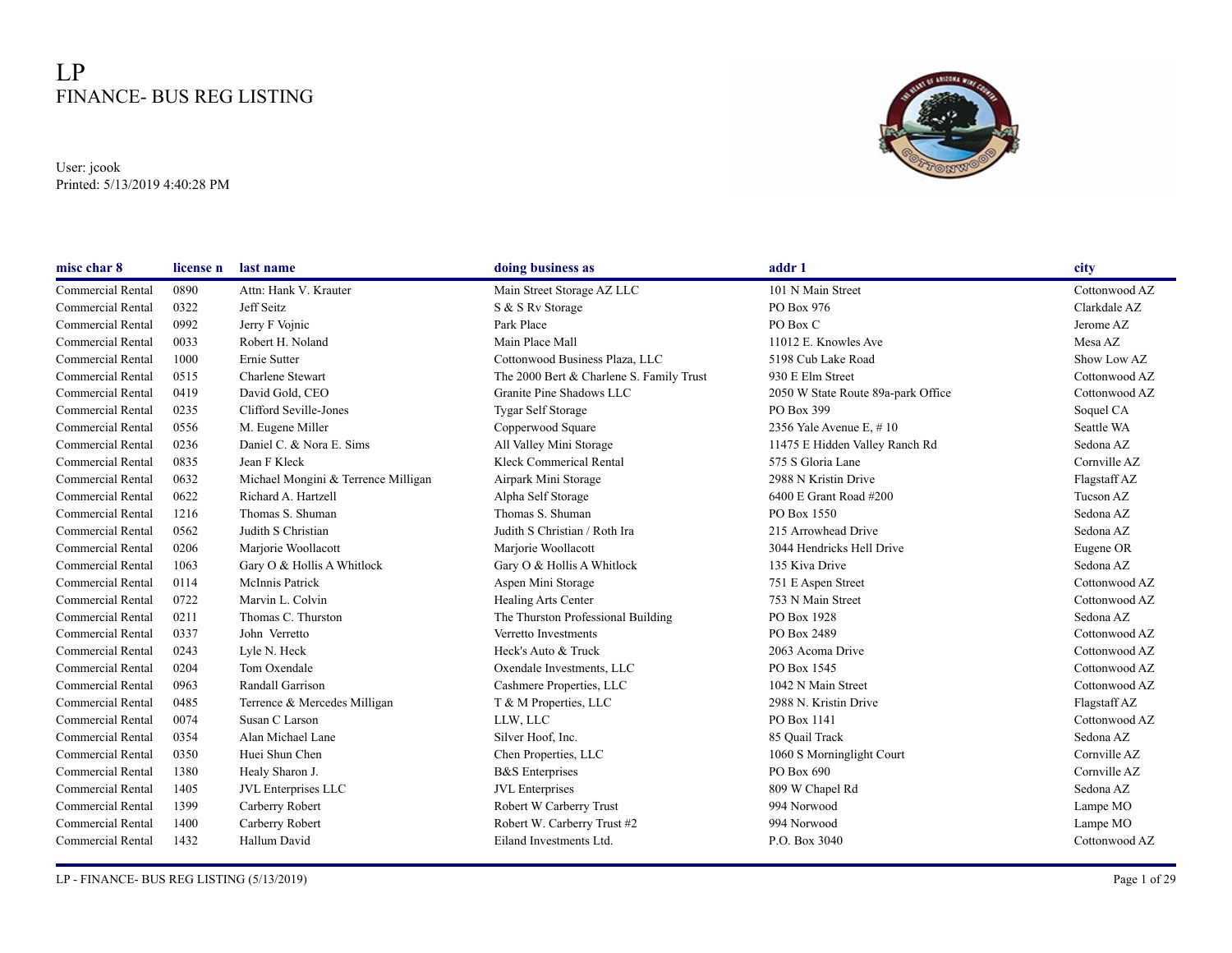# LP
## FINANCE- BUS REG LISTING

User: jcook
Printed: 5/13/2019 4:40:28 PM

| misc char 8 | license n | last name | doing business as | addr 1 | city |
|---|---|---|---|---|---|
| Commercial Rental | 0890 | Attn: Hank V. Krauter | Main Street Storage AZ LLC | 101 N Main Street | Cottonwood AZ |
| Commercial Rental | 0322 | Jeff Seitz | S & S Rv Storage | PO Box 976 | Clarkdale AZ |
| Commercial Rental | 0992 | Jerry F Vojnic | Park Place | PO Box C | Jerome AZ |
| Commercial Rental | 0033 | Robert H. Noland | Main Place Mall | 11012 E. Knowles Ave | Mesa AZ |
| Commercial Rental | 1000 | Ernie Sutter | Cottonwood Business Plaza, LLC | 5198 Cub Lake Road | Show Low AZ |
| Commercial Rental | 0515 | Charlene Stewart | The 2000 Bert & Charlene S. Family Trust | 930 E Elm Street | Cottonwood AZ |
| Commercial Rental | 0419 | David Gold, CEO | Granite Pine Shadows LLC | 2050 W State Route 89a-park Office | Cottonwood AZ |
| Commercial Rental | 0235 | Clifford Seville-Jones | Tygar Self Storage | PO Box 399 | Soquel CA |
| Commercial Rental | 0556 | M. Eugene Miller | Copperwood Square | 2356 Yale Avenue E, # 10 | Seattle WA |
| Commercial Rental | 0236 | Daniel C. & Nora E. Sims | All Valley Mini Storage | 11475 E Hidden Valley Ranch Rd | Sedona AZ |
| Commercial Rental | 0835 | Jean F Kleck | Kleck Commerical Rental | 575 S Gloria Lane | Cornville AZ |
| Commercial Rental | 0632 | Michael Mongini & Terrence Milligan | Airpark Mini Storage | 2988 N Kristin Drive | Flagstaff AZ |
| Commercial Rental | 0622 | Richard A. Hartzell | Alpha Self Storage | 6400 E Grant Road #200 | Tucson AZ |
| Commercial Rental | 1216 | Thomas S. Shuman | Thomas S. Shuman | PO Box 1550 | Sedona AZ |
| Commercial Rental | 0562 | Judith S Christian | Judith S Christian / Roth Ira | 215 Arrowhead Drive | Sedona AZ |
| Commercial Rental | 0206 | Marjorie Woollacott | Marjorie Woollacott | 3044 Hendricks Hell Drive | Eugene OR |
| Commercial Rental | 1063 | Gary O & Hollis A Whitlock | Gary O & Hollis A Whitlock | 135 Kiva Drive | Sedona AZ |
| Commercial Rental | 0114 | McInnis Patrick | Aspen Mini Storage | 751 E Aspen Street | Cottonwood AZ |
| Commercial Rental | 0722 | Marvin L. Colvin | Healing Arts Center | 753 N Main Street | Cottonwood AZ |
| Commercial Rental | 0211 | Thomas C. Thurston | The Thurston Professional Building | PO Box 1928 | Sedona AZ |
| Commercial Rental | 0337 | John Verretto | Verretto Investments | PO Box 2489 | Cottonwood AZ |
| Commercial Rental | 0243 | Lyle N. Heck | Heck's Auto & Truck | 2063 Acoma Drive | Cottonwood AZ |
| Commercial Rental | 0204 | Tom Oxendale | Oxendale Investments, LLC | PO Box 1545 | Cottonwood AZ |
| Commercial Rental | 0963 | Randall Garrison | Cashmere Properties, LLC | 1042 N Main Street | Cottonwood AZ |
| Commercial Rental | 0485 | Terrence & Mercedes Milligan | T & M Properties, LLC | 2988 N. Kristin Drive | Flagstaff AZ |
| Commercial Rental | 0074 | Susan C Larson | LLW, LLC | PO Box 1141 | Cottonwood AZ |
| Commercial Rental | 0354 | Alan Michael Lane | Silver Hoof, Inc. | 85 Quail Track | Sedona AZ |
| Commercial Rental | 0350 | Huei Shun Chen | Chen Properties, LLC | 1060 S Morninglight Court | Cornville AZ |
| Commercial Rental | 1380 | Healy Sharon J. | B&S Enterprises | PO Box 690 | Cornville AZ |
| Commercial Rental | 1405 | JVL Enterprises LLC | JVL Enterprises | 809 W Chapel Rd | Sedona AZ |
| Commercial Rental | 1399 | Carberry Robert | Robert W Carberry Trust | 994 Norwood | Lampe MO |
| Commercial Rental | 1400 | Carberry Robert | Robert W. Carberry Trust #2 | 994 Norwood | Lampe MO |
| Commercial Rental | 1432 | Hallum David | Eiland Investments Ltd. | P.O. Box 3040 | Cottonwood AZ |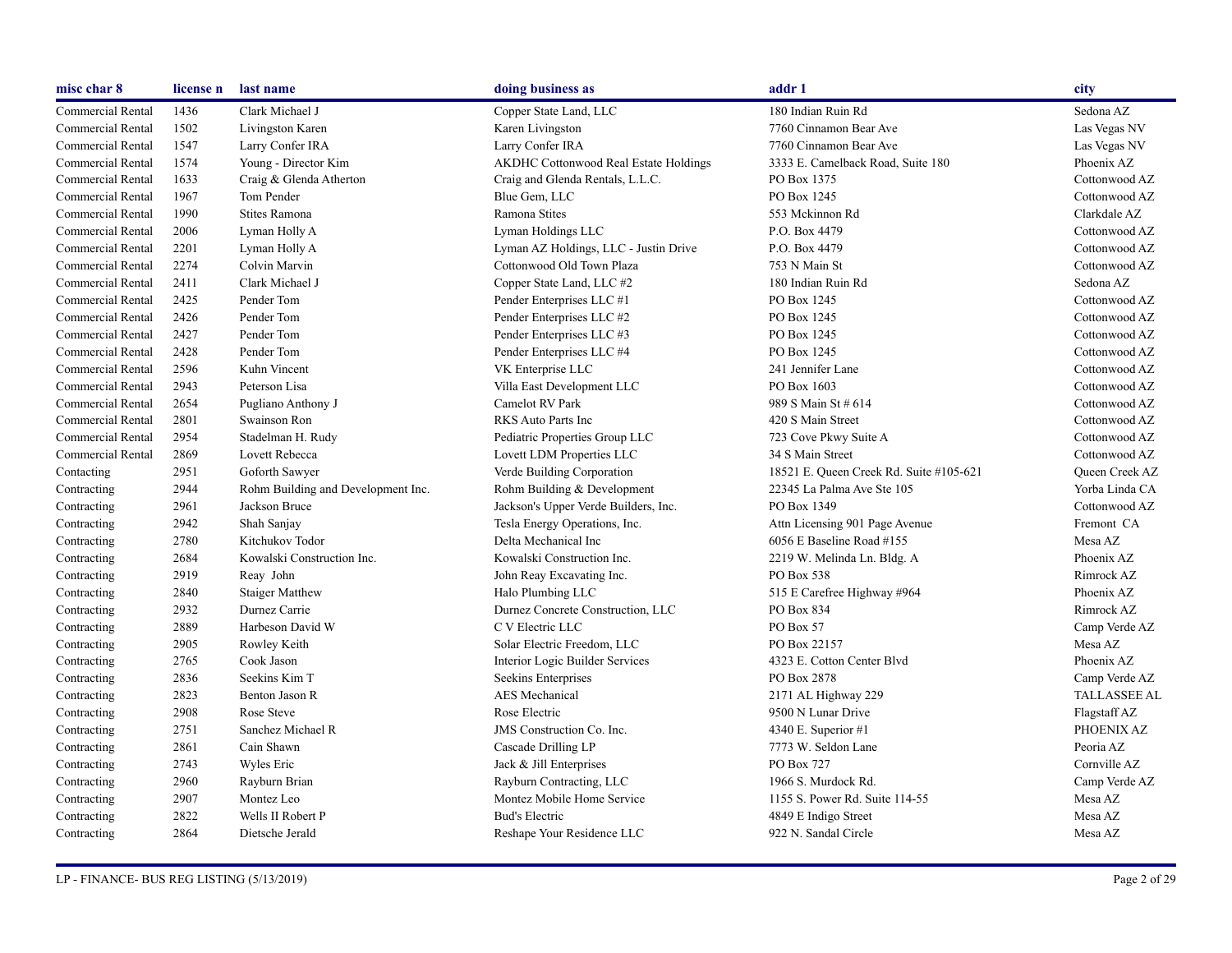| misc char 8 | license n | last name | doing business as | addr 1 | city |
|---|---|---|---|---|---|
| Commercial Rental | 1436 | Clark Michael J | Copper State Land, LLC | 180 Indian Ruin Rd | Sedona AZ |
| Commercial Rental | 1502 | Livingston Karen | Karen Livingston | 7760 Cinnamon Bear Ave | Las Vegas NV |
| Commercial Rental | 1547 | Larry Confer IRA | Larry Confer IRA | 7760 Cinnamon Bear Ave | Las Vegas NV |
| Commercial Rental | 1574 | Young - Director Kim | AKDHC Cottonwood Real Estate Holdings | 3333 E. Camelback Road, Suite 180 | Phoenix AZ |
| Commercial Rental | 1633 | Craig & Glenda Atherton | Craig and Glenda Rentals, L.L.C. | PO Box 1375 | Cottonwood AZ |
| Commercial Rental | 1967 | Tom Pender | Blue Gem, LLC | PO Box 1245 | Cottonwood AZ |
| Commercial Rental | 1990 | Stites Ramona | Ramona Stites | 553 Mckinnon Rd | Clarkdale AZ |
| Commercial Rental | 2006 | Lyman Holly A | Lyman Holdings LLC | P.O. Box 4479 | Cottonwood AZ |
| Commercial Rental | 2201 | Lyman Holly A | Lyman AZ Holdings, LLC - Justin Drive | P.O. Box 4479 | Cottonwood AZ |
| Commercial Rental | 2274 | Colvin Marvin | Cottonwood Old Town Plaza | 753 N Main St | Cottonwood AZ |
| Commercial Rental | 2411 | Clark Michael J | Copper State Land, LLC #2 | 180 Indian Ruin Rd | Sedona AZ |
| Commercial Rental | 2425 | Pender Tom | Pender Enterprises LLC #1 | PO Box 1245 | Cottonwood AZ |
| Commercial Rental | 2426 | Pender Tom | Pender Enterprises LLC #2 | PO Box 1245 | Cottonwood AZ |
| Commercial Rental | 2427 | Pender Tom | Pender Enterprises LLC #3 | PO Box 1245 | Cottonwood AZ |
| Commercial Rental | 2428 | Pender Tom | Pender Enterprises LLC #4 | PO Box 1245 | Cottonwood AZ |
| Commercial Rental | 2596 | Kuhn Vincent | VK Enterprise LLC | 241 Jennifer Lane | Cottonwood AZ |
| Commercial Rental | 2943 | Peterson Lisa | Villa East Development LLC | PO Box 1603 | Cottonwood AZ |
| Commercial Rental | 2654 | Pugliano Anthony J | Camelot RV Park | 989 S Main St # 614 | Cottonwood AZ |
| Commercial Rental | 2801 | Swainson Ron | RKS Auto Parts Inc | 420 S Main Street | Cottonwood AZ |
| Commercial Rental | 2954 | Stadelman H. Rudy | Pediatric Properties Group LLC | 723 Cove Pkwy Suite A | Cottonwood AZ |
| Commercial Rental | 2869 | Lovett Rebecca | Lovett LDM Properties LLC | 34 S Main Street | Cottonwood AZ |
| Contacting | 2951 | Goforth Sawyer | Verde Building Corporation | 18521 E. Queen Creek Rd. Suite #105-621 | Queen Creek AZ |
| Contracting | 2944 | Rohm Building and Development Inc. | Rohm Building & Development | 22345 La Palma Ave Ste 105 | Yorba Linda CA |
| Contracting | 2961 | Jackson Bruce | Jackson's Upper Verde Builders, Inc. | PO Box 1349 | Cottonwood AZ |
| Contracting | 2942 | Shah Sanjay | Tesla Energy Operations, Inc. | Attn Licensing 901 Page Avenue | Fremont CA |
| Contracting | 2780 | Kitchukov Todor | Delta Mechanical Inc | 6056 E Baseline Road #155 | Mesa AZ |
| Contracting | 2684 | Kowalski Construction Inc. | Kowalski Construction Inc. | 2219 W. Melinda Ln. Bldg. A | Phoenix AZ |
| Contracting | 2919 | Reay John | John Reay Excavating Inc. | PO Box 538 | Rimrock AZ |
| Contracting | 2840 | Staiger Matthew | Halo Plumbing LLC | 515 E Carefree Highway #964 | Phoenix AZ |
| Contracting | 2932 | Durnez Carrie | Durnez Concrete Construction, LLC | PO Box 834 | Rimrock AZ |
| Contracting | 2889 | Harbeson David W | C V Electric LLC | PO Box 57 | Camp Verde AZ |
| Contracting | 2905 | Rowley Keith | Solar Electric Freedom, LLC | PO Box 22157 | Mesa AZ |
| Contracting | 2765 | Cook Jason | Interior Logic Builder Services | 4323 E. Cotton Center Blvd | Phoenix AZ |
| Contracting | 2836 | Seekins Kim T | Seekins Enterprises | PO Box 2878 | Camp Verde AZ |
| Contracting | 2823 | Benton Jason R | AES Mechanical | 2171 AL Highway 229 | TALLASSEE AL |
| Contracting | 2908 | Rose Steve | Rose Electric | 9500 N Lunar Drive | Flagstaff AZ |
| Contracting | 2751 | Sanchez Michael R | JMS Construction Co. Inc. | 4340 E. Superior #1 | PHOENIX AZ |
| Contracting | 2861 | Cain Shawn | Cascade Drilling LP | 7773 W. Seldon Lane | Peoria AZ |
| Contracting | 2743 | Wyles Eric | Jack & Jill Enterprises | PO Box 727 | Cornville AZ |
| Contracting | 2960 | Rayburn Brian | Rayburn Contracting, LLC | 1966 S. Murdock Rd. | Camp Verde AZ |
| Contracting | 2907 | Montez Leo | Montez Mobile Home Service | 1155 S. Power Rd. Suite 114-55 | Mesa AZ |
| Contracting | 2822 | Wells II Robert P | Bud's Electric | 4849 E Indigo Street | Mesa AZ |
| Contracting | 2864 | Dietsche Jerald | Reshape Your Residence LLC | 922 N. Sandal Circle | Mesa AZ |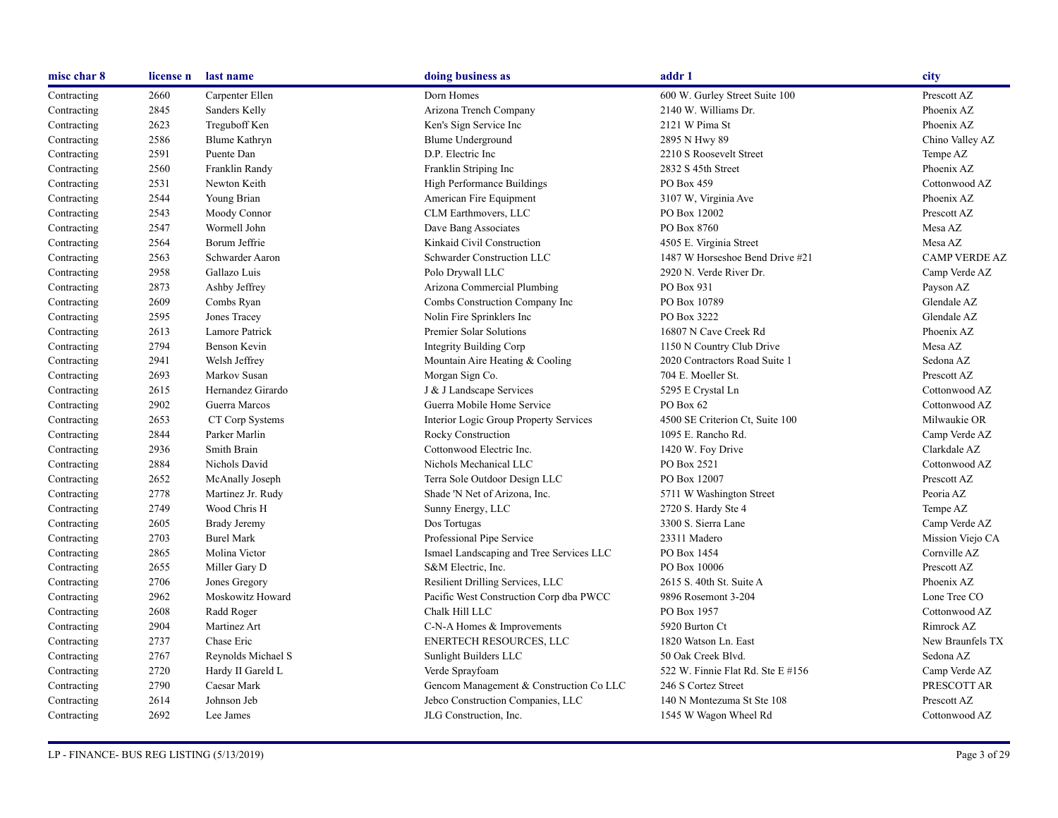| misc char 8 | license n | last name | doing business as | addr 1 | city |
|---|---|---|---|---|---|
| Contracting | 2660 | Carpenter Ellen | Dorn Homes | 600 W. Gurley Street Suite 100 | Prescott AZ |
| Contracting | 2845 | Sanders Kelly | Arizona Trench Company | 2140 W. Williams Dr. | Phoenix AZ |
| Contracting | 2623 | Treguboff Ken | Ken's Sign Service Inc | 2121 W Pima St | Phoenix AZ |
| Contracting | 2586 | Blume Kathryn | Blume Underground | 2895 N Hwy 89 | Chino Valley AZ |
| Contracting | 2591 | Puente Dan | D.P. Electric Inc | 2210 S Roosevelt Street | Tempe AZ |
| Contracting | 2560 | Franklin Randy | Franklin Striping Inc | 2832 S 45th Street | Phoenix AZ |
| Contracting | 2531 | Newton Keith | High Performance Buildings | PO Box 459 | Cottonwood AZ |
| Contracting | 2544 | Young Brian | American Fire Equipment | 3107 W, Virginia Ave | Phoenix AZ |
| Contracting | 2543 | Moody Connor | CLM Earthmovers, LLC | PO Box 12002 | Prescott AZ |
| Contracting | 2547 | Wormell John | Dave Bang Associates | PO Box 8760 | Mesa AZ |
| Contracting | 2564 | Borum Jeffrie | Kinkaid Civil Construction | 4505 E. Virginia Street | Mesa AZ |
| Contracting | 2563 | Schwarder Aaron | Schwarder Construction LLC | 1487 W Horseshoe Bend Drive #21 | CAMP VERDE AZ |
| Contracting | 2958 | Gallazo Luis | Polo Drywall LLC | 2920 N. Verde River Dr. | Camp Verde AZ |
| Contracting | 2873 | Ashby Jeffrey | Arizona Commercial Plumbing | PO Box 931 | Payson AZ |
| Contracting | 2609 | Combs Ryan | Combs Construction Company Inc | PO Box 10789 | Glendale AZ |
| Contracting | 2595 | Jones Tracey | Nolin Fire Sprinklers Inc | PO Box 3222 | Glendale AZ |
| Contracting | 2613 | Lamore Patrick | Premier Solar Solutions | 16807 N Cave Creek Rd | Phoenix AZ |
| Contracting | 2794 | Benson Kevin | Integrity Building Corp | 1150 N Country Club Drive | Mesa AZ |
| Contracting | 2941 | Welsh Jeffrey | Mountain Aire Heating & Cooling | 2020 Contractors Road Suite 1 | Sedona AZ |
| Contracting | 2693 | Markov Susan | Morgan Sign Co. | 704 E. Moeller St. | Prescott AZ |
| Contracting | 2615 | Hernandez Girardo | J & J Landscape Services | 5295 E Crystal Ln | Cottonwood AZ |
| Contracting | 2902 | Guerra Marcos | Guerra Mobile Home Service | PO Box 62 | Cottonwood AZ |
| Contracting | 2653 | CT Corp Systems | Interior Logic Group Property Services | 4500 SE Criterion Ct, Suite 100 | Milwaukie OR |
| Contracting | 2844 | Parker Marlin | Rocky Construction | 1095 E. Rancho Rd. | Camp Verde AZ |
| Contracting | 2936 | Smith Brain | Cottonwood Electric Inc. | 1420 W. Foy Drive | Clarkdale AZ |
| Contracting | 2884 | Nichols David | Nichols Mechanical LLC | PO Box 2521 | Cottonwood AZ |
| Contracting | 2652 | McAnally Joseph | Terra Sole Outdoor Design LLC | PO Box 12007 | Prescott AZ |
| Contracting | 2778 | Martinez Jr. Rudy | Shade 'N Net of Arizona, Inc. | 5711 W Washington Street | Peoria AZ |
| Contracting | 2749 | Wood Chris H | Sunny Energy, LLC | 2720 S. Hardy Ste 4 | Tempe AZ |
| Contracting | 2605 | Brady Jeremy | Dos Tortugas | 3300 S. Sierra Lane | Camp Verde AZ |
| Contracting | 2703 | Burel Mark | Professional Pipe Service | 23311 Madero | Mission Viejo CA |
| Contracting | 2865 | Molina Victor | Ismael Landscaping and Tree Services LLC | PO Box 1454 | Cornville AZ |
| Contracting | 2655 | Miller Gary D | S&M Electric, Inc. | PO Box 10006 | Prescott AZ |
| Contracting | 2706 | Jones Gregory | Resilient Drilling Services, LLC | 2615 S. 40th St. Suite A | Phoenix AZ |
| Contracting | 2962 | Moskowitz Howard | Pacific West Construction Corp dba PWCC | 9896 Rosemont 3-204 | Lone Tree CO |
| Contracting | 2608 | Radd Roger | Chalk Hill LLC | PO Box 1957 | Cottonwood AZ |
| Contracting | 2904 | Martinez Art | C-N-A Homes & Improvements | 5920 Burton Ct | Rimrock AZ |
| Contracting | 2737 | Chase Eric | ENERTECH RESOURCES, LLC | 1820 Watson Ln. East | New Braunfels TX |
| Contracting | 2767 | Reynolds Michael S | Sunlight Builders LLC | 50 Oak Creek Blvd. | Sedona AZ |
| Contracting | 2720 | Hardy II Gareld L | Verde Sprayfoam | 522 W. Finnie Flat Rd. Ste E #156 | Camp Verde AZ |
| Contracting | 2790 | Caesar Mark | Gencom Management & Construction Co LLC | 246 S Cortez Street | PRESCOTT AR |
| Contracting | 2614 | Johnson Jeb | Jebco Construction Companies, LLC | 140 N Montezuma St Ste 108 | Prescott AZ |
| Contracting | 2692 | Lee James | JLG Construction, Inc. | 1545 W Wagon Wheel Rd | Cottonwood AZ |

LP - FINANCE- BUS REG LISTING (5/13/2019)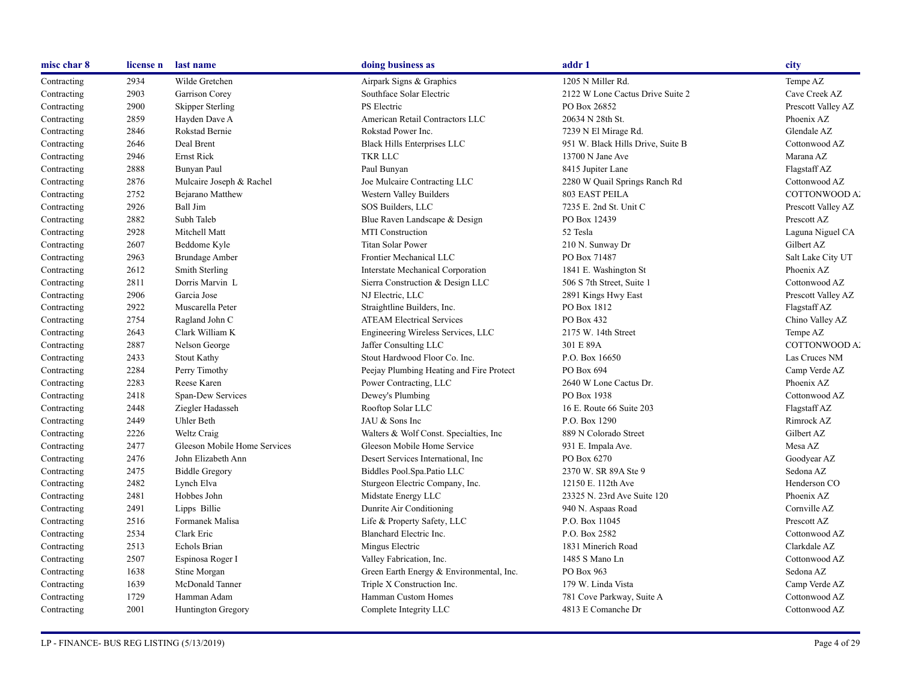| misc char 8 | license n | last name | doing business as | addr 1 | city |
|---|---|---|---|---|---|
| Contracting | 2934 | Wilde Gretchen | Airpark Signs & Graphics | 1205 N Miller Rd. | Tempe AZ |
| Contracting | 2903 | Garrison Corey | Southface Solar Electric | 2122 W Lone Cactus Drive Suite 2 | Cave Creek AZ |
| Contracting | 2900 | Skipper Sterling | PS Electric | PO Box 26852 | Prescott Valley AZ |
| Contracting | 2859 | Hayden Dave A | American Retail Contractors LLC | 20634 N 28th St. | Phoenix AZ |
| Contracting | 2846 | Rokstad Bernie | Rokstad Power Inc. | 7239 N El Mirage Rd. | Glendale AZ |
| Contracting | 2646 | Deal Brent | Black Hills Enterprises LLC | 951 W. Black Hills Drive, Suite B | Cottonwood AZ |
| Contracting | 2946 | Ernst Rick | TKR LLC | 13700 N Jane Ave | Marana AZ |
| Contracting | 2888 | Bunyan Paul | Paul Bunyan | 8415 Jupiter Lane | Flagstaff AZ |
| Contracting | 2876 | Mulcaire Joseph & Rachel | Joe Mulcaire Contracting LLC | 2280 W Quail Springs Ranch Rd | Cottonwood AZ |
| Contracting | 2752 | Bejarano Matthew | Western Valley Builders | 803 EAST PEILA | COTTONWOOD A |
| Contracting | 2926 | Ball Jim | SOS Builders, LLC | 7235 E. 2nd St. Unit C | Prescott Valley AZ |
| Contracting | 2882 | Subh Taleb | Blue Raven Landscape & Design | PO Box 12439 | Prescott AZ |
| Contracting | 2928 | Mitchell Matt | MTI Construction | 52 Tesla | Laguna Niguel CA |
| Contracting | 2607 | Beddome Kyle | Titan Solar Power | 210 N. Sunway Dr | Gilbert AZ |
| Contracting | 2963 | Brundage Amber | Frontier Mechanical LLC | PO Box 71487 | Salt Lake City UT |
| Contracting | 2612 | Smith Sterling | Interstate Mechanical Corporation | 1841 E. Washington St | Phoenix AZ |
| Contracting | 2811 | Dorris Marvin L | Sierra Construction & Design LLC | 506 S 7th Street, Suite 1 | Cottonwood AZ |
| Contracting | 2906 | Garcia Jose | NJ Electric, LLC | 2891 Kings Hwy East | Prescott Valley AZ |
| Contracting | 2922 | Muscarella Peter | Straightline Builders, Inc. | PO Box 1812 | Flagstaff AZ |
| Contracting | 2754 | Ragland John C | ATEAM Electrical Services | PO Box 432 | Chino Valley AZ |
| Contracting | 2643 | Clark William K | Engineering Wireless Services, LLC | 2175 W. 14th Street | Tempe AZ |
| Contracting | 2887 | Nelson George | Jaffer Consulting LLC | 301 E 89A | COTTONWOOD A |
| Contracting | 2433 | Stout Kathy | Stout Hardwood Floor Co. Inc. | P.O. Box 16650 | Las Cruces NM |
| Contracting | 2284 | Perry Timothy | Peejay Plumbing Heating and Fire Protect | PO Box 694 | Camp Verde AZ |
| Contracting | 2283 | Reese Karen | Power Contracting, LLC | 2640 W Lone Cactus Dr. | Phoenix AZ |
| Contracting | 2418 | Span-Dew Services | Dewey's Plumbing | PO Box 1938 | Cottonwood AZ |
| Contracting | 2448 | Ziegler Hadasseh | Rooftop Solar LLC | 16 E. Route 66 Suite 203 | Flagstaff AZ |
| Contracting | 2449 | Uhler Beth | JAU & Sons Inc | P.O. Box 1290 | Rimrock AZ |
| Contracting | 2226 | Weltz Craig | Walters & Wolf Const. Specialties, Inc | 889 N Colorado Street | Gilbert AZ |
| Contracting | 2477 | Gleeson Mobile Home Services | Gleeson Mobile Home Service | 931 E. Impala Ave. | Mesa AZ |
| Contracting | 2476 | John Elizabeth Ann | Desert Services International, Inc | PO Box 6270 | Goodyear AZ |
| Contracting | 2475 | Biddle Gregory | Biddles Pool.Spa.Patio LLC | 2370 W. SR 89A Ste 9 | Sedona AZ |
| Contracting | 2482 | Lynch Elva | Sturgeon Electric Company, Inc. | 12150 E. 112th Ave | Henderson CO |
| Contracting | 2481 | Hobbes John | Midstate Energy LLC | 23325 N. 23rd Ave Suite 120 | Phoenix AZ |
| Contracting | 2491 | Lipps Billie | Dunrite Air Conditioning | 940 N. Aspaas Road | Cornville AZ |
| Contracting | 2516 | Formanek Malisa | Life & Property Safety, LLC | P.O. Box 11045 | Prescott AZ |
| Contracting | 2534 | Clark Eric | Blanchard Electric Inc. | P.O. Box 2582 | Cottonwood AZ |
| Contracting | 2513 | Echols Brian | Mingus Electric | 1831 Minerich Road | Clarkdale AZ |
| Contracting | 2507 | Espinosa Roger I | Valley Fabrication, Inc. | 1485 S Mano Ln | Cottonwood AZ |
| Contracting | 1638 | Stine Morgan | Green Earth Energy & Environmental, Inc. | PO Box 963 | Sedona AZ |
| Contracting | 1639 | McDonald Tanner | Triple X Construction Inc. | 179 W. Linda Vista | Camp Verde AZ |
| Contracting | 1729 | Hamman Adam | Hamman Custom Homes | 781 Cove Parkway, Suite A | Cottonwood AZ |
| Contracting | 2001 | Huntington Gregory | Complete Integrity LLC | 4813 E Comanche Dr | Cottonwood AZ |

LP - FINANCE- BUS REG LISTING (5/13/2019)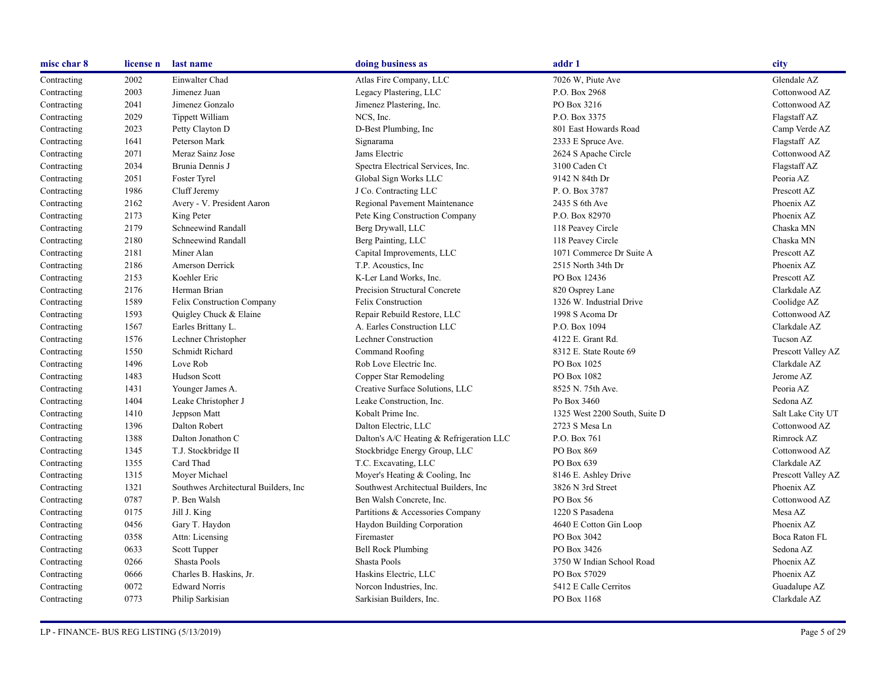| misc char 8 | license n | last name | doing business as | addr 1 | city |
|---|---|---|---|---|---|
| Contracting | 2002 | Einwalter Chad | Atlas Fire Company, LLC | 7026 W, Piute Ave | Glendale AZ |
| Contracting | 2003 | Jimenez Juan | Legacy Plastering, LLC | P.O. Box 2968 | Cottonwood AZ |
| Contracting | 2041 | Jimenez Gonzalo | Jimenez Plastering, Inc. | PO Box 3216 | Cottonwood AZ |
| Contracting | 2029 | Tippett William | NCS, Inc. | P.O. Box 3375 | Flagstaff AZ |
| Contracting | 2023 | Petty Clayton D | D-Best Plumbing, Inc | 801 East Howards Road | Camp Verde AZ |
| Contracting | 1641 | Peterson Mark | Signarama | 2333 E Spruce Ave. | Flagstaff AZ |
| Contracting | 2071 | Meraz Sainz Jose | Jams Electric | 2624 S Apache Circle | Cottonwood AZ |
| Contracting | 2034 | Brunia Dennis J | Spectra Electrical Services, Inc. | 3100 Caden Ct | Flagstaff AZ |
| Contracting | 2051 | Foster Tyrel | Global Sign Works LLC | 9142 N 84th Dr | Peoria AZ |
| Contracting | 1986 | Cluff Jeremy | J Co. Contracting LLC | P. O. Box 3787 | Prescott AZ |
| Contracting | 2162 | Avery - V. President Aaron | Regional Pavement Maintenance | 2435 S 6th Ave | Phoenix AZ |
| Contracting | 2173 | King Peter | Pete King Construction Company | P.O. Box 82970 | Phoenix AZ |
| Contracting | 2179 | Schneewind Randall | Berg Drywall, LLC | 118 Peavey Circle | Chaska MN |
| Contracting | 2180 | Schneewind Randall | Berg Painting, LLC | 118 Peavey Circle | Chaska MN |
| Contracting | 2181 | Miner Alan | Capital Improvements, LLC | 1071 Commerce Dr Suite A | Prescott AZ |
| Contracting | 2186 | Amerson Derrick | T.P. Acoustics, Inc | 2515 North 34th Dr | Phoenix AZ |
| Contracting | 2153 | Koehler Eric | K-Ler Land Works, Inc. | PO Box 12436 | Prescott AZ |
| Contracting | 2176 | Herman Brian | Precision Structural Concrete | 820 Osprey Lane | Clarkdale AZ |
| Contracting | 1589 | Felix Construction Company | Felix Construction | 1326 W. Industrial Drive | Coolidge AZ |
| Contracting | 1593 | Quigley Chuck & Elaine | Repair Rebuild Restore, LLC | 1998 S Acoma Dr | Cottonwood AZ |
| Contracting | 1567 | Earles Brittany L. | A. Earles Construction LLC | P.O. Box 1094 | Clarkdale AZ |
| Contracting | 1576 | Lechner Christopher | Lechner Construction | 4122 E. Grant Rd. | Tucson AZ |
| Contracting | 1550 | Schmidt Richard | Command Roofing | 8312 E. State Route 69 | Prescott Valley AZ |
| Contracting | 1496 | Love Rob | Rob Love Electric Inc. | PO Box 1025 | Clarkdale AZ |
| Contracting | 1483 | Hudson Scott | Copper Star Remodeling | PO Box 1082 | Jerome AZ |
| Contracting | 1431 | Younger James A. | Creative Surface Solutions, LLC | 8525 N. 75th Ave. | Peoria AZ |
| Contracting | 1404 | Leake Christopher J | Leake Construction, Inc. | Po Box 3460 | Sedona AZ |
| Contracting | 1410 | Jeppson Matt | Kobalt Prime Inc. | 1325 West 2200 South, Suite D | Salt Lake City UT |
| Contracting | 1396 | Dalton Robert | Dalton Electric, LLC | 2723 S Mesa Ln | Cottonwood AZ |
| Contracting | 1388 | Dalton Jonathon C | Dalton's A/C Heating & Refrigeration LLC | P.O. Box 761 | Rimrock AZ |
| Contracting | 1345 | T.J. Stockbridge II | Stockbridge Energy Group, LLC | PO Box 869 | Cottonwood AZ |
| Contracting | 1355 | Card Thad | T.C. Excavating, LLC | PO Box 639 | Clarkdale AZ |
| Contracting | 1315 | Moyer Michael | Moyer's Heating & Cooling, Inc | 8146 E. Ashley Drive | Prescott Valley AZ |
| Contracting | 1321 | Southwes Architectural Builders, Inc | Southwest Architectual Builders, Inc | 3826 N 3rd Street | Phoenix AZ |
| Contracting | 0787 | P. Ben Walsh | Ben Walsh Concrete, Inc. | PO Box 56 | Cottonwood AZ |
| Contracting | 0175 | Jill J. King | Partitions & Accessories Company | 1220 S Pasadena | Mesa AZ |
| Contracting | 0456 | Gary T. Haydon | Haydon Building Corporation | 4640 E Cotton Gin Loop | Phoenix AZ |
| Contracting | 0358 | Attn: Licensing | Firemaster | PO Box 3042 | Boca Raton FL |
| Contracting | 0633 | Scott Tupper | Bell Rock Plumbing | PO Box 3426 | Sedona AZ |
| Contracting | 0266 | Shasta Pools | Shasta Pools | 3750 W Indian School Road | Phoenix AZ |
| Contracting | 0666 | Charles B. Haskins, Jr. | Haskins Electric, LLC | PO Box 57029 | Phoenix AZ |
| Contracting | 0072 | Edward Norris | Norcon Industries, Inc. | 5412 E Calle Cerritos | Guadalupe AZ |
| Contracting | 0773 | Philip Sarkisian | Sarkisian Builders, Inc. | PO Box 1168 | Clarkdale AZ |

LP - FINANCE- BUS REG LISTING (5/13/2019)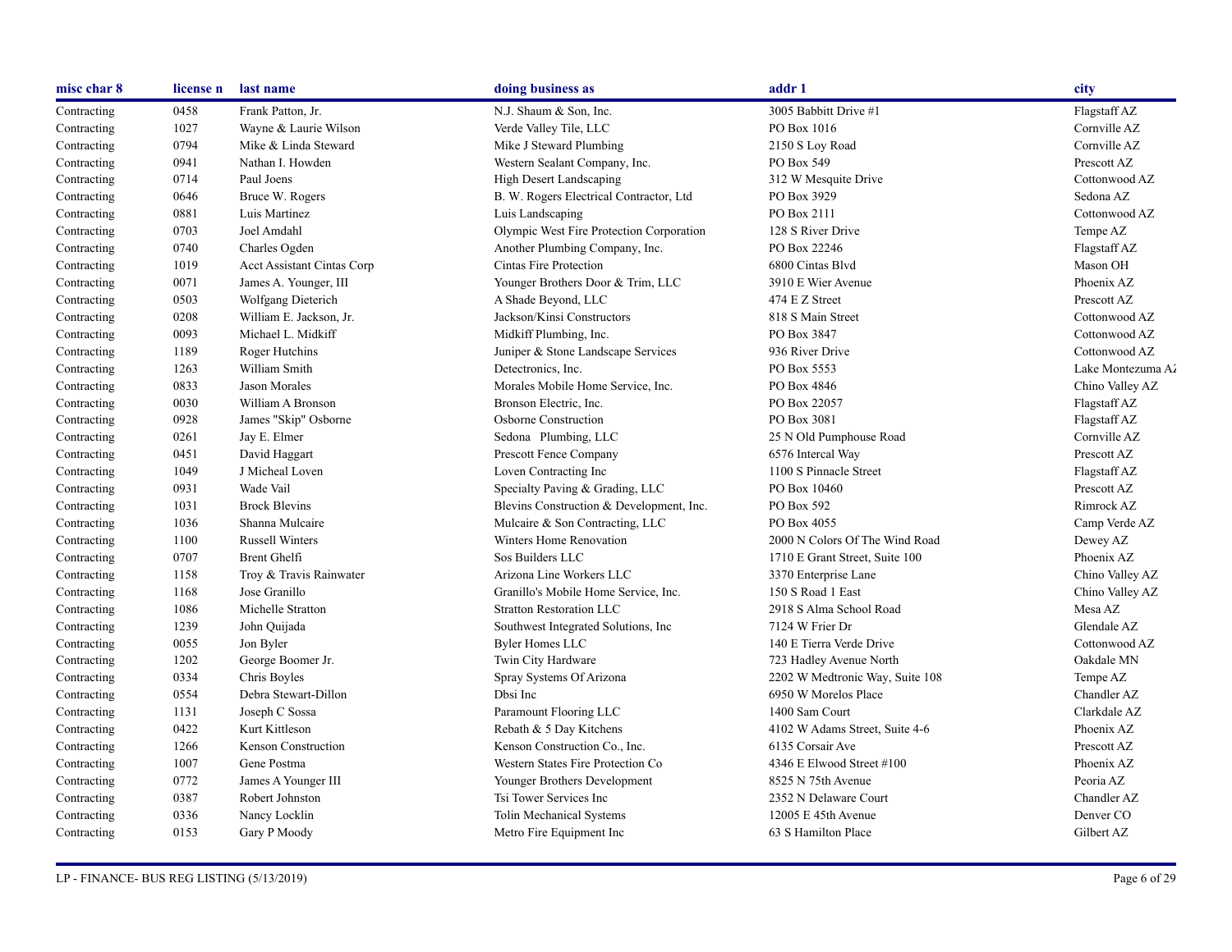| misc char 8 | license n | last name | doing business as | addr 1 | city |
|---|---|---|---|---|---|
| Contracting | 0458 | Frank Patton, Jr. | N.J. Shaum & Son, Inc. | 3005 Babbitt Drive #1 | Flagstaff AZ |
| Contracting | 1027 | Wayne & Laurie Wilson | Verde Valley Tile, LLC | PO Box 1016 | Cornville AZ |
| Contracting | 0794 | Mike & Linda Steward | Mike J Steward Plumbing | 2150 S Loy Road | Cornville AZ |
| Contracting | 0941 | Nathan I. Howden | Western Sealant Company, Inc. | PO Box 549 | Prescott AZ |
| Contracting | 0714 | Paul Joens | High Desert Landscaping | 312 W Mesquite Drive | Cottonwood AZ |
| Contracting | 0646 | Bruce W. Rogers | B. W. Rogers Electrical Contractor, Ltd | PO Box 3929 | Sedona AZ |
| Contracting | 0881 | Luis Martinez | Luis Landscaping | PO Box 2111 | Cottonwood AZ |
| Contracting | 0703 | Joel Amdahl | Olympic West Fire Protection Corporation | 128 S River Drive | Tempe AZ |
| Contracting | 0740 | Charles Ogden | Another Plumbing Company, Inc. | PO Box 22246 | Flagstaff AZ |
| Contracting | 1019 | Acct Assistant Cintas Corp | Cintas Fire Protection | 6800 Cintas Blvd | Mason OH |
| Contracting | 0071 | James A. Younger, III | Younger Brothers Door & Trim, LLC | 3910 E Wier Avenue | Phoenix AZ |
| Contracting | 0503 | Wolfgang Dieterich | A Shade Beyond, LLC | 474 E Z Street | Prescott AZ |
| Contracting | 0208 | William E. Jackson, Jr. | Jackson/Kinsi Constructors | 818 S Main Street | Cottonwood AZ |
| Contracting | 0093 | Michael L. Midkiff | Midkiff Plumbing, Inc. | PO Box 3847 | Cottonwood AZ |
| Contracting | 1189 | Roger Hutchins | Juniper & Stone Landscape Services | 936 River Drive | Cottonwood AZ |
| Contracting | 1263 | William Smith | Detectronics, Inc. | PO Box 5553 | Lake Montezuma AZ |
| Contracting | 0833 | Jason Morales | Morales Mobile Home Service, Inc. | PO Box 4846 | Chino Valley AZ |
| Contracting | 0030 | William A Bronson | Bronson Electric, Inc. | PO Box 22057 | Flagstaff AZ |
| Contracting | 0928 | James "Skip" Osborne | Osborne Construction | PO Box 3081 | Flagstaff AZ |
| Contracting | 0261 | Jay E. Elmer | Sedona Plumbing, LLC | 25 N Old Pumphouse Road | Cornville AZ |
| Contracting | 0451 | David Haggart | Prescott Fence Company | 6576 Intercal Way | Prescott AZ |
| Contracting | 1049 | J Micheal Loven | Loven Contracting Inc | 1100 S Pinnacle Street | Flagstaff AZ |
| Contracting | 0931 | Wade Vail | Specialty Paving & Grading, LLC | PO Box 10460 | Prescott AZ |
| Contracting | 1031 | Brock Blevins | Blevins Construction & Development, Inc. | PO Box 592 | Rimrock AZ |
| Contracting | 1036 | Shanna Mulcaire | Mulcaire & Son Contracting, LLC | PO Box 4055 | Camp Verde AZ |
| Contracting | 1100 | Russell Winters | Winters Home Renovation | 2000 N Colors Of The Wind Road | Dewey AZ |
| Contracting | 0707 | Brent Ghelfi | Sos Builders LLC | 1710 E Grant Street, Suite 100 | Phoenix AZ |
| Contracting | 1158 | Troy & Travis Rainwater | Arizona Line Workers LLC | 3370 Enterprise Lane | Chino Valley AZ |
| Contracting | 1168 | Jose Granillo | Granillo's Mobile Home Service, Inc. | 150 S Road 1 East | Chino Valley AZ |
| Contracting | 1086 | Michelle Stratton | Stratton Restoration LLC | 2918 S Alma School Road | Mesa AZ |
| Contracting | 1239 | John Quijada | Southwest Integrated Solutions, Inc | 7124 W Frier Dr | Glendale AZ |
| Contracting | 0055 | Jon Byler | Byler Homes LLC | 140 E Tierra Verde Drive | Cottonwood AZ |
| Contracting | 1202 | George Boomer Jr. | Twin City Hardware | 723 Hadley Avenue North | Oakdale MN |
| Contracting | 0334 | Chris Boyles | Spray Systems Of Arizona | 2202 W Medtronic Way, Suite 108 | Tempe AZ |
| Contracting | 0554 | Debra Stewart-Dillon | Dbsi Inc | 6950 W Morelos Place | Chandler AZ |
| Contracting | 1131 | Joseph C Sossa | Paramount Flooring LLC | 1400 Sam Court | Clarkdale AZ |
| Contracting | 0422 | Kurt Kittleson | Rebath & 5 Day Kitchens | 4102 W Adams Street, Suite 4-6 | Phoenix AZ |
| Contracting | 1266 | Kenson Construction | Kenson Construction Co., Inc. | 6135 Corsair Ave | Prescott AZ |
| Contracting | 1007 | Gene Postma | Western States Fire Protection Co | 4346 E Elwood Street #100 | Phoenix AZ |
| Contracting | 0772 | James A Younger III | Younger Brothers Development | 8525 N 75th Avenue | Peoria AZ |
| Contracting | 0387 | Robert Johnston | Tsi Tower Services Inc | 2352 N Delaware Court | Chandler AZ |
| Contracting | 0336 | Nancy Locklin | Tolin Mechanical Systems | 12005 E 45th Avenue | Denver CO |
| Contracting | 0153 | Gary P Moody | Metro Fire Equipment Inc | 63 S Hamilton Place | Gilbert AZ |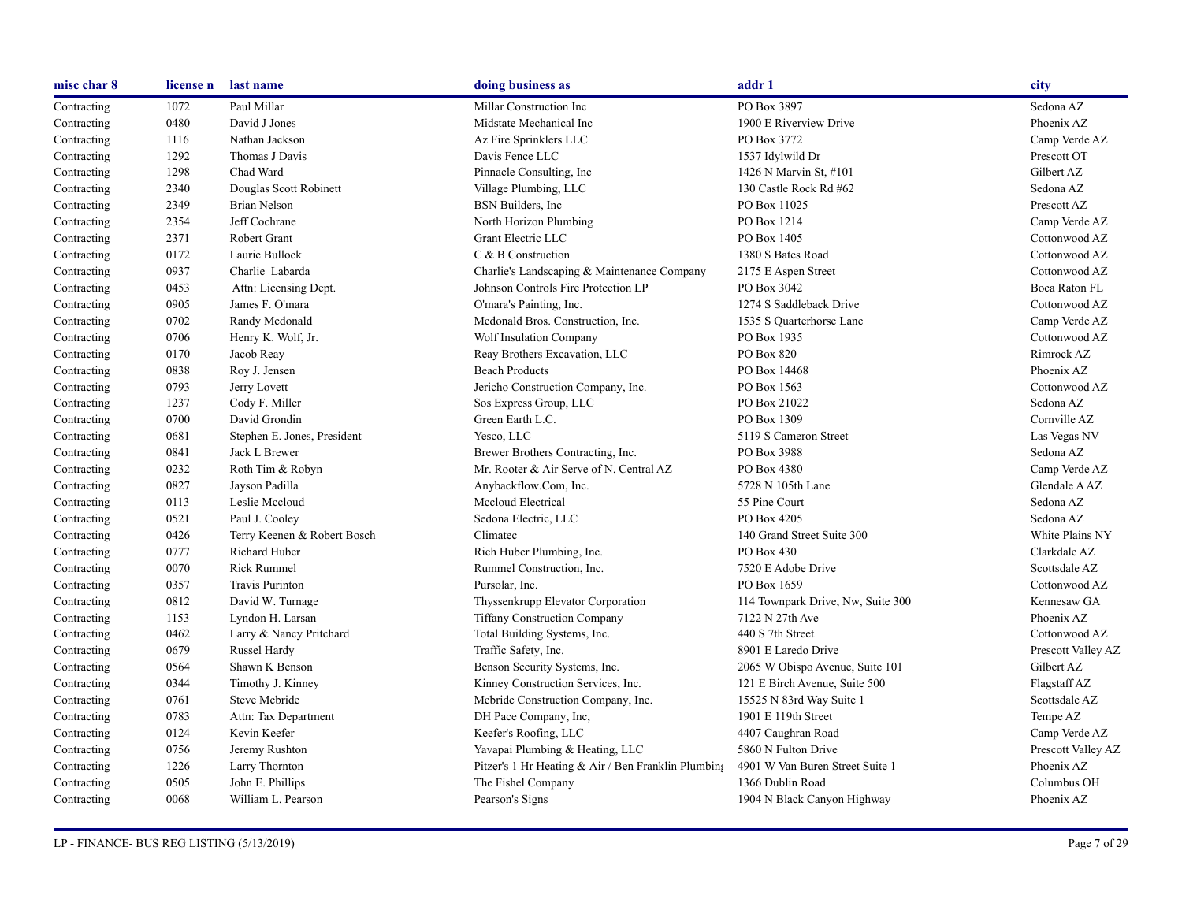| misc char 8 | license n | last name | doing business as | addr 1 | city |
|---|---|---|---|---|---|
| Contracting | 1072 | Paul Millar | Millar Construction Inc | PO Box 3897 | Sedona AZ |
| Contracting | 0480 | David J Jones | Midstate Mechanical Inc | 1900 E Riverview Drive | Phoenix AZ |
| Contracting | 1116 | Nathan Jackson | Az Fire Sprinklers LLC | PO Box 3772 | Camp Verde AZ |
| Contracting | 1292 | Thomas J Davis | Davis Fence LLC | 1537 Idylwild Dr | Prescott OT |
| Contracting | 1298 | Chad Ward | Pinnacle Consulting, Inc | 1426 N Marvin St, #101 | Gilbert AZ |
| Contracting | 2340 | Douglas Scott Robinett | Village Plumbing, LLC | 130 Castle Rock Rd #62 | Sedona AZ |
| Contracting | 2349 | Brian Nelson | BSN Builders, Inc | PO Box 11025 | Prescott AZ |
| Contracting | 2354 | Jeff Cochrane | North Horizon Plumbing | PO Box 1214 | Camp Verde AZ |
| Contracting | 2371 | Robert Grant | Grant Electric LLC | PO Box 1405 | Cottonwood AZ |
| Contracting | 0172 | Laurie Bullock | C & B Construction | 1380 S Bates Road | Cottonwood AZ |
| Contracting | 0937 | Charlie Labarda | Charlie's Landscaping & Maintenance Company | 2175 E Aspen Street | Cottonwood AZ |
| Contracting | 0453 | Attn: Licensing Dept. | Johnson Controls Fire Protection LP | PO Box 3042 | Boca Raton FL |
| Contracting | 0905 | James F. O'mara | O'mara's Painting, Inc. | 1274 S Saddleback Drive | Cottonwood AZ |
| Contracting | 0702 | Randy Mcdonald | Mcdonald Bros. Construction, Inc. | 1535 S Quarterhorse Lane | Camp Verde AZ |
| Contracting | 0706 | Henry K. Wolf, Jr. | Wolf Insulation Company | PO Box 1935 | Cottonwood AZ |
| Contracting | 0170 | Jacob Reay | Reay Brothers Excavation, LLC | PO Box 820 | Rimrock AZ |
| Contracting | 0838 | Roy J. Jensen | Beach Products | PO Box 14468 | Phoenix AZ |
| Contracting | 0793 | Jerry Lovett | Jericho Construction Company, Inc. | PO Box 1563 | Cottonwood AZ |
| Contracting | 1237 | Cody F. Miller | Sos Express Group, LLC | PO Box 21022 | Sedona AZ |
| Contracting | 0700 | David Grondin | Green Earth L.C. | PO Box 1309 | Cornville AZ |
| Contracting | 0681 | Stephen E. Jones, President | Yesco, LLC | 5119 S Cameron Street | Las Vegas NV |
| Contracting | 0841 | Jack L Brewer | Brewer Brothers Contracting, Inc. | PO Box 3988 | Sedona AZ |
| Contracting | 0232 | Roth Tim & Robyn | Mr. Rooter & Air Serve of N. Central AZ | PO Box 4380 | Camp Verde AZ |
| Contracting | 0827 | Jayson Padilla | Anybackflow.Com, Inc. | 5728 N 105th Lane | Glendale A AZ |
| Contracting | 0113 | Leslie Mccloud | Mccloud Electrical | 55 Pine Court | Sedona AZ |
| Contracting | 0521 | Paul J. Cooley | Sedona Electric, LLC | PO Box 4205 | Sedona AZ |
| Contracting | 0426 | Terry Keenen & Robert Bosch | Climatec | 140 Grand Street Suite 300 | White Plains NY |
| Contracting | 0777 | Richard Huber | Rich Huber Plumbing, Inc. | PO Box 430 | Clarkdale AZ |
| Contracting | 0070 | Rick Rummel | Rummel Construction, Inc. | 7520 E Adobe Drive | Scottsdale AZ |
| Contracting | 0357 | Travis Purinton | Pursolar, Inc. | PO Box 1659 | Cottonwood AZ |
| Contracting | 0812 | David W. Turnage | Thyssenkrupp Elevator Corporation | 114 Townpark Drive, Nw, Suite 300 | Kennesaw GA |
| Contracting | 1153 | Lyndon H. Larsan | Tiffany Construction Company | 7122 N 27th Ave | Phoenix AZ |
| Contracting | 0462 | Larry & Nancy Pritchard | Total Building Systems, Inc. | 440 S 7th Street | Cottonwood AZ |
| Contracting | 0679 | Russel Hardy | Traffic Safety, Inc. | 8901 E Laredo Drive | Prescott Valley AZ |
| Contracting | 0564 | Shawn K Benson | Benson Security Systems, Inc. | 2065 W Obispo Avenue, Suite 101 | Gilbert AZ |
| Contracting | 0344 | Timothy J. Kinney | Kinney Construction Services, Inc. | 121 E Birch Avenue, Suite 500 | Flagstaff AZ |
| Contracting | 0761 | Steve Mcbride | Mcbride Construction Company, Inc. | 15525 N 83rd Way Suite 1 | Scottsdale AZ |
| Contracting | 0783 | Attn: Tax Department | DH Pace Company, Inc, | 1901 E 119th Street | Tempe AZ |
| Contracting | 0124 | Kevin Keefer | Keefer's Roofing, LLC | 4407 Caughran Road | Camp Verde AZ |
| Contracting | 0756 | Jeremy Rushton | Yavapai Plumbing & Heating, LLC | 5860 N Fulton Drive | Prescott Valley AZ |
| Contracting | 1226 | Larry Thornton | Pitzer's 1 Hr Heating & Air / Ben Franklin Plumbing | 4901 W Van Buren Street Suite 1 | Phoenix AZ |
| Contracting | 0505 | John E. Phillips | The Fishel Company | 1366 Dublin Road | Columbus OH |
| Contracting | 0068 | William L. Pearson | Pearson's Signs | 1904 N Black Canyon Highway | Phoenix AZ |

LP - FINANCE- BUS REG LISTING (5/13/2019)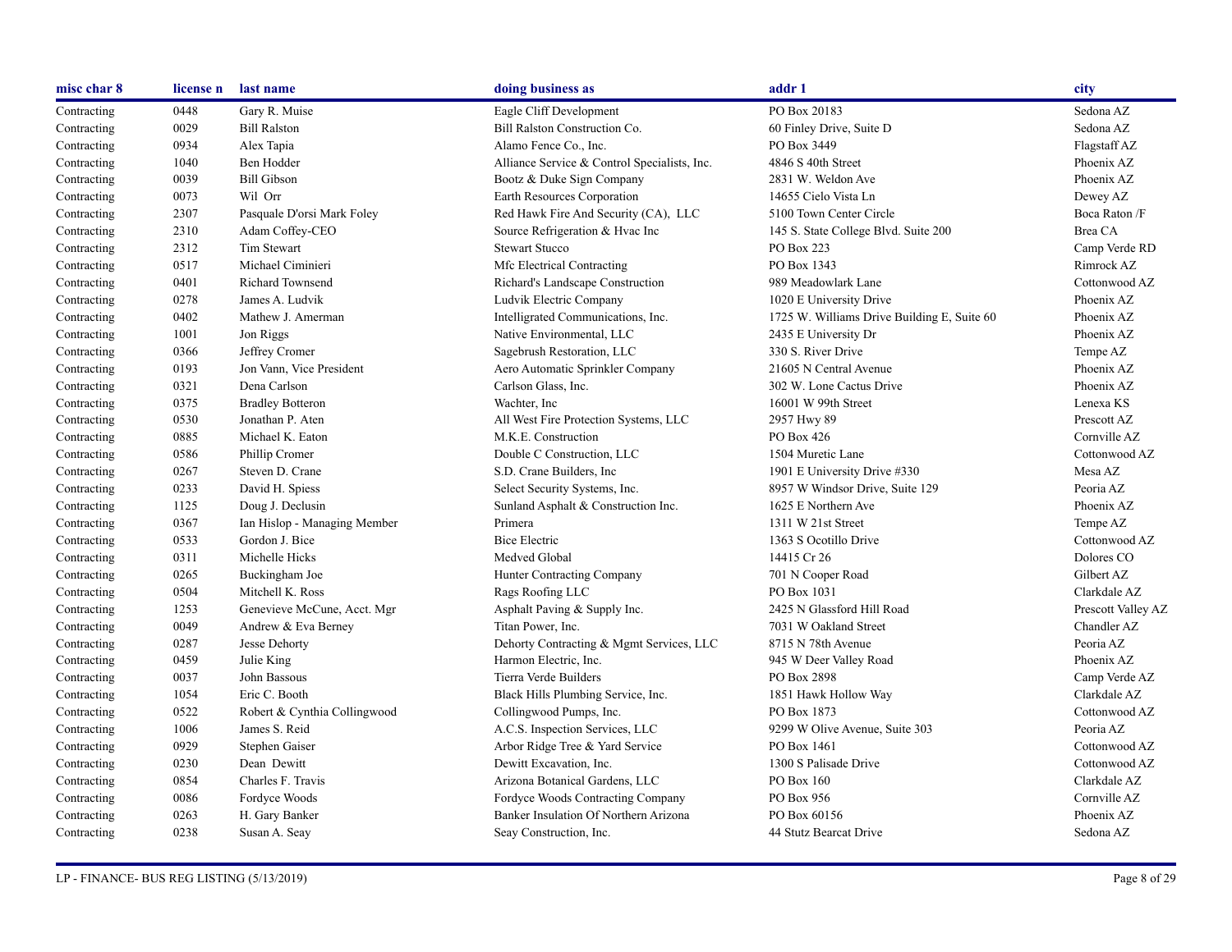| misc char 8 | license n | last name | doing business as | addr 1 | city |
|---|---|---|---|---|---|
| Contracting | 0448 | Gary R. Muise | Eagle Cliff Development | PO Box 20183 | Sedona AZ |
| Contracting | 0029 | Bill Ralston | Bill Ralston Construction Co. | 60 Finley Drive, Suite D | Sedona AZ |
| Contracting | 0934 | Alex Tapia | Alamo Fence Co., Inc. | PO Box 3449 | Flagstaff AZ |
| Contracting | 1040 | Ben Hodder | Alliance Service & Control Specialists, Inc. | 4846 S 40th Street | Phoenix AZ |
| Contracting | 0039 | Bill Gibson | Bootz & Duke Sign Company | 2831 W. Weldon Ave | Phoenix AZ |
| Contracting | 0073 | Wil Orr | Earth Resources Corporation | 14655 Cielo Vista Ln | Dewey AZ |
| Contracting | 2307 | Pasquale D'orsi Mark Foley | Red Hawk Fire And Security (CA), LLC | 5100 Town Center Circle | Boca Raton /F |
| Contracting | 2310 | Adam Coffey-CEO | Source Refrigeration & Hvac Inc | 145 S. State College Blvd. Suite 200 | Brea CA |
| Contracting | 2312 | Tim Stewart | Stewart Stucco | PO Box 223 | Camp Verde RD |
| Contracting | 0517 | Michael Ciminieri | Mfc Electrical Contracting | PO Box 1343 | Rimrock AZ |
| Contracting | 0401 | Richard Townsend | Richard's Landscape Construction | 989 Meadowlark Lane | Cottonwood AZ |
| Contracting | 0278 | James A. Ludvik | Ludvik Electric Company | 1020 E University Drive | Phoenix AZ |
| Contracting | 0402 | Mathew J. Amerman | Intelligrated Communications, Inc. | 1725 W. Williams Drive Building E, Suite 60 | Phoenix AZ |
| Contracting | 1001 | Jon Riggs | Native Environmental, LLC | 2435 E University Dr | Phoenix AZ |
| Contracting | 0366 | Jeffrey Cromer | Sagebrush Restoration, LLC | 330 S. River Drive | Tempe AZ |
| Contracting | 0193 | Jon Vann, Vice President | Aero Automatic Sprinkler Company | 21605 N Central Avenue | Phoenix AZ |
| Contracting | 0321 | Dena Carlson | Carlson Glass, Inc. | 302 W. Lone Cactus Drive | Phoenix AZ |
| Contracting | 0375 | Bradley Botteron | Wachter, Inc | 16001 W 99th Street | Lenexa KS |
| Contracting | 0530 | Jonathan P. Aten | All West Fire Protection Systems, LLC | 2957 Hwy 89 | Prescott AZ |
| Contracting | 0885 | Michael K. Eaton | M.K.E. Construction | PO Box 426 | Cornville AZ |
| Contracting | 0586 | Phillip Cromer | Double C Construction, LLC | 1504 Muretic Lane | Cottonwood AZ |
| Contracting | 0267 | Steven D. Crane | S.D. Crane Builders, Inc | 1901 E University Drive #330 | Mesa AZ |
| Contracting | 0233 | David H. Spiess | Select Security Systems, Inc. | 8957 W Windsor Drive, Suite 129 | Peoria AZ |
| Contracting | 1125 | Doug J. Declusin | Sunland Asphalt & Construction Inc. | 1625 E Northern Ave | Phoenix AZ |
| Contracting | 0367 | Ian Hislop - Managing Member | Primera | 1311 W 21st Street | Tempe AZ |
| Contracting | 0533 | Gordon J. Bice | Bice Electric | 1363 S Ocotillo Drive | Cottonwood AZ |
| Contracting | 0311 | Michelle Hicks | Medved Global | 14415 Cr 26 | Dolores CO |
| Contracting | 0265 | Buckingham Joe | Hunter Contracting Company | 701 N Cooper Road | Gilbert AZ |
| Contracting | 0504 | Mitchell K. Ross | Rags Roofing LLC | PO Box 1031 | Clarkdale AZ |
| Contracting | 1253 | Genevieve McCune, Acct. Mgr | Asphalt Paving & Supply Inc. | 2425 N Glassford Hill Road | Prescott Valley AZ |
| Contracting | 0049 | Andrew & Eva Berney | Titan Power, Inc. | 7031 W Oakland Street | Chandler AZ |
| Contracting | 0287 | Jesse Dehorty | Dehorty Contracting & Mgmt Services, LLC | 8715 N 78th Avenue | Peoria AZ |
| Contracting | 0459 | Julie King | Harmon Electric, Inc. | 945 W Deer Valley Road | Phoenix AZ |
| Contracting | 0037 | John Bassous | Tierra Verde Builders | PO Box 2898 | Camp Verde AZ |
| Contracting | 1054 | Eric C. Booth | Black Hills Plumbing Service, Inc. | 1851 Hawk Hollow Way | Clarkdale AZ |
| Contracting | 0522 | Robert & Cynthia Collingwood | Collingwood Pumps, Inc. | PO Box 1873 | Cottonwood AZ |
| Contracting | 1006 | James S. Reid | A.C.S. Inspection Services, LLC | 9299 W Olive Avenue, Suite 303 | Peoria AZ |
| Contracting | 0929 | Stephen Gaiser | Arbor Ridge Tree & Yard Service | PO Box 1461 | Cottonwood AZ |
| Contracting | 0230 | Dean Dewitt | Dewitt Excavation, Inc. | 1300 S Palisade Drive | Cottonwood AZ |
| Contracting | 0854 | Charles F. Travis | Arizona Botanical Gardens, LLC | PO Box 160 | Clarkdale AZ |
| Contracting | 0086 | Fordyce Woods | Fordyce Woods Contracting Company | PO Box 956 | Cornville AZ |
| Contracting | 0263 | H. Gary Banker | Banker Insulation Of Northern Arizona | PO Box 60156 | Phoenix AZ |
| Contracting | 0238 | Susan A. Seay | Seay Construction, Inc. | 44 Stutz Bearcat Drive | Sedona AZ |

LP - FINANCE- BUS REG LISTING (5/13/2019)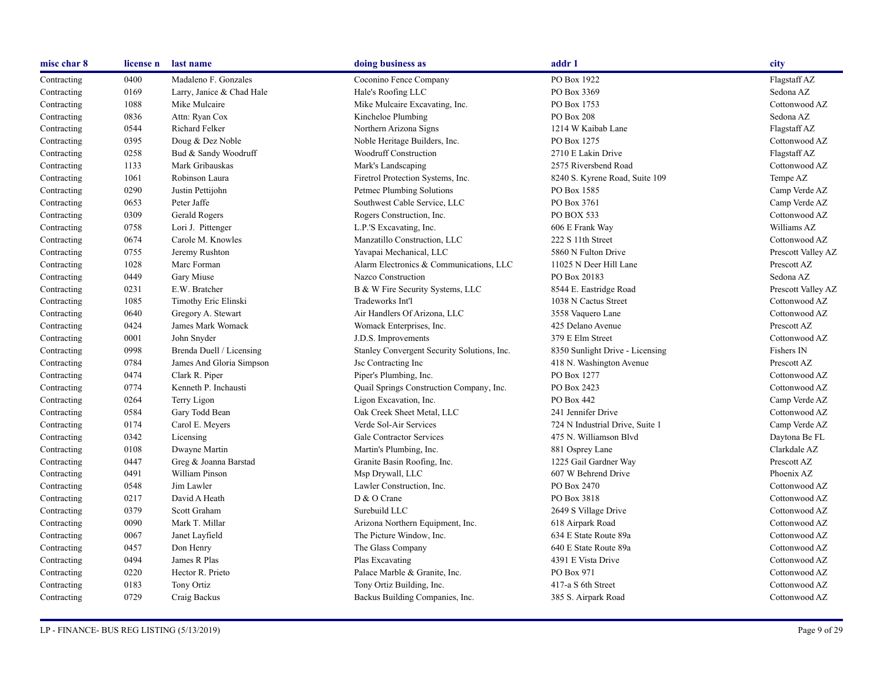| misc char 8 | license n | last name | doing business as | addr 1 | city |
|---|---|---|---|---|---|
| Contracting | 0400 | Madaleno F. Gonzales | Coconino Fence Company | PO Box 1922 | Flagstaff AZ |
| Contracting | 0169 | Larry, Janice & Chad Hale | Hale's Roofing LLC | PO Box 3369 | Sedona AZ |
| Contracting | 1088 | Mike Mulcaire | Mike Mulcaire Excavating, Inc. | PO Box 1753 | Cottonwood AZ |
| Contracting | 0836 | Attn: Ryan Cox | Kincheloe Plumbing | PO Box 208 | Sedona AZ |
| Contracting | 0544 | Richard Felker | Northern Arizona Signs | 1214 W Kaibab Lane | Flagstaff AZ |
| Contracting | 0395 | Doug & Dez Noble | Noble Heritage Builders, Inc. | PO Box 1275 | Cottonwood AZ |
| Contracting | 0258 | Bud & Sandy Woodruff | Woodruff Construction | 2710 E Lakin Drive | Flagstaff AZ |
| Contracting | 1133 | Mark Gribauskas | Mark's Landscaping | 2575 Riversbend Road | Cottonwood AZ |
| Contracting | 1061 | Robinson Laura | Firetrol Protection Systems, Inc. | 8240 S. Kyrene Road, Suite 109 | Tempe AZ |
| Contracting | 0290 | Justin Pettijohn | Petmec Plumbing Solutions | PO Box 1585 | Camp Verde AZ |
| Contracting | 0653 | Peter Jaffe | Southwest Cable Service, LLC | PO Box 3761 | Camp Verde AZ |
| Contracting | 0309 | Gerald Rogers | Rogers Construction, Inc. | PO BOX 533 | Cottonwood AZ |
| Contracting | 0758 | Lori J. Pittenger | L.P.'S Excavating, Inc. | 606 E Frank Way | Williams AZ |
| Contracting | 0674 | Carole M. Knowles | Manzatillo Construction, LLC | 222 S 11th Street | Cottonwood AZ |
| Contracting | 0755 | Jeremy Rushton | Yavapai Mechanical, LLC | 5860 N Fulton Drive | Prescott Valley AZ |
| Contracting | 1028 | Marc Forman | Alarm Electronics & Communications, LLC | 11025 N Deer Hill Lane | Prescott AZ |
| Contracting | 0449 | Gary Miuse | Nazco Construction | PO Box 20183 | Sedona AZ |
| Contracting | 0231 | E.W. Bratcher | B & W Fire Security Systems, LLC | 8544 E. Eastridge Road | Prescott Valley AZ |
| Contracting | 1085 | Timothy Eric Elinski | Tradeworks Int'l | 1038 N Cactus Street | Cottonwood AZ |
| Contracting | 0640 | Gregory A. Stewart | Air Handlers Of Arizona, LLC | 3558 Vaquero Lane | Cottonwood AZ |
| Contracting | 0424 | James Mark Womack | Womack Enterprises, Inc. | 425 Delano Avenue | Prescott AZ |
| Contracting | 0001 | John Snyder | J.D.S. Improvements | 379 E Elm Street | Cottonwood AZ |
| Contracting | 0998 | Brenda Duell / Licensing | Stanley Convergent Security Solutions, Inc. | 8350 Sunlight Drive - Licensing | Fishers IN |
| Contracting | 0784 | James And Gloria Simpson | Jsc Contracting Inc | 418 N. Washington Avenue | Prescott AZ |
| Contracting | 0474 | Clark R. Piper | Piper's Plumbing, Inc. | PO Box 1277 | Cottonwood AZ |
| Contracting | 0774 | Kenneth P. Inchausti | Quail Springs Construction Company, Inc. | PO Box 2423 | Cottonwood AZ |
| Contracting | 0264 | Terry Ligon | Ligon Excavation, Inc. | PO Box 442 | Camp Verde AZ |
| Contracting | 0584 | Gary Todd Bean | Oak Creek Sheet Metal, LLC | 241 Jennifer Drive | Cottonwood AZ |
| Contracting | 0174 | Carol E. Meyers | Verde Sol-Air Services | 724 N Industrial Drive, Suite 1 | Camp Verde AZ |
| Contracting | 0342 | Licensing | Gale Contractor Services | 475 N. Williamson Blvd | Daytona Be FL |
| Contracting | 0108 | Dwayne Martin | Martin's Plumbing, Inc. | 881 Osprey Lane | Clarkdale AZ |
| Contracting | 0447 | Greg & Joanna Barstad | Granite Basin Roofing, Inc. | 1225 Gail Gardner Way | Prescott AZ |
| Contracting | 0491 | William Pinson | Msp Drywall, LLC | 607 W Behrend Drive | Phoenix AZ |
| Contracting | 0548 | Jim Lawler | Lawler Construction, Inc. | PO Box 2470 | Cottonwood AZ |
| Contracting | 0217 | David A Heath | D & O Crane | PO Box 3818 | Cottonwood AZ |
| Contracting | 0379 | Scott Graham | Surebuild LLC | 2649 S Village Drive | Cottonwood AZ |
| Contracting | 0090 | Mark T. Millar | Arizona Northern Equipment, Inc. | 618 Airpark Road | Cottonwood AZ |
| Contracting | 0067 | Janet Layfield | The Picture Window, Inc. | 634 E State Route 89a | Cottonwood AZ |
| Contracting | 0457 | Don Henry | The Glass Company | 640 E State Route 89a | Cottonwood AZ |
| Contracting | 0494 | James R Plas | Plas Excavating | 4391 E Vista Drive | Cottonwood AZ |
| Contracting | 0220 | Hector R. Prieto | Palace Marble & Granite, Inc. | PO Box 971 | Cottonwood AZ |
| Contracting | 0183 | Tony Ortiz | Tony Ortiz Building, Inc. | 417-a S 6th Street | Cottonwood AZ |
| Contracting | 0729 | Craig Backus | Backus Building Companies, Inc. | 385 S. Airpark Road | Cottonwood AZ |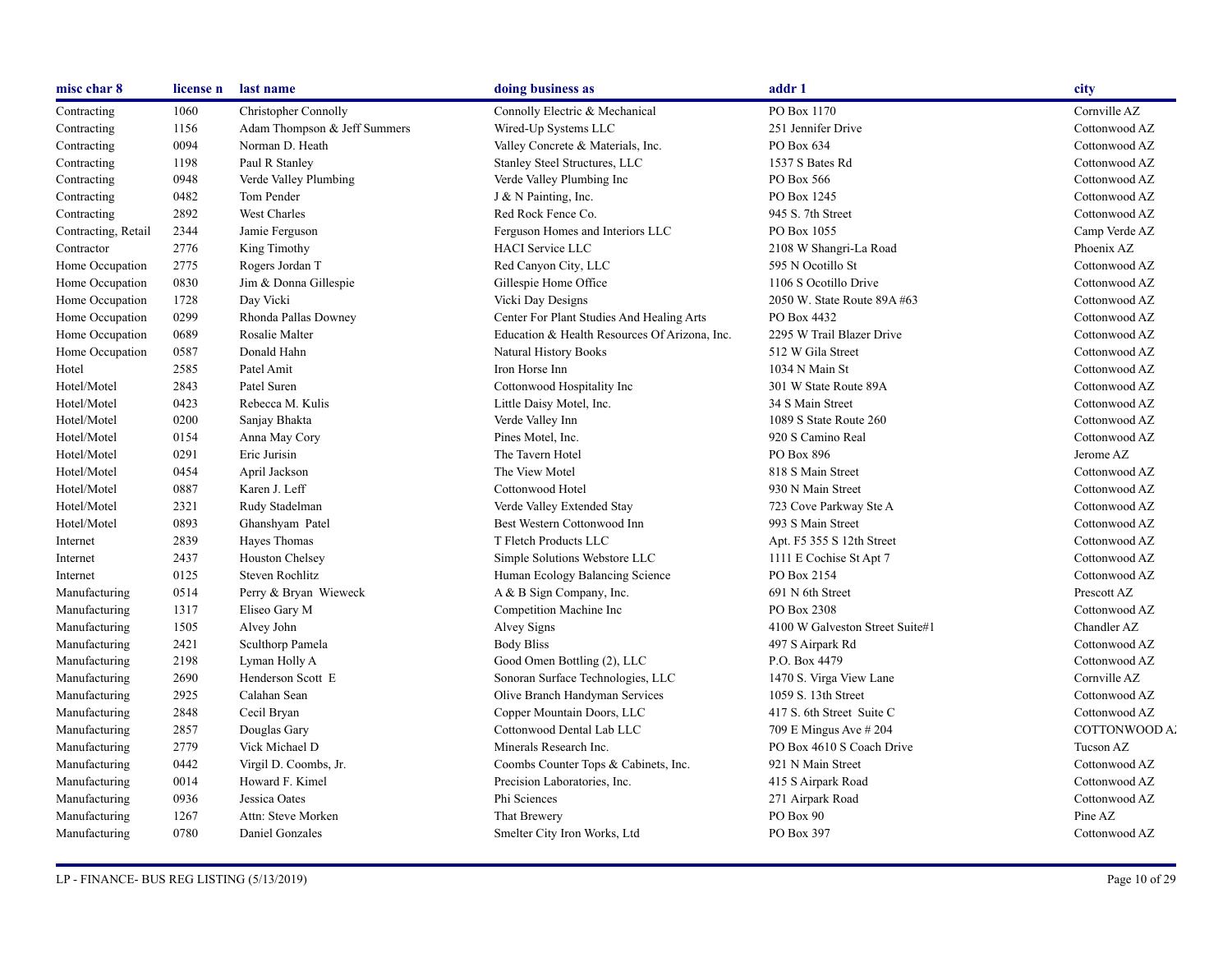| misc char 8 | license n | last name | doing business as | addr 1 | city |
|---|---|---|---|---|---|
| Contracting | 1060 | Christopher Connolly | Connolly Electric & Mechanical | PO Box 1170 | Cornville AZ |
| Contracting | 1156 | Adam Thompson & Jeff Summers | Wired-Up Systems LLC | 251 Jennifer Drive | Cottonwood AZ |
| Contracting | 0094 | Norman D. Heath | Valley Concrete & Materials, Inc. | PO Box 634 | Cottonwood AZ |
| Contracting | 1198 | Paul R Stanley | Stanley Steel Structures, LLC | 1537 S Bates Rd | Cottonwood AZ |
| Contracting | 0948 | Verde Valley Plumbing | Verde Valley Plumbing Inc | PO Box 566 | Cottonwood AZ |
| Contracting | 0482 | Tom Pender | J & N Painting, Inc. | PO Box 1245 | Cottonwood AZ |
| Contracting | 2892 | West Charles | Red Rock Fence Co. | 945 S. 7th Street | Cottonwood AZ |
| Contracting, Retail | 2344 | Jamie Ferguson | Ferguson Homes and Interiors LLC | PO Box 1055 | Camp Verde AZ |
| Contractor | 2776 | King Timothy | HACI Service LLC | 2108 W Shangri-La Road | Phoenix AZ |
| Home Occupation | 2775 | Rogers Jordan T | Red Canyon City, LLC | 595 N Ocotillo St | Cottonwood AZ |
| Home Occupation | 0830 | Jim & Donna Gillespie | Gillespie Home Office | 1106 S Ocotillo Drive | Cottonwood AZ |
| Home Occupation | 1728 | Day Vicki | Vicki Day Designs | 2050 W. State Route 89A #63 | Cottonwood AZ |
| Home Occupation | 0299 | Rhonda Pallas Downey | Center For Plant Studies And Healing Arts | PO Box 4432 | Cottonwood AZ |
| Home Occupation | 0689 | Rosalie Malter | Education & Health Resources Of Arizona, Inc. | 2295 W Trail Blazer Drive | Cottonwood AZ |
| Home Occupation | 0587 | Donald Hahn | Natural History Books | 512 W Gila Street | Cottonwood AZ |
| Hotel | 2585 | Patel Amit | Iron Horse Inn | 1034 N Main St | Cottonwood AZ |
| Hotel/Motel | 2843 | Patel Suren | Cottonwood Hospitality Inc | 301 W State Route 89A | Cottonwood AZ |
| Hotel/Motel | 0423 | Rebecca M. Kulis | Little Daisy Motel, Inc. | 34 S Main Street | Cottonwood AZ |
| Hotel/Motel | 0200 | Sanjay Bhakta | Verde Valley Inn | 1089 S State Route 260 | Cottonwood AZ |
| Hotel/Motel | 0154 | Anna May Cory | Pines Motel, Inc. | 920 S Camino Real | Cottonwood AZ |
| Hotel/Motel | 0291 | Eric Jurisin | The Tavern Hotel | PO Box 896 | Jerome AZ |
| Hotel/Motel | 0454 | April Jackson | The View Motel | 818 S Main Street | Cottonwood AZ |
| Hotel/Motel | 0887 | Karen J. Leff | Cottonwood Hotel | 930 N Main Street | Cottonwood AZ |
| Hotel/Motel | 2321 | Rudy Stadelman | Verde Valley Extended Stay | 723 Cove Parkway Ste A | Cottonwood AZ |
| Hotel/Motel | 0893 | Ghanshyam Patel | Best Western Cottonwood Inn | 993 S Main Street | Cottonwood AZ |
| Internet | 2839 | Hayes Thomas | T Fletch Products LLC | Apt. F5 355 S 12th Street | Cottonwood AZ |
| Internet | 2437 | Houston Chelsey | Simple Solutions Webstore LLC | 1111 E Cochise St Apt 7 | Cottonwood AZ |
| Internet | 0125 | Steven Rochlitz | Human Ecology Balancing Science | PO Box 2154 | Cottonwood AZ |
| Manufacturing | 0514 | Perry & Bryan Wieweck | A & B Sign Company, Inc. | 691 N 6th Street | Prescott AZ |
| Manufacturing | 1317 | Eliseo Gary M | Competition Machine Inc | PO Box 2308 | Cottonwood AZ |
| Manufacturing | 1505 | Alvey John | Alvey Signs | 4100 W Galveston Street Suite#1 | Chandler AZ |
| Manufacturing | 2421 | Sculthorp Pamela | Body Bliss | 497 S Airpark Rd | Cottonwood AZ |
| Manufacturing | 2198 | Lyman Holly A | Good Omen Bottling (2), LLC | P.O. Box 4479 | Cottonwood AZ |
| Manufacturing | 2690 | Henderson Scott E | Sonoran Surface Technologies, LLC | 1470 S. Virga View Lane | Cornville AZ |
| Manufacturing | 2925 | Calahan Sean | Olive Branch Handyman Services | 1059 S. 13th Street | Cottonwood AZ |
| Manufacturing | 2848 | Cecil Bryan | Copper Mountain Doors, LLC | 417 S. 6th Street Suite C | Cottonwood AZ |
| Manufacturing | 2857 | Douglas Gary | Cottonwood Dental Lab LLC | 709 E Mingus Ave # 204 | COTTONWOOD AZ |
| Manufacturing | 2779 | Vick Michael D | Minerals Research Inc. | PO Box 4610 S Coach Drive | Tucson AZ |
| Manufacturing | 0442 | Virgil D. Coombs, Jr. | Coombs Counter Tops & Cabinets, Inc. | 921 N Main Street | Cottonwood AZ |
| Manufacturing | 0014 | Howard F. Kimel | Precision Laboratories, Inc. | 415 S Airpark Road | Cottonwood AZ |
| Manufacturing | 0936 | Jessica Oates | Phi Sciences | 271 Airpark Road | Cottonwood AZ |
| Manufacturing | 1267 | Attn: Steve Morken | That Brewery | PO Box 90 | Pine AZ |
| Manufacturing | 0780 | Daniel Gonzales | Smelter City Iron Works, Ltd | PO Box 397 | Cottonwood AZ |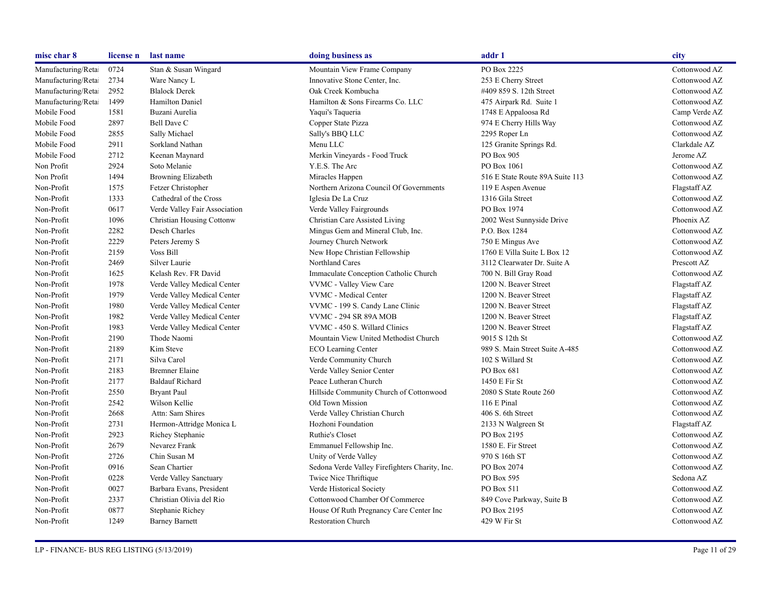| misc char 8 | license n | last name | doing business as | addr 1 | city |
|---|---|---|---|---|---|
| Manufacturing/Retai | 0724 | Stan & Susan Wingard | Mountain View Frame Company | PO Box 2225 | Cottonwood AZ |
| Manufacturing/Retai | 2734 | Ware Nancy L | Innovative Stone Center, Inc. | 253 E Cherry Street | Cottonwood AZ |
| Manufacturing/Retai | 2952 | Blalock Derek | Oak Creek Kombucha | #409 859 S. 12th Street | Cottonwood AZ |
| Manufacturing/Retai | 1499 | Hamilton Daniel | Hamilton & Sons Firearms Co. LLC | 475 Airpark Rd. Suite 1 | Cottonwood AZ |
| Mobile Food | 1581 | Buzani Aurelia | Yaqui's Taqueria | 1748 E Appaloosa Rd | Camp Verde AZ |
| Mobile Food | 2897 | Bell Dave C | Copper State Pizza | 974 E Cherry Hills Way | Cottonwood AZ |
| Mobile Food | 2855 | Sally Michael | Sally's BBQ LLC | 2295 Roper Ln | Cottonwood AZ |
| Mobile Food | 2911 | Sorkland Nathan | Menu LLC | 125 Granite Springs Rd. | Clarkdale AZ |
| Mobile Food | 2712 | Keenan Maynard | Merkin Vineyards - Food Truck | PO Box 905 | Jerome AZ |
| Non Profit | 2924 | Soto Melanie | Y.E.S. The Arc | PO Box 1061 | Cottonwood AZ |
| Non Profit | 1494 | Browning Elizabeth | Miracles Happen | 516 E State Route 89A Suite 113 | Cottonwood AZ |
| Non-Profit | 1575 | Fetzer Christopher | Northern Arizona Council Of Governments | 119 E Aspen Avenue | Flagstaff AZ |
| Non-Profit | 1333 | Cathedral of the Cross | Iglesia De La Cruz | 1316 Gila Street | Cottonwood AZ |
| Non-Profit | 0617 | Verde Valley Fair Association | Verde Valley Fairgrounds | PO Box 1974 | Cottonwood AZ |
| Non-Profit | 1096 | Christian Housing Cottonw | Christian Care Assisted Living | 2002 West Sunnyside Drive | Phoenix AZ |
| Non-Profit | 2282 | Desch Charles | Mingus Gem and Mineral Club, Inc. | P.O. Box 1284 | Cottonwood AZ |
| Non-Profit | 2229 | Peters Jeremy S | Journey Church Network | 750 E Mingus Ave | Cottonwood AZ |
| Non-Profit | 2159 | Voss Bill | New Hope Christian Fellowship | 1760 E Villa Suite L Box 12 | Cottonwood AZ |
| Non-Profit | 2469 | Silver Laurie | Northland Cares | 3112 Clearwater Dr. Suite A | Prescott AZ |
| Non-Profit | 1625 | Kelash Rev. FR David | Immaculate Conception Catholic Church | 700 N. Bill Gray Road | Cottonwood AZ |
| Non-Profit | 1978 | Verde Valley Medical Center | VVMC - Valley View Care | 1200 N. Beaver Street | Flagstaff AZ |
| Non-Profit | 1979 | Verde Valley Medical Center | VVMC - Medical Center | 1200 N. Beaver Street | Flagstaff AZ |
| Non-Profit | 1980 | Verde Valley Medical Center | VVMC - 199 S. Candy Lane Clinic | 1200 N. Beaver Street | Flagstaff AZ |
| Non-Profit | 1982 | Verde Valley Medical Center | VVMC - 294 SR 89A MOB | 1200 N. Beaver Street | Flagstaff AZ |
| Non-Profit | 1983 | Verde Valley Medical Center | VVMC - 450 S. Willard Clinics | 1200 N. Beaver Street | Flagstaff AZ |
| Non-Profit | 2190 | Thode Naomi | Mountain View United Methodist Church | 9015 S 12th St | Cottonwood AZ |
| Non-Profit | 2189 | Kim Steve | ECO Learning Center | 989 S. Main Street Suite A-485 | Cottonwood AZ |
| Non-Profit | 2171 | Silva Carol | Verde Community Church | 102 S Willard St | Cottonwood AZ |
| Non-Profit | 2183 | Bremner Elaine | Verde Valley Senior Center | PO Box 681 | Cottonwood AZ |
| Non-Profit | 2177 | Baldauf Richard | Peace Lutheran Church | 1450 E Fir St | Cottonwood AZ |
| Non-Profit | 2550 | Bryant Paul | Hillside Community Church of Cottonwood | 2080 S State Route 260 | Cottonwood AZ |
| Non-Profit | 2542 | Wilson Kellie | Old Town Mission | 116 E Pinal | Cottonwood AZ |
| Non-Profit | 2668 | Attn: Sam Shires | Verde Valley Christian Church | 406 S. 6th Street | Cottonwood AZ |
| Non-Profit | 2731 | Hermon-Attridge Monica L | Hozhoni Foundation | 2133 N Walgreen St | Flagstaff AZ |
| Non-Profit | 2923 | Richey Stephanie | Ruthie's Closet | PO Box 2195 | Cottonwood AZ |
| Non-Profit | 2679 | Nevarez Frank | Emmanuel Fellowship Inc. | 1580 E. Fir Street | Cottonwood AZ |
| Non-Profit | 2726 | Chin Susan M | Unity of Verde Valley | 970 S 16th ST | Cottonwood AZ |
| Non-Profit | 0916 | Sean Chartier | Sedona Verde Valley Firefighters Charity, Inc. | PO Box 2074 | Cottonwood AZ |
| Non-Profit | 0228 | Verde Valley Sanctuary | Twice Nice Thriftique | PO Box 595 | Sedona AZ |
| Non-Profit | 0027 | Barbara Evans, President | Verde Historical Society | PO Box 511 | Cottonwood AZ |
| Non-Profit | 2337 | Christian Olivia del Rio | Cottonwood Chamber Of Commerce | 849 Cove Parkway, Suite B | Cottonwood AZ |
| Non-Profit | 0877 | Stephanie Richey | House Of Ruth Pregnancy Care Center Inc | PO Box 2195 | Cottonwood AZ |
| Non-Profit | 1249 | Barney Barnett | Restoration Church | 429 W Fir St | Cottonwood AZ |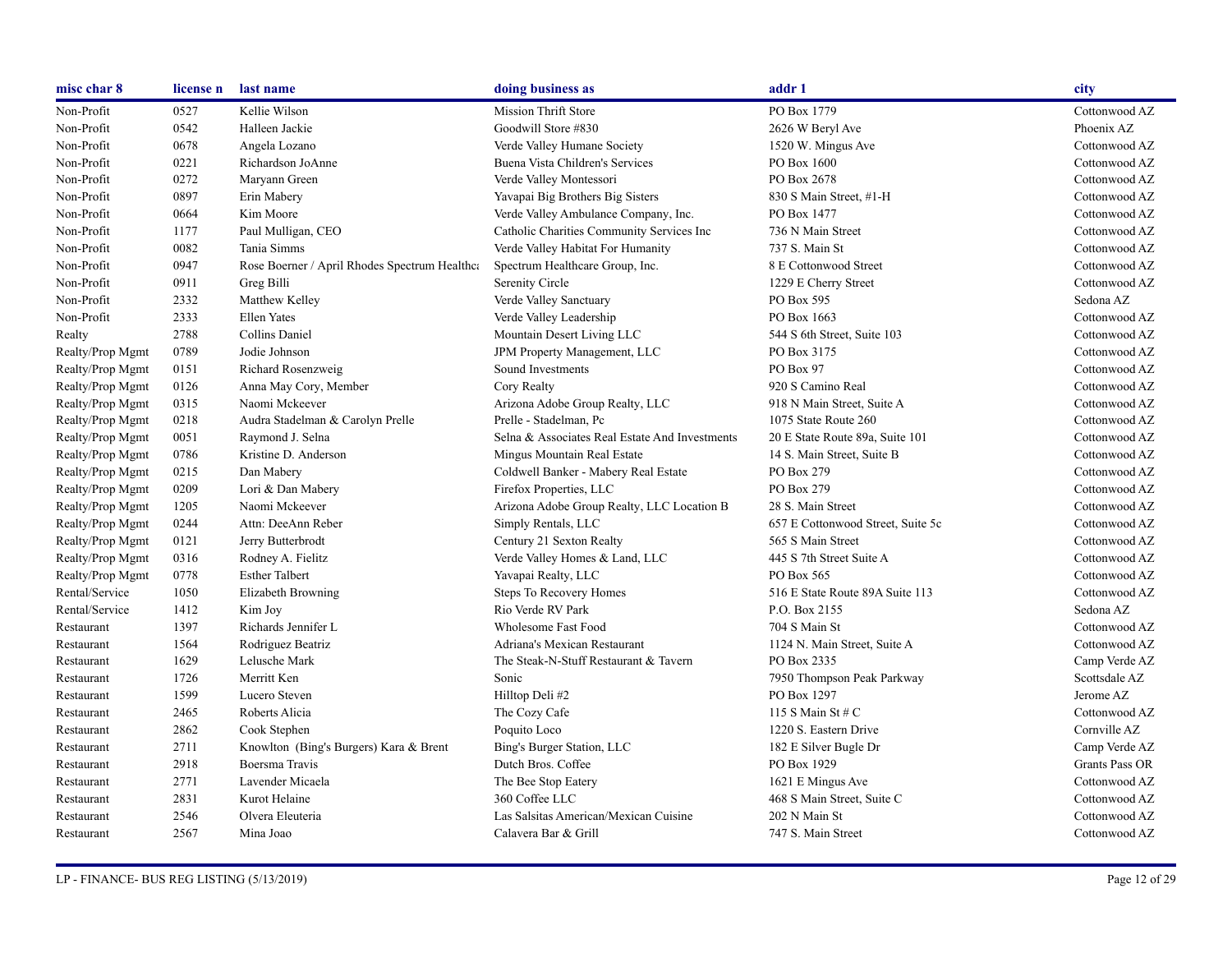| misc char 8 | license n | last name | doing business as | addr 1 | city |
|---|---|---|---|---|---|
| Non-Profit | 0527 | Kellie Wilson | Mission Thrift Store | PO Box 1779 | Cottonwood AZ |
| Non-Profit | 0542 | Halleen Jackie | Goodwill Store #830 | 2626 W Beryl Ave | Phoenix AZ |
| Non-Profit | 0678 | Angela Lozano | Verde Valley Humane Society | 1520 W. Mingus Ave | Cottonwood AZ |
| Non-Profit | 0221 | Richardson JoAnne | Buena Vista Children's Services | PO Box 1600 | Cottonwood AZ |
| Non-Profit | 0272 | Maryann Green | Verde Valley Montessori | PO Box 2678 | Cottonwood AZ |
| Non-Profit | 0897 | Erin Mabery | Yavapai Big Brothers Big Sisters | 830 S Main Street, #1-H | Cottonwood AZ |
| Non-Profit | 0664 | Kim Moore | Verde Valley Ambulance Company, Inc. | PO Box 1477 | Cottonwood AZ |
| Non-Profit | 1177 | Paul Mulligan, CEO | Catholic Charities Community Services Inc | 736 N Main Street | Cottonwood AZ |
| Non-Profit | 0082 | Tania Simms | Verde Valley Habitat For Humanity | 737 S. Main St | Cottonwood AZ |
| Non-Profit | 0947 | Rose Boerner / April Rhodes Spectrum Healthca | Spectrum Healthcare Group, Inc. | 8 E Cottonwood Street | Cottonwood AZ |
| Non-Profit | 0911 | Greg Billi | Serenity Circle | 1229 E Cherry Street | Cottonwood AZ |
| Non-Profit | 2332 | Matthew Kelley | Verde Valley Sanctuary | PO Box 595 | Sedona AZ |
| Non-Profit | 2333 | Ellen Yates | Verde Valley Leadership | PO Box 1663 | Cottonwood AZ |
| Realty | 2788 | Collins Daniel | Mountain Desert Living LLC | 544 S 6th Street, Suite 103 | Cottonwood AZ |
| Realty/Prop Mgmt | 0789 | Jodie Johnson | JPM Property Management, LLC | PO Box 3175 | Cottonwood AZ |
| Realty/Prop Mgmt | 0151 | Richard Rosenzweig | Sound Investments | PO Box 97 | Cottonwood AZ |
| Realty/Prop Mgmt | 0126 | Anna May Cory, Member | Cory Realty | 920 S Camino Real | Cottonwood AZ |
| Realty/Prop Mgmt | 0315 | Naomi Mckeever | Arizona Adobe Group Realty, LLC | 918 N Main Street, Suite A | Cottonwood AZ |
| Realty/Prop Mgmt | 0218 | Audra Stadelman & Carolyn Prelle | Prelle - Stadelman, Pc | 1075 State Route 260 | Cottonwood AZ |
| Realty/Prop Mgmt | 0051 | Raymond J. Selna | Selna & Associates Real Estate And Investments | 20 E State Route 89a, Suite 101 | Cottonwood AZ |
| Realty/Prop Mgmt | 0786 | Kristine D. Anderson | Mingus Mountain Real Estate | 14 S. Main Street, Suite B | Cottonwood AZ |
| Realty/Prop Mgmt | 0215 | Dan Mabery | Coldwell Banker - Mabery Real Estate | PO Box 279 | Cottonwood AZ |
| Realty/Prop Mgmt | 0209 | Lori & Dan Mabery | Firefox Properties, LLC | PO Box 279 | Cottonwood AZ |
| Realty/Prop Mgmt | 1205 | Naomi Mckeever | Arizona Adobe Group Realty, LLC Location B | 28 S. Main Street | Cottonwood AZ |
| Realty/Prop Mgmt | 0244 | Attn: DeeAnn Reber | Simply Rentals, LLC | 657 E Cottonwood Street, Suite 5c | Cottonwood AZ |
| Realty/Prop Mgmt | 0121 | Jerry Butterbrodt | Century 21 Sexton Realty | 565 S Main Street | Cottonwood AZ |
| Realty/Prop Mgmt | 0316 | Rodney A. Fielitz | Verde Valley Homes & Land, LLC | 445 S 7th Street Suite A | Cottonwood AZ |
| Realty/Prop Mgmt | 0778 | Esther Talbert | Yavapai Realty, LLC | PO Box 565 | Cottonwood AZ |
| Rental/Service | 1050 | Elizabeth Browning | Steps To Recovery Homes | 516 E State Route 89A Suite 113 | Cottonwood AZ |
| Rental/Service | 1412 | Kim Joy | Rio Verde RV Park | P.O. Box 2155 | Sedona AZ |
| Restaurant | 1397 | Richards Jennifer L | Wholesome Fast Food | 704 S Main St | Cottonwood AZ |
| Restaurant | 1564 | Rodriguez Beatriz | Adriana's Mexican Restaurant | 1124 N. Main Street, Suite A | Cottonwood AZ |
| Restaurant | 1629 | Lelusche Mark | The Steak-N-Stuff Restaurant & Tavern | PO Box 2335 | Camp Verde AZ |
| Restaurant | 1726 | Merritt Ken | Sonic | 7950 Thompson Peak Parkway | Scottsdale AZ |
| Restaurant | 1599 | Lucero Steven | Hilltop Deli #2 | PO Box 1297 | Jerome AZ |
| Restaurant | 2465 | Roberts Alicia | The Cozy Cafe | 115 S Main St # C | Cottonwood AZ |
| Restaurant | 2862 | Cook Stephen | Poquito Loco | 1220 S. Eastern Drive | Cornville AZ |
| Restaurant | 2711 | Knowlton (Bing's Burgers) Kara & Brent | Bing's Burger Station, LLC | 182 E Silver Bugle Dr | Camp Verde AZ |
| Restaurant | 2918 | Boersma Travis | Dutch Bros. Coffee | PO Box 1929 | Grants Pass OR |
| Restaurant | 2771 | Lavender Micaela | The Bee Stop Eatery | 1621 E Mingus Ave | Cottonwood AZ |
| Restaurant | 2831 | Kurot Helaine | 360 Coffee LLC | 468 S Main Street, Suite C | Cottonwood AZ |
| Restaurant | 2546 | Olvera Eleuteria | Las Salsitas American/Mexican Cuisine | 202 N Main St | Cottonwood AZ |
| Restaurant | 2567 | Mina Joao | Calavera Bar & Grill | 747 S. Main Street | Cottonwood AZ |

LP - FINANCE- BUS REG LISTING (5/13/2019)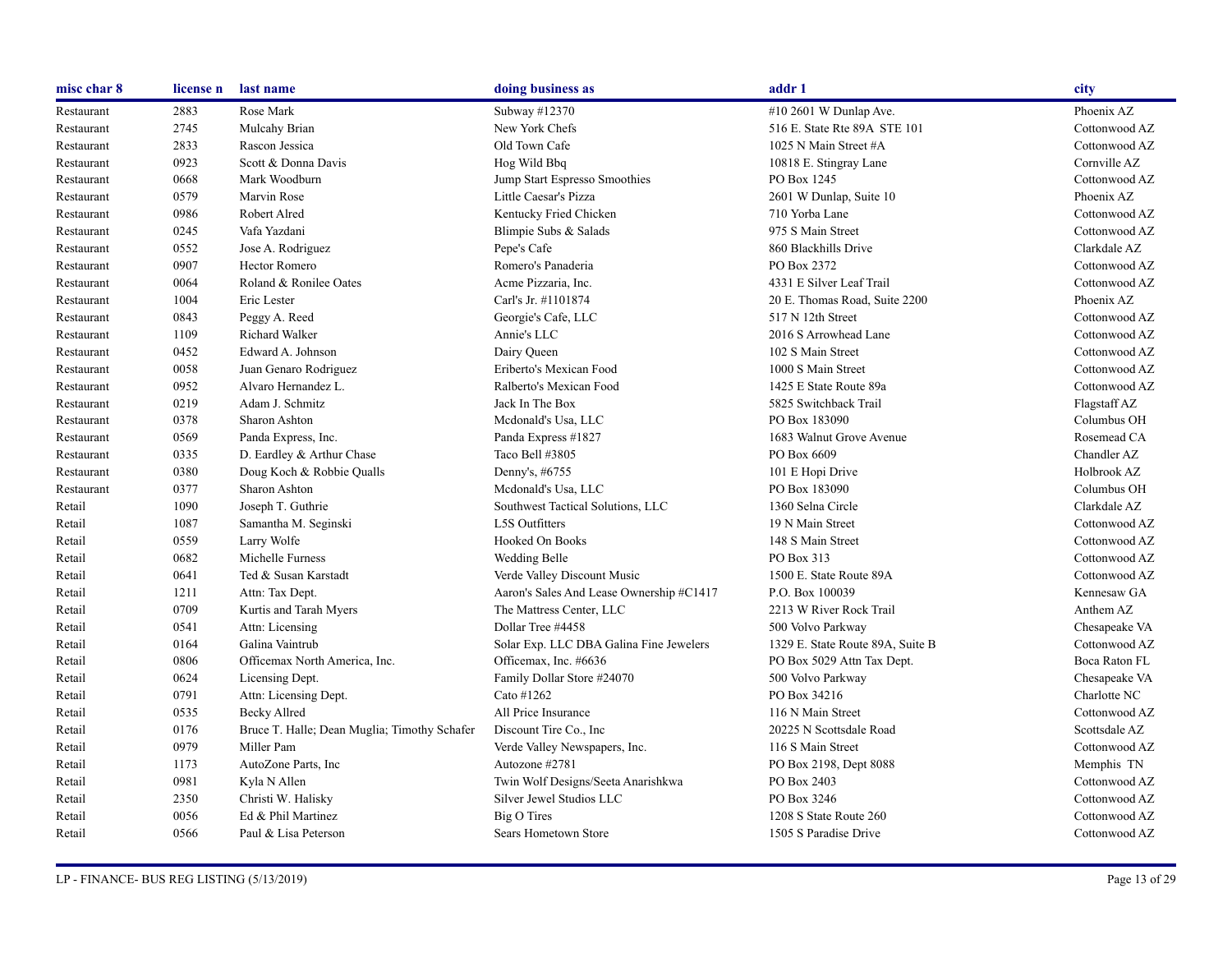| misc char 8 | license n | last name | doing business as | addr 1 | city |
|---|---|---|---|---|---|
| Restaurant | 2883 | Rose Mark | Subway #12370 | #10 2601 W Dunlap Ave. | Phoenix AZ |
| Restaurant | 2745 | Mulcahy Brian | New York Chefs | 516 E. State Rte 89A STE 101 | Cottonwood AZ |
| Restaurant | 2833 | Rascon Jessica | Old Town Cafe | 1025 N Main Street #A | Cottonwood AZ |
| Restaurant | 0923 | Scott & Donna Davis | Hog Wild Bbq | 10818 E. Stingray Lane | Cornville AZ |
| Restaurant | 0668 | Mark Woodburn | Jump Start Espresso Smoothies | PO Box 1245 | Cottonwood AZ |
| Restaurant | 0579 | Marvin Rose | Little Caesar's Pizza | 2601 W Dunlap, Suite 10 | Phoenix AZ |
| Restaurant | 0986 | Robert Alred | Kentucky Fried Chicken | 710 Yorba Lane | Cottonwood AZ |
| Restaurant | 0245 | Vafa Yazdani | Blimpie Subs & Salads | 975 S Main Street | Cottonwood AZ |
| Restaurant | 0552 | Jose A. Rodriguez | Pepe's Cafe | 860 Blackhills Drive | Clarkdale AZ |
| Restaurant | 0907 | Hector Romero | Romero's Panaderia | PO Box 2372 | Cottonwood AZ |
| Restaurant | 0064 | Roland & Ronilee Oates | Acme Pizzaria, Inc. | 4331 E Silver Leaf Trail | Cottonwood AZ |
| Restaurant | 1004 | Eric Lester | Carl's Jr. #1101874 | 20 E. Thomas Road, Suite 2200 | Phoenix AZ |
| Restaurant | 0843 | Peggy A. Reed | Georgie's Cafe, LLC | 517 N 12th Street | Cottonwood AZ |
| Restaurant | 1109 | Richard Walker | Annie's LLC | 2016 S Arrowhead Lane | Cottonwood AZ |
| Restaurant | 0452 | Edward A. Johnson | Dairy Queen | 102 S Main Street | Cottonwood AZ |
| Restaurant | 0058 | Juan Genaro Rodriguez | Eriberto's Mexican Food | 1000 S Main Street | Cottonwood AZ |
| Restaurant | 0952 | Alvaro Hernandez L. | Ralberto's Mexican Food | 1425 E State Route 89a | Cottonwood AZ |
| Restaurant | 0219 | Adam J. Schmitz | Jack In The Box | 5825 Switchback Trail | Flagstaff AZ |
| Restaurant | 0378 | Sharon Ashton | Mcdonald's Usa, LLC | PO Box 183090 | Columbus OH |
| Restaurant | 0569 | Panda Express, Inc. | Panda Express #1827 | 1683 Walnut Grove Avenue | Rosemead CA |
| Restaurant | 0335 | D. Eardley & Arthur Chase | Taco Bell #3805 | PO Box 6609 | Chandler AZ |
| Restaurant | 0380 | Doug Koch & Robbie Qualls | Denny's, #6755 | 101 E Hopi Drive | Holbrook AZ |
| Restaurant | 0377 | Sharon Ashton | Mcdonald's Usa, LLC | PO Box 183090 | Columbus OH |
| Retail | 1090 | Joseph T. Guthrie | Southwest Tactical Solutions, LLC | 1360 Selna Circle | Clarkdale AZ |
| Retail | 1087 | Samantha M. Seginski | L5S Outfitters | 19 N Main Street | Cottonwood AZ |
| Retail | 0559 | Larry Wolfe | Hooked On Books | 148 S Main Street | Cottonwood AZ |
| Retail | 0682 | Michelle Furness | Wedding Belle | PO Box 313 | Cottonwood AZ |
| Retail | 0641 | Ted & Susan Karstadt | Verde Valley Discount Music | 1500 E. State Route 89A | Cottonwood AZ |
| Retail | 1211 | Attn: Tax Dept. | Aaron's Sales And Lease Ownership #C1417 | P.O. Box 100039 | Kennesaw GA |
| Retail | 0709 | Kurtis and Tarah Myers | The Mattress Center, LLC | 2213 W River Rock Trail | Anthem AZ |
| Retail | 0541 | Attn: Licensing | Dollar Tree #4458 | 500 Volvo Parkway | Chesapeake VA |
| Retail | 0164 | Galina Vaintrub | Solar Exp. LLC DBA Galina Fine Jewelers | 1329 E. State Route 89A, Suite B | Cottonwood AZ |
| Retail | 0806 | Officemax North America, Inc. | Officemax, Inc. #6636 | PO Box 5029 Attn Tax Dept. | Boca Raton FL |
| Retail | 0624 | Licensing Dept. | Family Dollar Store #24070 | 500 Volvo Parkway | Chesapeake VA |
| Retail | 0791 | Attn: Licensing Dept. | Cato #1262 | PO Box 34216 | Charlotte NC |
| Retail | 0535 | Becky Allred | All Price Insurance | 116 N Main Street | Cottonwood AZ |
| Retail | 0176 | Bruce T. Halle; Dean Muglia; Timothy Schafer | Discount Tire Co., Inc | 20225 N Scottsdale Road | Scottsdale AZ |
| Retail | 0979 | Miller Pam | Verde Valley Newspapers, Inc. | 116 S Main Street | Cottonwood AZ |
| Retail | 1173 | AutoZone Parts, Inc | Autozone #2781 | PO Box 2198, Dept 8088 | Memphis TN |
| Retail | 0981 | Kyla N Allen | Twin Wolf Designs/Seeta Anarishkwa | PO Box 2403 | Cottonwood AZ |
| Retail | 2350 | Christi W. Halisky | Silver Jewel Studios LLC | PO Box 3246 | Cottonwood AZ |
| Retail | 0056 | Ed & Phil Martinez | Big O Tires | 1208 S State Route 260 | Cottonwood AZ |
| Retail | 0566 | Paul & Lisa Peterson | Sears Hometown Store | 1505 S Paradise Drive | Cottonwood AZ |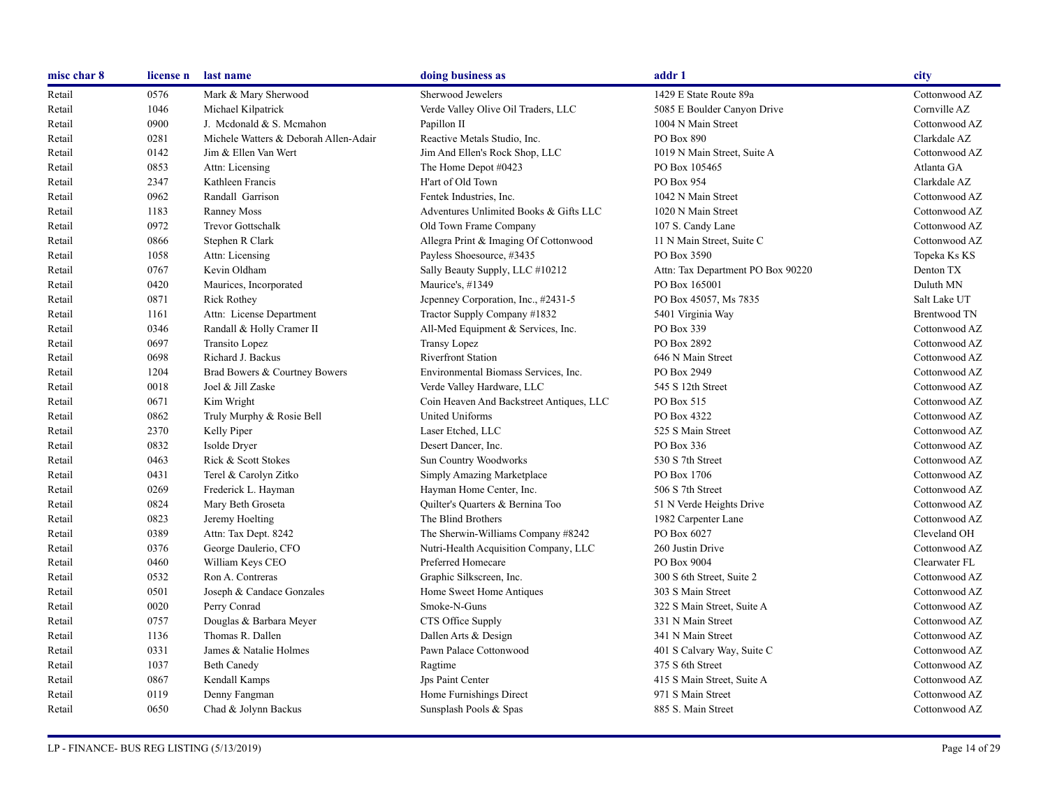| misc char 8 | license n | last name | doing business as | addr 1 | city |
|---|---|---|---|---|---|
| Retail | 0576 | Mark & Mary Sherwood | Sherwood Jewelers | 1429 E State Route 89a | Cottonwood AZ |
| Retail | 1046 | Michael Kilpatrick | Verde Valley Olive Oil Traders, LLC | 5085 E Boulder Canyon Drive | Cornville AZ |
| Retail | 0900 | J. Mcdonald & S. Mcmahon | Papillon II | 1004 N Main Street | Cottonwood AZ |
| Retail | 0281 | Michele Watters & Deborah Allen-Adair | Reactive Metals Studio, Inc. | PO Box 890 | Clarkdale AZ |
| Retail | 0142 | Jim & Ellen Van Wert | Jim And Ellen's Rock Shop, LLC | 1019 N Main Street, Suite A | Cottonwood AZ |
| Retail | 0853 | Attn: Licensing | The Home Depot #0423 | PO Box 105465 | Atlanta GA |
| Retail | 2347 | Kathleen Francis | H'art of Old Town | PO Box 954 | Clarkdale AZ |
| Retail | 0962 | Randall Garrison | Fentek Industries, Inc. | 1042 N Main Street | Cottonwood AZ |
| Retail | 1183 | Ranney Moss | Adventures Unlimited Books & Gifts LLC | 1020 N Main Street | Cottonwood AZ |
| Retail | 0972 | Trevor Gottschalk | Old Town Frame Company | 107 S. Candy Lane | Cottonwood AZ |
| Retail | 0866 | Stephen R Clark | Allegra Print & Imaging Of Cottonwood | 11 N Main Street, Suite C | Cottonwood AZ |
| Retail | 1058 | Attn: Licensing | Payless Shoesource, #3435 | PO Box 3590 | Topeka Ks KS |
| Retail | 0767 | Kevin Oldham | Sally Beauty Supply, LLC #10212 | Attn: Tax Department PO Box 90220 | Denton TX |
| Retail | 0420 | Maurices, Incorporated | Maurice's, #1349 | PO Box 165001 | Duluth MN |
| Retail | 0871 | Rick Rothey | Jcpenney Corporation, Inc., #2431-5 | PO Box 45057, Ms 7835 | Salt Lake UT |
| Retail | 1161 | Attn: License Department | Tractor Supply Company #1832 | 5401 Virginia Way | Brentwood TN |
| Retail | 0346 | Randall & Holly Cramer II | All-Med Equipment & Services, Inc. | PO Box 339 | Cottonwood AZ |
| Retail | 0697 | Transito Lopez | Transy Lopez | PO Box 2892 | Cottonwood AZ |
| Retail | 0698 | Richard J. Backus | Riverfront Station | 646 N Main Street | Cottonwood AZ |
| Retail | 1204 | Brad Bowers & Courtney Bowers | Environmental Biomass Services, Inc. | PO Box 2949 | Cottonwood AZ |
| Retail | 0018 | Joel & Jill Zaske | Verde Valley Hardware, LLC | 545 S 12th Street | Cottonwood AZ |
| Retail | 0671 | Kim Wright | Coin Heaven And Backstreet Antiques, LLC | PO Box 515 | Cottonwood AZ |
| Retail | 0862 | Truly Murphy & Rosie Bell | United Uniforms | PO Box 4322 | Cottonwood AZ |
| Retail | 2370 | Kelly Piper | Laser Etched, LLC | 525 S Main Street | Cottonwood AZ |
| Retail | 0832 | Isolde Dryer | Desert Dancer, Inc. | PO Box 336 | Cottonwood AZ |
| Retail | 0463 | Rick & Scott Stokes | Sun Country Woodworks | 530 S 7th Street | Cottonwood AZ |
| Retail | 0431 | Terel & Carolyn Zitko | Simply Amazing Marketplace | PO Box 1706 | Cottonwood AZ |
| Retail | 0269 | Frederick L. Hayman | Hayman Home Center, Inc. | 506 S 7th Street | Cottonwood AZ |
| Retail | 0824 | Mary Beth Groseta | Quilter's Quarters & Bernina Too | 51 N Verde Heights Drive | Cottonwood AZ |
| Retail | 0823 | Jeremy Hoelting | The Blind Brothers | 1982 Carpenter Lane | Cottonwood AZ |
| Retail | 0389 | Attn: Tax Dept. 8242 | The Sherwin-Williams Company #8242 | PO Box 6027 | Cleveland OH |
| Retail | 0376 | George Daulerio, CFO | Nutri-Health Acquisition Company, LLC | 260 Justin Drive | Cottonwood AZ |
| Retail | 0460 | William Keys CEO | Preferred Homecare | PO Box 9004 | Clearwater FL |
| Retail | 0532 | Ron A. Contreras | Graphic Silkscreen, Inc. | 300 S 6th Street, Suite 2 | Cottonwood AZ |
| Retail | 0501 | Joseph & Candace Gonzales | Home Sweet Home Antiques | 303 S Main Street | Cottonwood AZ |
| Retail | 0020 | Perry Conrad | Smoke-N-Guns | 322 S Main Street, Suite A | Cottonwood AZ |
| Retail | 0757 | Douglas & Barbara Meyer | CTS Office Supply | 331 N Main Street | Cottonwood AZ |
| Retail | 1136 | Thomas R. Dallen | Dallen Arts & Design | 341 N Main Street | Cottonwood AZ |
| Retail | 0331 | James & Natalie Holmes | Pawn Palace Cottonwood | 401 S Calvary Way, Suite C | Cottonwood AZ |
| Retail | 1037 | Beth Canedy | Ragtime | 375 S 6th Street | Cottonwood AZ |
| Retail | 0867 | Kendall Kamps | Jps Paint Center | 415 S Main Street, Suite A | Cottonwood AZ |
| Retail | 0119 | Denny Fangman | Home Furnishings Direct | 971 S Main Street | Cottonwood AZ |
| Retail | 0650 | Chad & Jolynn Backus | Sunsplash Pools & Spas | 885 S. Main Street | Cottonwood AZ |

LP - FINANCE- BUS REG LISTING (5/13/2019)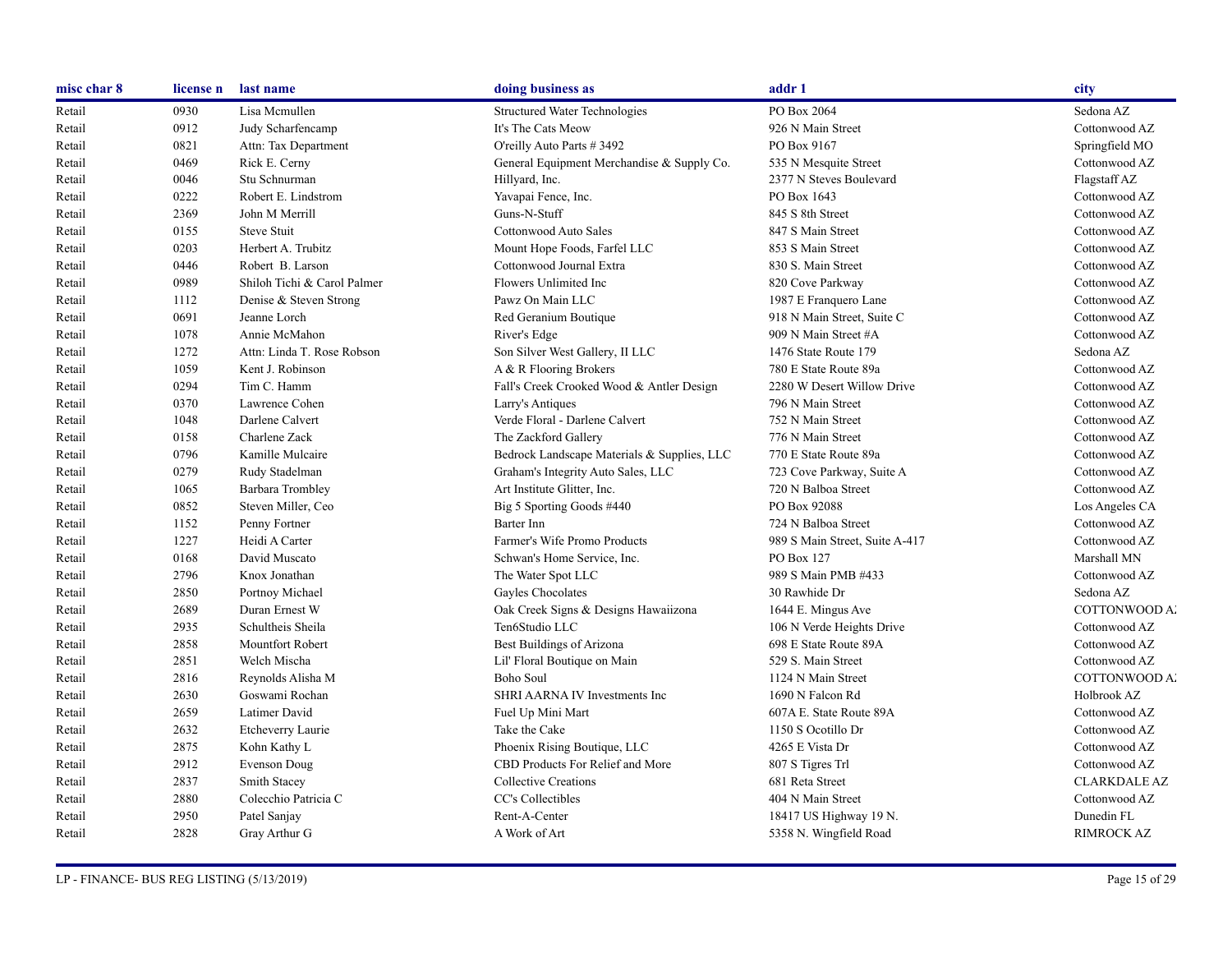| misc char 8 | license n | last name | doing business as | addr 1 | city |
|---|---|---|---|---|---|
| Retail | 0930 | Lisa Mcmullen | Structured Water Technologies | PO Box 2064 | Sedona AZ |
| Retail | 0912 | Judy Scharfencamp | It's The Cats Meow | 926 N Main Street | Cottonwood AZ |
| Retail | 0821 | Attn: Tax Department | O'reilly Auto Parts # 3492 | PO Box 9167 | Springfield MO |
| Retail | 0469 | Rick E. Cerny | General Equipment Merchandise & Supply Co. | 535 N Mesquite Street | Cottonwood AZ |
| Retail | 0046 | Stu Schnurman | Hillyard, Inc. | 2377 N Steves Boulevard | Flagstaff AZ |
| Retail | 0222 | Robert E. Lindstrom | Yavapai Fence, Inc. | PO Box 1643 | Cottonwood AZ |
| Retail | 2369 | John M Merrill | Guns-N-Stuff | 845 S 8th Street | Cottonwood AZ |
| Retail | 0155 | Steve Stuit | Cottonwood Auto Sales | 847 S Main Street | Cottonwood AZ |
| Retail | 0203 | Herbert A. Trubitz | Mount Hope Foods, Farfel LLC | 853 S Main Street | Cottonwood AZ |
| Retail | 0446 | Robert B. Larson | Cottonwood Journal Extra | 830 S. Main Street | Cottonwood AZ |
| Retail | 0989 | Shiloh Tichi & Carol Palmer | Flowers Unlimited Inc | 820 Cove Parkway | Cottonwood AZ |
| Retail | 1112 | Denise & Steven Strong | Pawz On Main LLC | 1987 E Franquero Lane | Cottonwood AZ |
| Retail | 0691 | Jeanne Lorch | Red Geranium Boutique | 918 N Main Street, Suite C | Cottonwood AZ |
| Retail | 1078 | Annie McMahon | River's Edge | 909 N Main Street #A | Cottonwood AZ |
| Retail | 1272 | Attn: Linda T. Rose Robson | Son Silver West Gallery, II LLC | 1476 State Route 179 | Sedona AZ |
| Retail | 1059 | Kent J. Robinson | A & R Flooring Brokers | 780 E State Route 89a | Cottonwood AZ |
| Retail | 0294 | Tim C. Hamm | Fall's Creek Crooked Wood & Antler Design | 2280 W Desert Willow Drive | Cottonwood AZ |
| Retail | 0370 | Lawrence Cohen | Larry's Antiques | 796 N Main Street | Cottonwood AZ |
| Retail | 1048 | Darlene Calvert | Verde Floral - Darlene Calvert | 752 N Main Street | Cottonwood AZ |
| Retail | 0158 | Charlene Zack | The Zackford Gallery | 776 N Main Street | Cottonwood AZ |
| Retail | 0796 | Kamille Mulcaire | Bedrock Landscape Materials & Supplies, LLC | 770 E State Route 89a | Cottonwood AZ |
| Retail | 0279 | Rudy Stadelman | Graham's Integrity Auto Sales, LLC | 723 Cove Parkway, Suite A | Cottonwood AZ |
| Retail | 1065 | Barbara Trombley | Art Institute Glitter, Inc. | 720 N Balboa Street | Cottonwood AZ |
| Retail | 0852 | Steven Miller, Ceo | Big 5 Sporting Goods #440 | PO Box 92088 | Los Angeles CA |
| Retail | 1152 | Penny Fortner | Barter Inn | 724 N Balboa Street | Cottonwood AZ |
| Retail | 1227 | Heidi A Carter | Farmer's Wife Promo Products | 989 S Main Street, Suite A-417 | Cottonwood AZ |
| Retail | 0168 | David Muscato | Schwan's Home Service, Inc. | PO Box 127 | Marshall MN |
| Retail | 2796 | Knox Jonathan | The Water Spot LLC | 989 S Main PMB #433 | Cottonwood AZ |
| Retail | 2850 | Portnoy Michael | Gayles Chocolates | 30 Rawhide Dr | Sedona AZ |
| Retail | 2689 | Duran Ernest W | Oak Creek Signs & Designs Hawaiizona | 1644 E. Mingus Ave | COTTONWOOD AZ |
| Retail | 2935 | Schultheis Sheila | Ten6Studio LLC | 106 N Verde Heights Drive | Cottonwood AZ |
| Retail | 2858 | Mountfort Robert | Best Buildings of Arizona | 698 E State Route 89A | Cottonwood AZ |
| Retail | 2851 | Welch Mischa | Lil' Floral Boutique on Main | 529 S. Main Street | Cottonwood AZ |
| Retail | 2816 | Reynolds Alisha M | Boho Soul | 1124 N Main Street | COTTONWOOD AZ |
| Retail | 2630 | Goswami Rochan | SHRI AARNA IV Investments Inc | 1690 N Falcon Rd | Holbrook AZ |
| Retail | 2659 | Latimer David | Fuel Up Mini Mart | 607A E. State Route 89A | Cottonwood AZ |
| Retail | 2632 | Etcheverry Laurie | Take the Cake | 1150 S Ocotillo Dr | Cottonwood AZ |
| Retail | 2875 | Kohn Kathy L | Phoenix Rising Boutique, LLC | 4265 E Vista Dr | Cottonwood AZ |
| Retail | 2912 | Evenson Doug | CBD Products For Relief and More | 807 S Tigres Trl | Cottonwood AZ |
| Retail | 2837 | Smith Stacey | Collective Creations | 681 Reta Street | CLARKDALE AZ |
| Retail | 2880 | Colecchio Patricia C | CC's Collectibles | 404 N Main Street | Cottonwood AZ |
| Retail | 2950 | Patel Sanjay | Rent-A-Center | 18417 US Highway 19 N. | Dunedin FL |
| Retail | 2828 | Gray Arthur G | A Work of Art | 5358 N. Wingfield Road | RIMROCK AZ |

LP - FINANCE- BUS REG LISTING (5/13/2019)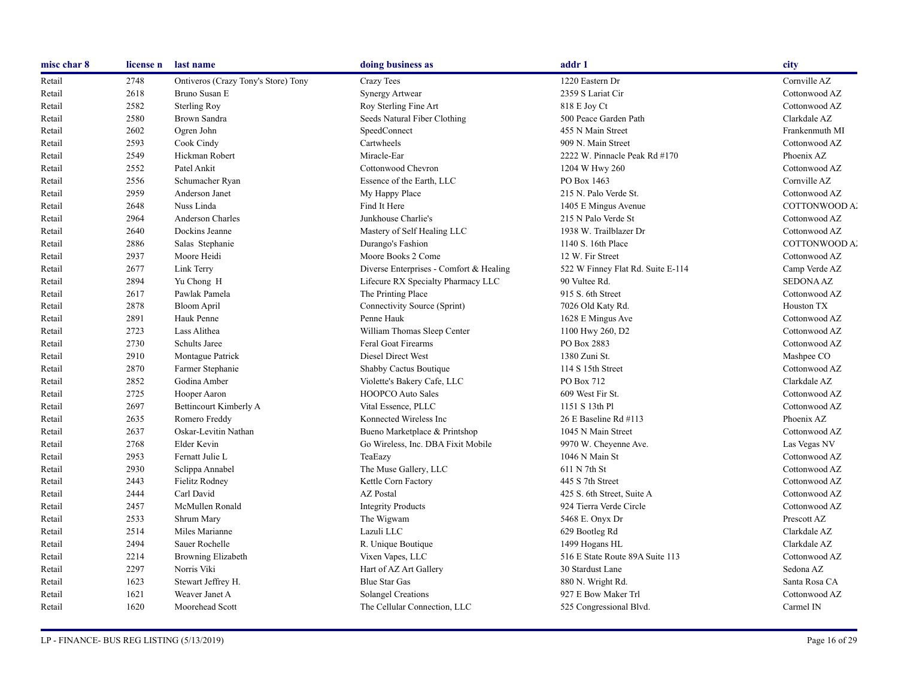| misc char 8 | license n | last name | doing business as | addr 1 | city |
|---|---|---|---|---|---|
| Retail | 2748 | Ontiveros (Crazy Tony's Store) Tony | Crazy Tees | 1220 Eastern Dr | Cornville AZ |
| Retail | 2618 | Bruno Susan E | Synergy Artwear | 2359 S Lariat Cir | Cottonwood AZ |
| Retail | 2582 | Sterling Roy | Roy Sterling Fine Art | 818 E Joy Ct | Cottonwood AZ |
| Retail | 2580 | Brown Sandra | Seeds Natural Fiber Clothing | 500 Peace Garden Path | Clarkdale AZ |
| Retail | 2602 | Ogren John | SpeedConnect | 455 N Main Street | Frankenmuth MI |
| Retail | 2593 | Cook Cindy | Cartwheels | 909 N. Main Street | Cottonwood AZ |
| Retail | 2549 | Hickman Robert | Miracle-Ear | 2222 W. Pinnacle Peak Rd #170 | Phoenix AZ |
| Retail | 2552 | Patel Ankit | Cottonwood Chevron | 1204 W Hwy 260 | Cottonwood AZ |
| Retail | 2556 | Schumacher Ryan | Essence of the Earth, LLC | PO Box 1463 | Cornville AZ |
| Retail | 2959 | Anderson Janet | My Happy Place | 215 N. Palo Verde St. | Cottonwood AZ |
| Retail | 2648 | Nuss Linda | Find It Here | 1405 E Mingus Avenue | COTTONWOOD AZ |
| Retail | 2964 | Anderson Charles | Junkhouse Charlie's | 215 N Palo Verde St | Cottonwood AZ |
| Retail | 2640 | Dockins Jeanne | Mastery of Self Healing LLC | 1938 W. Trailblazer Dr | Cottonwood AZ |
| Retail | 2886 | Salas Stephanie | Durango's Fashion | 1140 S. 16th Place | COTTONWOOD AZ |
| Retail | 2937 | Moore Heidi | Moore Books 2 Come | 12 W. Fir Street | Cottonwood AZ |
| Retail | 2677 | Link Terry | Diverse Enterprises - Comfort & Healing | 522 W Finney Flat Rd. Suite E-114 | Camp Verde AZ |
| Retail | 2894 | Yu Chong H | Lifecure RX Specialty Pharmacy LLC | 90 Vultee Rd. | SEDONA AZ |
| Retail | 2617 | Pawlak Pamela | The Printing Place | 915 S. 6th Street | Cottonwood AZ |
| Retail | 2878 | Bloom April | Connectivity Source (Sprint) | 7026 Old Katy Rd. | Houston TX |
| Retail | 2891 | Hauk Penne | Penne Hauk | 1628 E Mingus Ave | Cottonwood AZ |
| Retail | 2723 | Lass Alithea | William Thomas Sleep Center | 1100 Hwy 260, D2 | Cottonwood AZ |
| Retail | 2730 | Schults Jaree | Feral Goat Firearms | PO Box 2883 | Cottonwood AZ |
| Retail | 2910 | Montague Patrick | Diesel Direct West | 1380 Zuni St. | Mashpee CO |
| Retail | 2870 | Farmer Stephanie | Shabby Cactus Boutique | 114 S 15th Street | Cottonwood AZ |
| Retail | 2852 | Godina Amber | Violette's Bakery Cafe, LLC | PO Box 712 | Clarkdale AZ |
| Retail | 2725 | Hooper Aaron | HOOPCO Auto Sales | 609 West Fir St. | Cottonwood AZ |
| Retail | 2697 | Bettincourt Kimberly A | Vital Essence, PLLC | 1151 S 13th Pl | Cottonwood AZ |
| Retail | 2635 | Romero Freddy | Konnected Wireless Inc | 26 E Baseline Rd #113 | Phoenix AZ |
| Retail | 2637 | Oskar-Levitin Nathan | Bueno Marketplace & Printshop | 1045 N Main Street | Cottonwood AZ |
| Retail | 2768 | Elder Kevin | Go Wireless, Inc. DBA Fixit Mobile | 9970 W. Cheyenne Ave. | Las Vegas NV |
| Retail | 2953 | Fernatt Julie L | TeaEazy | 1046 N Main St | Cottonwood AZ |
| Retail | 2930 | Sclippa Annabel | The Muse Gallery, LLC | 611 N 7th St | Cottonwood AZ |
| Retail | 2443 | Fielitz Rodney | Kettle Corn Factory | 445 S 7th Street | Cottonwood AZ |
| Retail | 2444 | Carl David | AZ Postal | 425 S. 6th Street, Suite A | Cottonwood AZ |
| Retail | 2457 | McMullen Ronald | Integrity Products | 924 Tierra Verde Circle | Cottonwood AZ |
| Retail | 2533 | Shrum Mary | The Wigwam | 5468 E. Onyx Dr | Prescott AZ |
| Retail | 2514 | Miles Marianne | Lazuli LLC | 629 Bootleg Rd | Clarkdale AZ |
| Retail | 2494 | Sauer Rochelle | R. Unique Boutique | 1499 Hogans HL | Clarkdale AZ |
| Retail | 2214 | Browning Elizabeth | Vixen Vapes, LLC | 516 E State Route 89A Suite 113 | Cottonwood AZ |
| Retail | 2297 | Norris Viki | Hart of AZ Art Gallery | 30 Stardust Lane | Sedona AZ |
| Retail | 1623 | Stewart Jeffrey H. | Blue Star Gas | 880 N. Wright Rd. | Santa Rosa CA |
| Retail | 1621 | Weaver Janet A | Solangel Creations | 927 E Bow Maker Trl | Cottonwood AZ |
| Retail | 1620 | Moorehead Scott | The Cellular Connection, LLC | 525 Congressional Blvd. | Carmel IN |

LP - FINANCE- BUS REG LISTING (5/13/2019)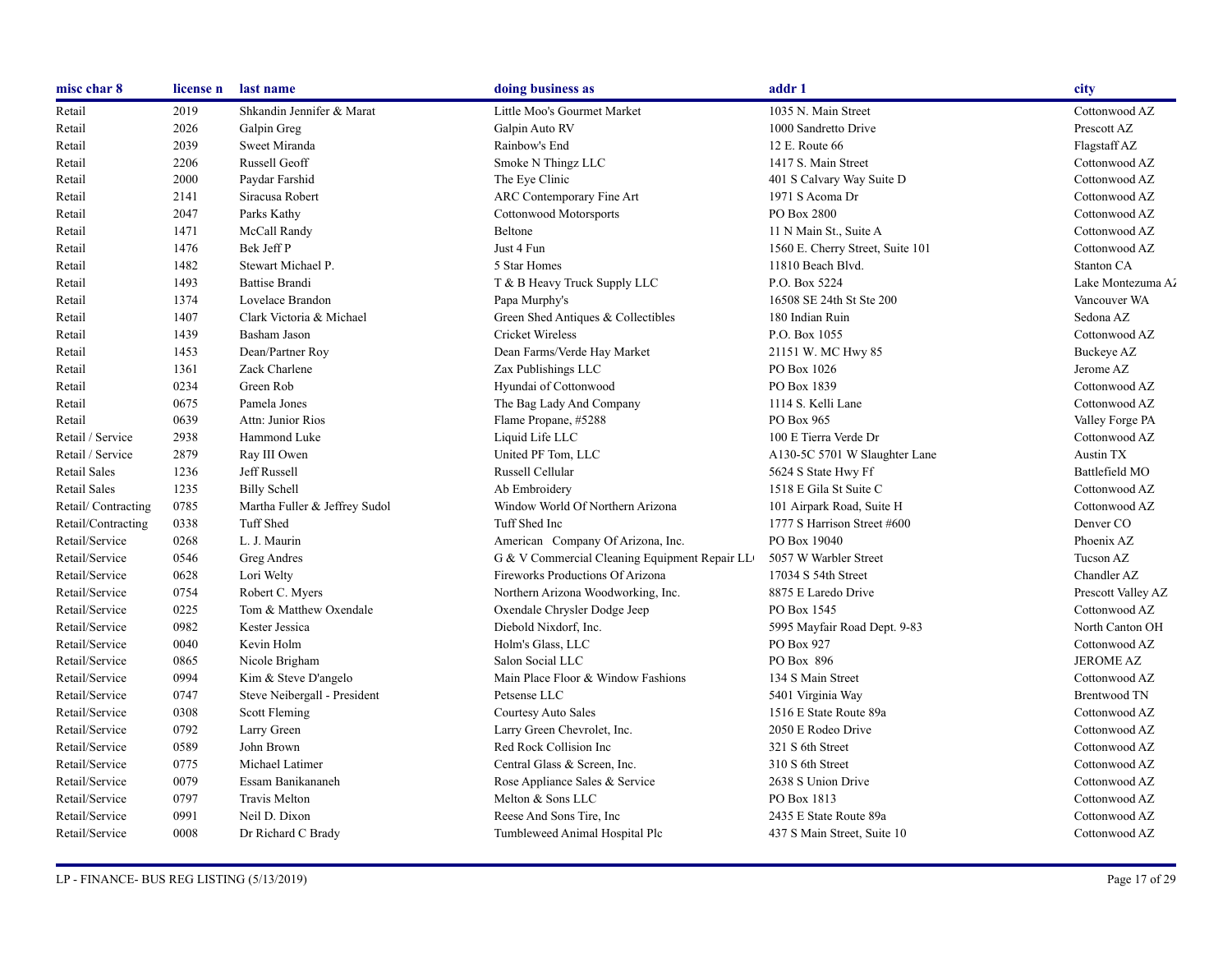| misc char 8 | license n | last name | doing business as | addr 1 | city |
|---|---|---|---|---|---|
| Retail | 2019 | Shkandin Jennifer & Marat | Little Moo's Gourmet Market | 1035 N. Main Street | Cottonwood AZ |
| Retail | 2026 | Galpin Greg | Galpin Auto RV | 1000 Sandretto Drive | Prescott AZ |
| Retail | 2039 | Sweet Miranda | Rainbow's End | 12 E. Route 66 | Flagstaff AZ |
| Retail | 2206 | Russell Geoff | Smoke N Thingz LLC | 1417 S. Main Street | Cottonwood AZ |
| Retail | 2000 | Paydar Farshid | The Eye Clinic | 401 S Calvary Way Suite D | Cottonwood AZ |
| Retail | 2141 | Siracusa Robert | ARC Contemporary Fine Art | 1971 S Acoma Dr | Cottonwood AZ |
| Retail | 2047 | Parks Kathy | Cottonwood Motorsports | PO Box 2800 | Cottonwood AZ |
| Retail | 1471 | McCall Randy | Beltone | 11 N Main St., Suite A | Cottonwood AZ |
| Retail | 1476 | Bek Jeff P | Just 4 Fun | 1560 E. Cherry Street, Suite 101 | Cottonwood AZ |
| Retail | 1482 | Stewart Michael P. | 5 Star Homes | 11810 Beach Blvd. | Stanton CA |
| Retail | 1493 | Battise Brandi | T & B Heavy Truck Supply LLC | P.O. Box 5224 | Lake Montezuma AZ |
| Retail | 1374 | Lovelace Brandon | Papa Murphy's | 16508 SE 24th St Ste 200 | Vancouver WA |
| Retail | 1407 | Clark Victoria & Michael | Green Shed Antiques & Collectibles | 180 Indian Ruin | Sedona AZ |
| Retail | 1439 | Basham Jason | Cricket Wireless | P.O. Box 1055 | Cottonwood AZ |
| Retail | 1453 | Dean/Partner Roy | Dean Farms/Verde Hay Market | 21151 W. MC Hwy 85 | Buckeye AZ |
| Retail | 1361 | Zack Charlene | Zax Publishings LLC | PO Box 1026 | Jerome AZ |
| Retail | 0234 | Green Rob | Hyundai of Cottonwood | PO Box 1839 | Cottonwood AZ |
| Retail | 0675 | Pamela Jones | The Bag Lady And Company | 1114 S. Kelli Lane | Cottonwood AZ |
| Retail | 0639 | Attn: Junior Rios | Flame Propane, #5288 | PO Box 965 | Valley Forge PA |
| Retail / Service | 2938 | Hammond Luke | Liquid Life LLC | 100 E Tierra Verde Dr | Cottonwood AZ |
| Retail / Service | 2879 | Ray III Owen | United PF Tom, LLC | A130-5C 5701 W Slaughter Lane | Austin TX |
| Retail Sales | 1236 | Jeff Russell | Russell Cellular | 5624 S State Hwy Ff | Battlefield MO |
| Retail Sales | 1235 | Billy Schell | Ab Embroidery | 1518 E Gila St Suite C | Cottonwood AZ |
| Retail/ Contracting | 0785 | Martha Fuller & Jeffrey Sudol | Window World Of Northern Arizona | 101 Airpark Road, Suite H | Cottonwood AZ |
| Retail/Contracting | 0338 | Tuff Shed | Tuff Shed Inc | 1777 S Harrison Street #600 | Denver CO |
| Retail/Service | 0268 | L. J. Maurin | American Company Of Arizona, Inc. | PO Box 19040 | Phoenix AZ |
| Retail/Service | 0546 | Greg Andres | G & V Commercial Cleaning Equipment Repair LL | 5057 W Warbler Street | Tucson AZ |
| Retail/Service | 0628 | Lori Welty | Fireworks Productions Of Arizona | 17034 S 54th Street | Chandler AZ |
| Retail/Service | 0754 | Robert C. Myers | Northern Arizona Woodworking, Inc. | 8875 E Laredo Drive | Prescott Valley AZ |
| Retail/Service | 0225 | Tom & Matthew Oxendale | Oxendale Chrysler Dodge Jeep | PO Box 1545 | Cottonwood AZ |
| Retail/Service | 0982 | Kester Jessica | Diebold Nixdorf, Inc. | 5995 Mayfair Road Dept. 9-83 | North Canton OH |
| Retail/Service | 0040 | Kevin Holm | Holm's Glass, LLC | PO Box 927 | Cottonwood AZ |
| Retail/Service | 0865 | Nicole Brigham | Salon Social LLC | PO Box 896 | JEROME AZ |
| Retail/Service | 0994 | Kim & Steve D'angelo | Main Place Floor & Window Fashions | 134 S Main Street | Cottonwood AZ |
| Retail/Service | 0747 | Steve Neibergall - President | Petsense LLC | 5401 Virginia Way | Brentwood TN |
| Retail/Service | 0308 | Scott Fleming | Courtesy Auto Sales | 1516 E State Route 89a | Cottonwood AZ |
| Retail/Service | 0792 | Larry Green | Larry Green Chevrolet, Inc. | 2050 E Rodeo Drive | Cottonwood AZ |
| Retail/Service | 0589 | John Brown | Red Rock Collision Inc | 321 S 6th Street | Cottonwood AZ |
| Retail/Service | 0775 | Michael Latimer | Central Glass & Screen, Inc. | 310 S 6th Street | Cottonwood AZ |
| Retail/Service | 0079 | Essam Banikananeh | Rose Appliance Sales & Service | 2638 S Union Drive | Cottonwood AZ |
| Retail/Service | 0797 | Travis Melton | Melton & Sons LLC | PO Box 1813 | Cottonwood AZ |
| Retail/Service | 0991 | Neil D. Dixon | Reese And Sons Tire, Inc | 2435 E State Route 89a | Cottonwood AZ |
| Retail/Service | 0008 | Dr Richard C Brady | Tumbleweed Animal Hospital Plc | 437 S Main Street, Suite 10 | Cottonwood AZ |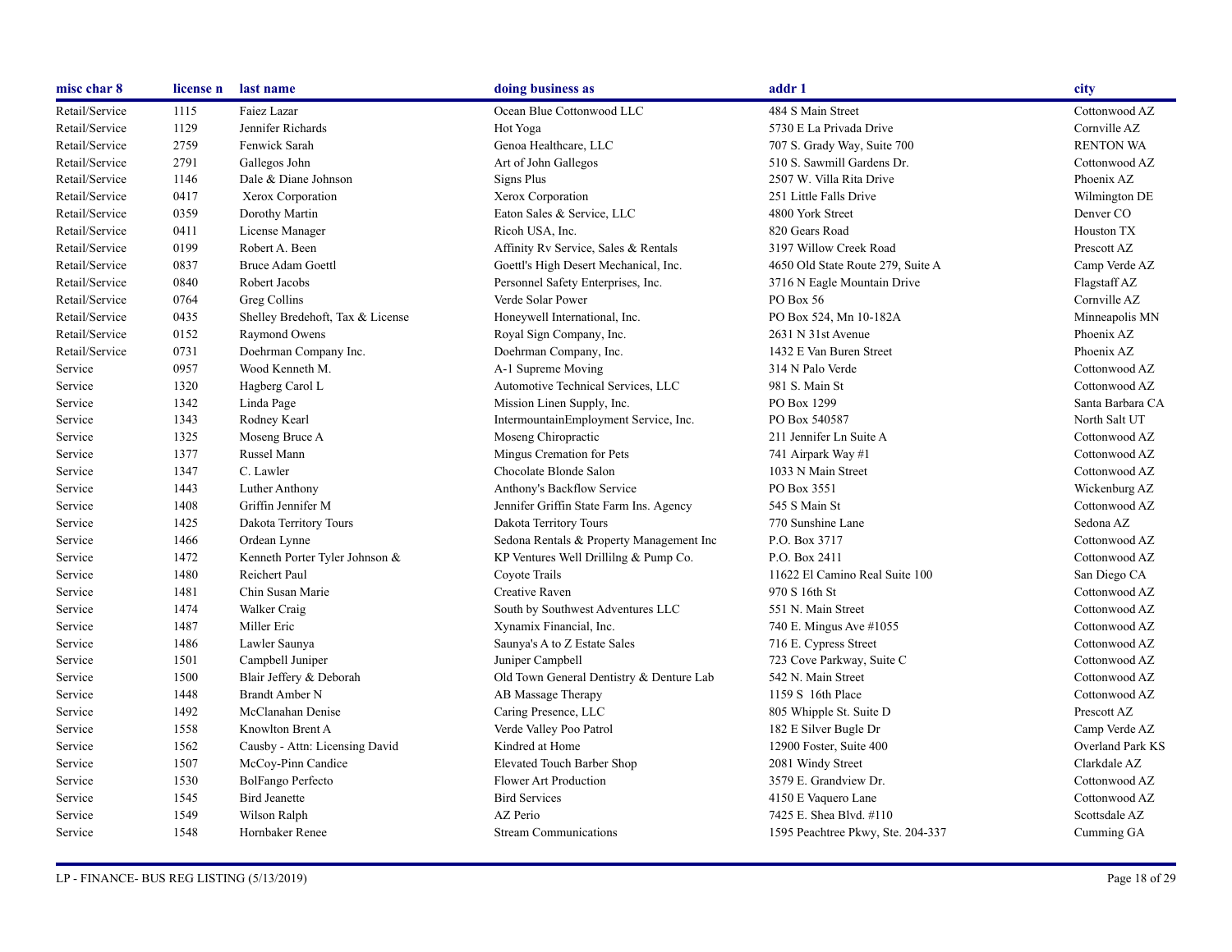| misc char 8 | license n | last name | doing business as | addr 1 | city |
|---|---|---|---|---|---|
| Retail/Service | 1115 | Faiez Lazar | Ocean Blue Cottonwood LLC | 484 S Main Street | Cottonwood AZ |
| Retail/Service | 1129 | Jennifer Richards | Hot Yoga | 5730 E La Privada Drive | Cornville AZ |
| Retail/Service | 2759 | Fenwick Sarah | Genoa Healthcare, LLC | 707 S. Grady Way, Suite 700 | RENTON WA |
| Retail/Service | 2791 | Gallegos John | Art of John Gallegos | 510 S. Sawmill Gardens Dr. | Cottonwood AZ |
| Retail/Service | 1146 | Dale & Diane Johnson | Signs Plus | 2507 W. Villa Rita Drive | Phoenix AZ |
| Retail/Service | 0417 | Xerox Corporation | Xerox Corporation | 251 Little Falls Drive | Wilmington DE |
| Retail/Service | 0359 | Dorothy Martin | Eaton Sales & Service, LLC | 4800 York Street | Denver CO |
| Retail/Service | 0411 | License Manager | Ricoh USA, Inc. | 820 Gears Road | Houston TX |
| Retail/Service | 0199 | Robert A. Been | Affinity Rv Service, Sales & Rentals | 3197 Willow Creek Road | Prescott AZ |
| Retail/Service | 0837 | Bruce Adam Goettl | Goettl's High Desert Mechanical, Inc. | 4650 Old State Route 279, Suite A | Camp Verde AZ |
| Retail/Service | 0840 | Robert Jacobs | Personnel Safety Enterprises, Inc. | 3716 N Eagle Mountain Drive | Flagstaff AZ |
| Retail/Service | 0764 | Greg Collins | Verde Solar Power | PO Box 56 | Cornville AZ |
| Retail/Service | 0435 | Shelley Bredehoft, Tax & License | Honeywell International, Inc. | PO Box 524, Mn 10-182A | Minneapolis MN |
| Retail/Service | 0152 | Raymond Owens | Royal Sign Company, Inc. | 2631 N 31st Avenue | Phoenix AZ |
| Retail/Service | 0731 | Doehrman Company Inc. | Doehrman Company, Inc. | 1432 E Van Buren Street | Phoenix AZ |
| Service | 0957 | Wood Kenneth M. | A-1 Supreme Moving | 314 N Palo Verde | Cottonwood AZ |
| Service | 1320 | Hagberg Carol L | Automotive Technical Services, LLC | 981 S. Main St | Cottonwood AZ |
| Service | 1342 | Linda Page | Mission Linen Supply, Inc. | PO Box 1299 | Santa Barbara CA |
| Service | 1343 | Rodney Kearl | IntermountainEmployment Service, Inc. | PO Box 540587 | North Salt UT |
| Service | 1325 | Moseng Bruce A | Moseng Chiropractic | 211 Jennifer Ln Suite A | Cottonwood AZ |
| Service | 1377 | Russel Mann | Mingus Cremation for Pets | 741 Airpark Way #1 | Cottonwood AZ |
| Service | 1347 | C. Lawler | Chocolate Blonde Salon | 1033 N Main Street | Cottonwood AZ |
| Service | 1443 | Luther Anthony | Anthony's Backflow Service | PO Box 3551 | Wickenburg AZ |
| Service | 1408 | Griffin Jennifer M | Jennifer Griffin State Farm Ins. Agency | 545 S Main St | Cottonwood AZ |
| Service | 1425 | Dakota Territory Tours | Dakota Territory Tours | 770 Sunshine Lane | Sedona AZ |
| Service | 1466 | Ordean Lynne | Sedona Rentals & Property Management Inc | P.O. Box 3717 | Cottonwood AZ |
| Service | 1472 | Kenneth Porter Tyler Johnson & | KP Ventures Well Drillilng & Pump Co. | P.O. Box 2411 | Cottonwood AZ |
| Service | 1480 | Reichert Paul | Coyote Trails | 11622 El Camino Real Suite 100 | San Diego CA |
| Service | 1481 | Chin Susan Marie | Creative Raven | 970 S 16th St | Cottonwood AZ |
| Service | 1474 | Walker Craig | South by Southwest Adventures LLC | 551 N. Main Street | Cottonwood AZ |
| Service | 1487 | Miller Eric | Xynamix Financial, Inc. | 740 E. Mingus Ave #1055 | Cottonwood AZ |
| Service | 1486 | Lawler Saunya | Saunya's A to Z Estate Sales | 716 E. Cypress Street | Cottonwood AZ |
| Service | 1501 | Campbell Juniper | Juniper Campbell | 723 Cove Parkway, Suite C | Cottonwood AZ |
| Service | 1500 | Blair Jeffery & Deborah | Old Town General Dentistry & Denture Lab | 542 N. Main Street | Cottonwood AZ |
| Service | 1448 | Brandt Amber N | AB Massage Therapy | 1159 S 16th Place | Cottonwood AZ |
| Service | 1492 | McClanahan Denise | Caring Presence, LLC | 805 Whipple St. Suite D | Prescott AZ |
| Service | 1558 | Knowlton Brent A | Verde Valley Poo Patrol | 182 E Silver Bugle Dr | Camp Verde AZ |
| Service | 1562 | Causby - Attn: Licensing David | Kindred at Home | 12900 Foster, Suite 400 | Overland Park KS |
| Service | 1507 | McCoy-Pinn Candice | Elevated Touch Barber Shop | 2081 Windy Street | Clarkdale AZ |
| Service | 1530 | BolFango Perfecto | Flower Art Production | 3579 E. Grandview Dr. | Cottonwood AZ |
| Service | 1545 | Bird Jeanette | Bird Services | 4150 E Vaquero Lane | Cottonwood AZ |
| Service | 1549 | Wilson Ralph | AZ Perio | 7425 E. Shea Blvd. #110 | Scottsdale AZ |
| Service | 1548 | Hornbaker Renee | Stream Communications | 1595 Peachtree Pkwy, Ste. 204-337 | Cumming GA |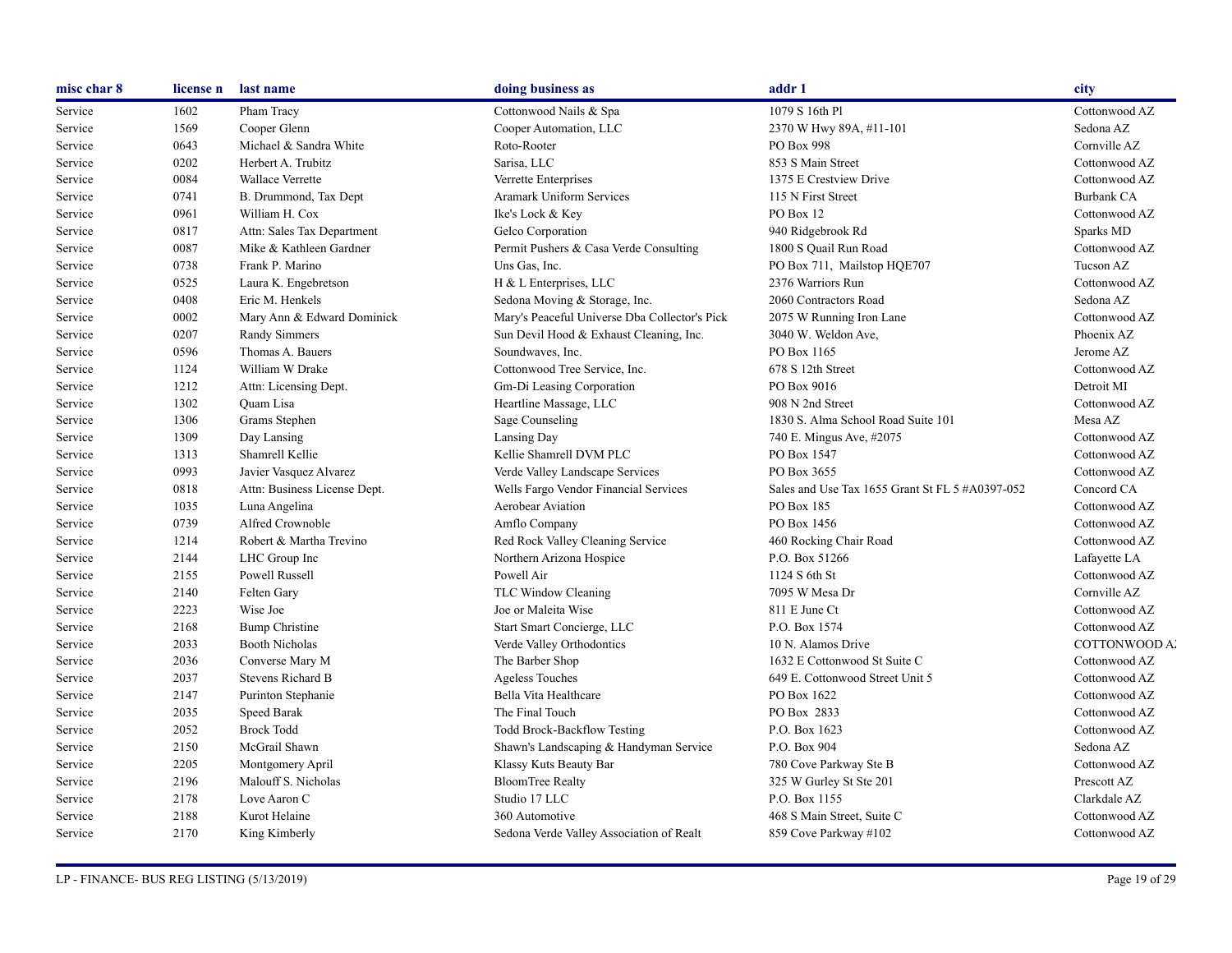| misc char 8 | license n | last name | doing business as | addr 1 | city |
|---|---|---|---|---|---|
| Service | 1602 | Pham Tracy | Cottonwood Nails & Spa | 1079 S 16th Pl | Cottonwood AZ |
| Service | 1569 | Cooper Glenn | Cooper Automation, LLC | 2370 W Hwy 89A, #11-101 | Sedona AZ |
| Service | 0643 | Michael & Sandra White | Roto-Rooter | PO Box 998 | Cornville AZ |
| Service | 0202 | Herbert A. Trubitz | Sarisa, LLC | 853 S Main Street | Cottonwood AZ |
| Service | 0084 | Wallace Verrette | Verrette Enterprises | 1375 E Crestview Drive | Cottonwood AZ |
| Service | 0741 | B. Drummond, Tax Dept | Aramark Uniform Services | 115 N First Street | Burbank CA |
| Service | 0961 | William H. Cox | Ike's Lock & Key | PO Box 12 | Cottonwood AZ |
| Service | 0817 | Attn: Sales Tax Department | Gelco Corporation | 940 Ridgebrook Rd | Sparks MD |
| Service | 0087 | Mike & Kathleen Gardner | Permit Pushers & Casa Verde Consulting | 1800 S Quail Run Road | Cottonwood AZ |
| Service | 0738 | Frank P. Marino | Uns Gas, Inc. | PO Box 711, Mailstop HQE707 | Tucson AZ |
| Service | 0525 | Laura K. Engebretson | H & L Enterprises, LLC | 2376 Warriors Run | Cottonwood AZ |
| Service | 0408 | Eric M. Henkels | Sedona Moving & Storage, Inc. | 2060 Contractors Road | Sedona AZ |
| Service | 0002 | Mary Ann & Edward Dominick | Mary's Peaceful Universe Dba Collector's Pick | 2075 W Running Iron Lane | Cottonwood AZ |
| Service | 0207 | Randy Simmers | Sun Devil Hood & Exhaust Cleaning, Inc. | 3040 W. Weldon Ave, | Phoenix AZ |
| Service | 0596 | Thomas A. Bauers | Soundwaves, Inc. | PO Box 1165 | Jerome AZ |
| Service | 1124 | William W Drake | Cottonwood Tree Service, Inc. | 678 S 12th Street | Cottonwood AZ |
| Service | 1212 | Attn: Licensing Dept. | Gm-Di Leasing Corporation | PO Box 9016 | Detroit MI |
| Service | 1302 | Quam Lisa | Heartline Massage, LLC | 908 N 2nd Street | Cottonwood AZ |
| Service | 1306 | Grams Stephen | Sage Counseling | 1830 S. Alma School Road Suite 101 | Mesa AZ |
| Service | 1309 | Day Lansing | Lansing Day | 740 E. Mingus Ave, #2075 | Cottonwood AZ |
| Service | 1313 | Shamrell Kellie | Kellie Shamrell DVM PLC | PO Box 1547 | Cottonwood AZ |
| Service | 0993 | Javier Vasquez Alvarez | Verde Valley Landscape Services | PO Box 3655 | Cottonwood AZ |
| Service | 0818 | Attn: Business License Dept. | Wells Fargo Vendor Financial Services | Sales and Use Tax 1655 Grant St FL 5 #A0397-052 | Concord CA |
| Service | 1035 | Luna Angelina | Aerobear Aviation | PO Box 185 | Cottonwood AZ |
| Service | 0739 | Alfred Crownoble | Amflo Company | PO Box 1456 | Cottonwood AZ |
| Service | 1214 | Robert & Martha Trevino | Red Rock Valley Cleaning Service | 460 Rocking Chair Road | Cottonwood AZ |
| Service | 2144 | LHC Group Inc | Northern Arizona Hospice | P.O. Box 51266 | Lafayette LA |
| Service | 2155 | Powell Russell | Powell Air | 1124 S 6th St | Cottonwood AZ |
| Service | 2140 | Felten Gary | TLC Window Cleaning | 7095 W Mesa Dr | Cornville AZ |
| Service | 2223 | Wise Joe | Joe or Maleita Wise | 811 E June Ct | Cottonwood AZ |
| Service | 2168 | Bump Christine | Start Smart Concierge, LLC | P.O. Box 1574 | Cottonwood AZ |
| Service | 2033 | Booth Nicholas | Verde Valley Orthodontics | 10 N. Alamos Drive | COTTONWOOD A |
| Service | 2036 | Converse Mary M | The Barber Shop | 1632 E Cottonwood St Suite C | Cottonwood AZ |
| Service | 2037 | Stevens Richard B | Ageless Touches | 649 E. Cottonwood Street Unit 5 | Cottonwood AZ |
| Service | 2147 | Purinton Stephanie | Bella Vita Healthcare | PO Box 1622 | Cottonwood AZ |
| Service | 2035 | Speed Barak | The Final Touch | PO Box 2833 | Cottonwood AZ |
| Service | 2052 | Brock Todd | Todd Brock-Backflow Testing | P.O. Box 1623 | Cottonwood AZ |
| Service | 2150 | McGrail Shawn | Shawn's Landscaping & Handyman Service | P.O. Box 904 | Sedona AZ |
| Service | 2205 | Montgomery April | Klassy Kuts Beauty Bar | 780 Cove Parkway Ste B | Cottonwood AZ |
| Service | 2196 | Malouff S. Nicholas | BloomTree Realty | 325 W Gurley St Ste 201 | Prescott AZ |
| Service | 2178 | Love Aaron C | Studio 17 LLC | P.O. Box 1155 | Clarkdale AZ |
| Service | 2188 | Kurot Helaine | 360 Automotive | 468 S Main Street, Suite C | Cottonwood AZ |
| Service | 2170 | King Kimberly | Sedona Verde Valley Association of Realt | 859 Cove Parkway #102 | Cottonwood AZ |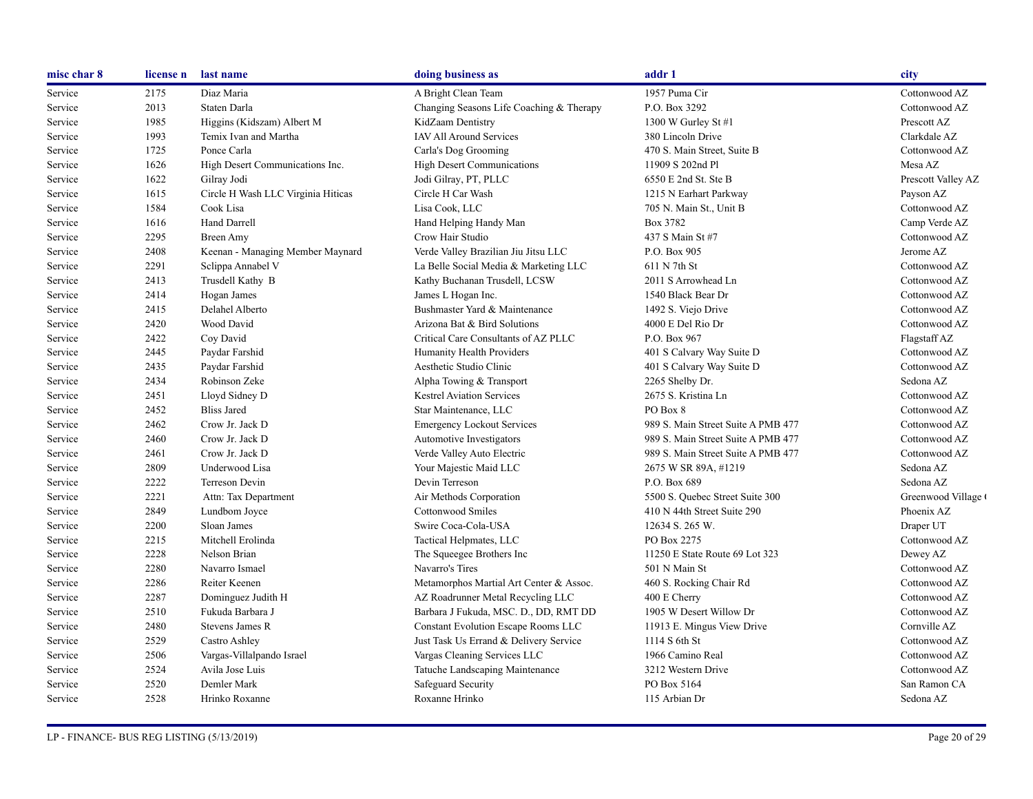| misc char 8 | license n | last name | doing business as | addr 1 | city |
|---|---|---|---|---|---|
| Service | 2175 | Diaz Maria | A Bright Clean Team | 1957 Puma Cir | Cottonwood AZ |
| Service | 2013 | Staten Darla | Changing Seasons Life Coaching & Therapy | P.O. Box 3292 | Cottonwood AZ |
| Service | 1985 | Higgins (Kidszam) Albert M | KidZaam Dentistry | 1300 W Gurley St #1 | Prescott AZ |
| Service | 1993 | Temix Ivan and Martha | IAV All Around Services | 380 Lincoln Drive | Clarkdale AZ |
| Service | 1725 | Ponce Carla | Carla's Dog Grooming | 470 S. Main Street, Suite B | Cottonwood AZ |
| Service | 1626 | High Desert Communications Inc. | High Desert Communications | 11909 S 202nd Pl | Mesa AZ |
| Service | 1622 | Gilray Jodi | Jodi Gilray, PT, PLLC | 6550 E 2nd St. Ste B | Prescott Valley AZ |
| Service | 1615 | Circle H Wash LLC Virginia Hiticas | Circle H Car Wash | 1215 N Earhart Parkway | Payson AZ |
| Service | 1584 | Cook Lisa | Lisa Cook, LLC | 705 N. Main St., Unit B | Cottonwood AZ |
| Service | 1616 | Hand Darrell | Hand Helping Handy Man | Box 3782 | Camp Verde AZ |
| Service | 2295 | Breen Amy | Crow Hair Studio | 437 S Main St #7 | Cottonwood AZ |
| Service | 2408 | Keenan - Managing Member Maynard | Verde Valley Brazilian Jiu Jitsu LLC | P.O. Box 905 | Jerome AZ |
| Service | 2291 | Sclippa Annabel V | La Belle Social Media & Marketing LLC | 611 N 7th St | Cottonwood AZ |
| Service | 2413 | Trusdell Kathy B | Kathy Buchanan Trusdell, LCSW | 2011 S Arrowhead Ln | Cottonwood AZ |
| Service | 2414 | Hogan James | James L Hogan Inc. | 1540 Black Bear Dr | Cottonwood AZ |
| Service | 2415 | Delahel Alberto | Bushmaster Yard & Maintenance | 1492 S. Viejo Drive | Cottonwood AZ |
| Service | 2420 | Wood David | Arizona Bat & Bird Solutions | 4000 E Del Rio Dr | Cottonwood AZ |
| Service | 2422 | Coy David | Critical Care Consultants of AZ PLLC | P.O. Box 967 | Flagstaff AZ |
| Service | 2445 | Paydar Farshid | Humanity Health Providers | 401 S Calvary Way Suite D | Cottonwood AZ |
| Service | 2435 | Paydar Farshid | Aesthetic Studio Clinic | 401 S Calvary Way Suite D | Cottonwood AZ |
| Service | 2434 | Robinson Zeke | Alpha Towing & Transport | 2265 Shelby Dr. | Sedona AZ |
| Service | 2451 | Lloyd Sidney D | Kestrel Aviation Services | 2675 S. Kristina Ln | Cottonwood AZ |
| Service | 2452 | Bliss Jared | Star Maintenance, LLC | PO Box 8 | Cottonwood AZ |
| Service | 2462 | Crow Jr. Jack D | Emergency Lockout Services | 989 S. Main Street Suite A PMB 477 | Cottonwood AZ |
| Service | 2460 | Crow Jr. Jack D | Automotive Investigators | 989 S. Main Street Suite A PMB 477 | Cottonwood AZ |
| Service | 2461 | Crow Jr. Jack D | Verde Valley Auto Electric | 989 S. Main Street Suite A PMB 477 | Cottonwood AZ |
| Service | 2809 | Underwood Lisa | Your Majestic Maid LLC | 2675 W SR 89A, #1219 | Sedona AZ |
| Service | 2222 | Terreson Devin | Devin Terreson | P.O. Box 689 | Sedona AZ |
| Service | 2221 | Attn: Tax Department | Air Methods Corporation | 5500 S. Quebec Street Suite 300 | Greenwood Village ( |
| Service | 2849 | Lundbom Joyce | Cottonwood Smiles | 410 N 44th Street Suite 290 | Phoenix AZ |
| Service | 2200 | Sloan James | Swire Coca-Cola-USA | 12634 S. 265 W. | Draper UT |
| Service | 2215 | Mitchell Erolinda | Tactical Helpmates, LLC | PO Box 2275 | Cottonwood AZ |
| Service | 2228 | Nelson Brian | The Squeegee Brothers Inc | 11250 E State Route 69 Lot 323 | Dewey AZ |
| Service | 2280 | Navarro Ismael | Navarro's Tires | 501 N Main St | Cottonwood AZ |
| Service | 2286 | Reiter Keenen | Metamorphos Martial Art Center & Assoc. | 460 S. Rocking Chair Rd | Cottonwood AZ |
| Service | 2287 | Dominguez Judith H | AZ Roadrunner Metal Recycling LLC | 400 E Cherry | Cottonwood AZ |
| Service | 2510 | Fukuda Barbara J | Barbara J Fukuda, MSC. D., DD, RMT DD | 1905 W Desert Willow Dr | Cottonwood AZ |
| Service | 2480 | Stevens James R | Constant Evolution Escape Rooms LLC | 11913 E. Mingus View Drive | Cornville AZ |
| Service | 2529 | Castro Ashley | Just Task Us Errand & Delivery Service | 1114 S 6th St | Cottonwood AZ |
| Service | 2506 | Vargas-Villalpando Israel | Vargas Cleaning Services LLC | 1966 Camino Real | Cottonwood AZ |
| Service | 2524 | Avila Jose Luis | Tatuche Landscaping Maintenance | 3212 Western Drive | Cottonwood AZ |
| Service | 2520 | Demler Mark | Safeguard Security | PO Box 5164 | San Ramon CA |
| Service | 2528 | Hrinko Roxanne | Roxanne Hrinko | 115 Arbian Dr | Sedona AZ |

LP - FINANCE- BUS REG LISTING (5/13/2019)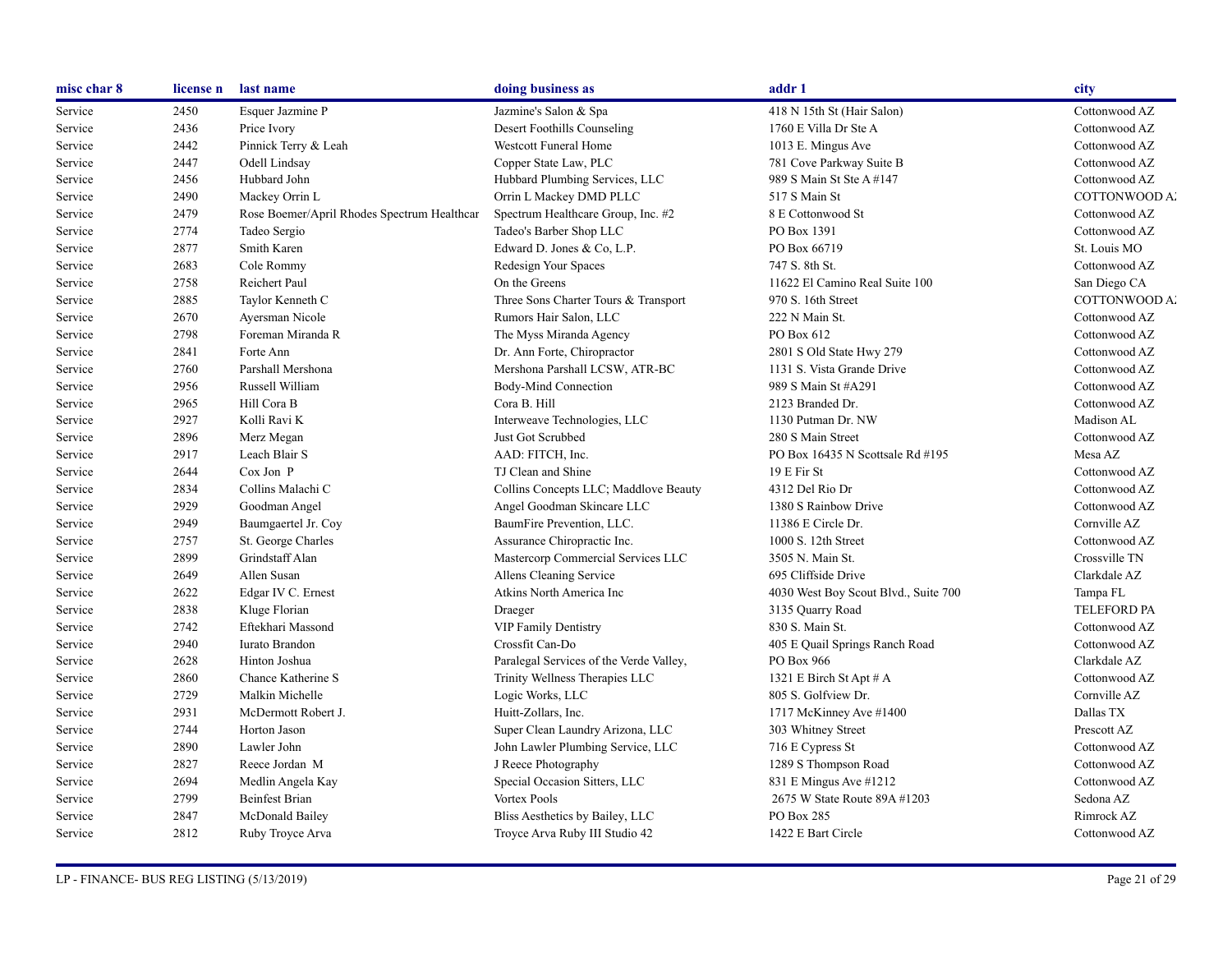| misc char 8 | license n | last name | doing business as | addr 1 | city |
|---|---|---|---|---|---|
| Service | 2450 | Esquer Jazmine P | Jazmine's Salon & Spa | 418 N 15th St (Hair Salon) | Cottonwood AZ |
| Service | 2436 | Price Ivory | Desert Foothills Counseling | 1760 E Villa Dr Ste A | Cottonwood AZ |
| Service | 2442 | Pinnick Terry & Leah | Westcott Funeral Home | 1013 E. Mingus Ave | Cottonwood AZ |
| Service | 2447 | Odell Lindsay | Copper State Law, PLC | 781 Cove Parkway Suite B | Cottonwood AZ |
| Service | 2456 | Hubbard John | Hubbard Plumbing Services, LLC | 989 S Main St Ste A #147 | Cottonwood AZ |
| Service | 2490 | Mackey Orrin L | Orrin L Mackey DMD PLLC | 517 S Main St | COTTONWOOD AZ |
| Service | 2479 | Rose Boemer/April Rhodes Spectrum Healthcar | Spectrum Healthcare Group, Inc. #2 | 8 E Cottonwood St | Cottonwood AZ |
| Service | 2774 | Tadeo Sergio | Tadeo's Barber Shop LLC | PO Box 1391 | Cottonwood AZ |
| Service | 2877 | Smith Karen | Edward D. Jones & Co, L.P. | PO Box 66719 | St. Louis MO |
| Service | 2683 | Cole Rommy | Redesign Your Spaces | 747 S. 8th St. | Cottonwood AZ |
| Service | 2758 | Reichert Paul | On the Greens | 11622 El Camino Real Suite 100 | San Diego CA |
| Service | 2885 | Taylor Kenneth C | Three Sons Charter Tours & Transport | 970 S. 16th Street | COTTONWOOD AZ |
| Service | 2670 | Ayersman Nicole | Rumors Hair Salon, LLC | 222 N Main St. | Cottonwood AZ |
| Service | 2798 | Foreman Miranda R | The Myss Miranda Agency | PO Box 612 | Cottonwood AZ |
| Service | 2841 | Forte Ann | Dr. Ann Forte, Chiropractor | 2801 S Old State Hwy 279 | Cottonwood AZ |
| Service | 2760 | Parshall Mershona | Mershona Parshall LCSW, ATR-BC | 1131 S. Vista Grande Drive | Cottonwood AZ |
| Service | 2956 | Russell William | Body-Mind Connection | 989 S Main St #A291 | Cottonwood AZ |
| Service | 2965 | Hill Cora B | Cora B. Hill | 2123 Branded Dr. | Cottonwood AZ |
| Service | 2927 | Kolli Ravi K | Interweave Technologies, LLC | 1130 Putman Dr. NW | Madison AL |
| Service | 2896 | Merz Megan | Just Got Scrubbed | 280 S Main Street | Cottonwood AZ |
| Service | 2917 | Leach Blair S | AAD: FITCH, Inc. | PO Box 16435 N Scottsale Rd #195 | Mesa AZ |
| Service | 2644 | Cox Jon P | TJ Clean and Shine | 19 E Fir St | Cottonwood AZ |
| Service | 2834 | Collins Malachi C | Collins Concepts LLC; Maddlove Beauty | 4312 Del Rio Dr | Cottonwood AZ |
| Service | 2929 | Goodman Angel | Angel Goodman Skincare LLC | 1380 S Rainbow Drive | Cottonwood AZ |
| Service | 2949 | Baumgaertel Jr. Coy | BaumFire Prevention, LLC. | 11386 E Circle Dr. | Cornville AZ |
| Service | 2757 | St. George Charles | Assurance Chiropractic Inc. | 1000 S. 12th Street | Cottonwood AZ |
| Service | 2899 | Grindstaff Alan | Mastercorp Commercial Services LLC | 3505 N. Main St. | Crossville TN |
| Service | 2649 | Allen Susan | Allens Cleaning Service | 695 Cliffside Drive | Clarkdale AZ |
| Service | 2622 | Edgar IV C. Ernest | Atkins North America Inc | 4030 West Boy Scout Blvd., Suite 700 | Tampa FL |
| Service | 2838 | Kluge Florian | Draeger | 3135 Quarry Road | TELEFORD PA |
| Service | 2742 | Eftekhari Massond | VIP Family Dentistry | 830 S. Main St. | Cottonwood AZ |
| Service | 2940 | Iurato Brandon | Crossfit Can-Do | 405 E Quail Springs Ranch Road | Cottonwood AZ |
| Service | 2628 | Hinton Joshua | Paralegal Services of the Verde Valley, | PO Box 966 | Clarkdale AZ |
| Service | 2860 | Chance Katherine S | Trinity Wellness Therapies LLC | 1321 E Birch St Apt # A | Cottonwood AZ |
| Service | 2729 | Malkin Michelle | Logic Works, LLC | 805 S. Golfview Dr. | Cornville AZ |
| Service | 2931 | McDermott Robert J. | Huitt-Zollars, Inc. | 1717 McKinney Ave #1400 | Dallas TX |
| Service | 2744 | Horton Jason | Super Clean Laundry Arizona, LLC | 303 Whitney Street | Prescott AZ |
| Service | 2890 | Lawler John | John Lawler Plumbing Service, LLC | 716 E Cypress St | Cottonwood AZ |
| Service | 2827 | Reece Jordan M | J Reece Photography | 1289 S Thompson Road | Cottonwood AZ |
| Service | 2694 | Medlin Angela Kay | Special Occasion Sitters, LLC | 831 E Mingus Ave #1212 | Cottonwood AZ |
| Service | 2799 | Beinfest Brian | Vortex Pools | 2675 W State Route 89A #1203 | Sedona AZ |
| Service | 2847 | McDonald Bailey | Bliss Aesthetics by Bailey, LLC | PO Box 285 | Rimrock AZ |
| Service | 2812 | Ruby Troyce Arva | Troyce Arva Ruby III Studio 42 | 1422 E Bart Circle | Cottonwood AZ |

LP - FINANCE- BUS REG LISTING (5/13/2019)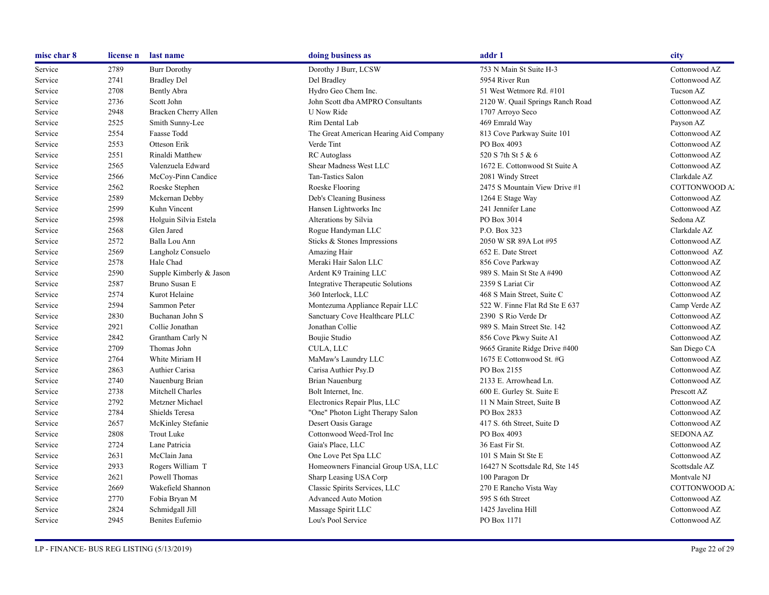| misc char 8 | license n | last name | doing business as | addr 1 | city |
|---|---|---|---|---|---|
| Service | 2789 | Burr Dorothy | Dorothy J Burr, LCSW | 753 N Main St Suite H-3 | Cottonwood AZ |
| Service | 2741 | Bradley Del | Del Bradley | 5954 River Run | Cottonwood AZ |
| Service | 2708 | Bently Abra | Hydro Geo Chem Inc. | 51 West Wetmore Rd. #101 | Tucson AZ |
| Service | 2736 | Scott John | John Scott dba AMPRO Consultants | 2120 W. Quail Springs Ranch Road | Cottonwood AZ |
| Service | 2948 | Bracken Cherry Allen | U Now Ride | 1707 Arroyo Seco | Cottonwood AZ |
| Service | 2525 | Smith Sunny-Lee | Rim Dental Lab | 469 Emrald Way | Payson AZ |
| Service | 2554 | Faasse Todd | The Great American Hearing Aid Company | 813 Cove Parkway Suite 101 | Cottonwood AZ |
| Service | 2553 | Otteson Erik | Verde Tint | PO Box 4093 | Cottonwood AZ |
| Service | 2551 | Rinaldi Matthew | RC Autoglass | 520 S 7th St 5 & 6 | Cottonwood AZ |
| Service | 2565 | Valenzuela Edward | Shear Madness West LLC | 1672 E. Cottonwood St Suite A | Cottonwood AZ |
| Service | 2566 | McCoy-Pinn Candice | Tan-Tastics Salon | 2081 Windy Street | Clarkdale AZ |
| Service | 2562 | Roeske Stephen | Roeske Flooring | 2475 S Mountain View Drive #1 | COTTONWOOD AZ |
| Service | 2589 | Mckernan Debby | Deb's Cleaning Business | 1264 E Stage Way | Cottonwood AZ |
| Service | 2599 | Kuhn Vincent | Hansen Lightworks Inc | 241 Jennifer Lane | Cottonwood AZ |
| Service | 2598 | Holguin Silvia Estela | Alterations by Silvia | PO Box 3014 | Sedona AZ |
| Service | 2568 | Glen Jared | Rogue Handyman LLC | P.O. Box 323 | Clarkdale AZ |
| Service | 2572 | Balla Lou Ann | Sticks & Stones Impressions | 2050 W SR 89A Lot #95 | Cottonwood AZ |
| Service | 2569 | Langholz Consuelo | Amazing Hair | 652 E. Date Street | Cottonwood AZ |
| Service | 2578 | Hale Chad | Meraki Hair Salon LLC | 856 Cove Parkway | Cottonwood AZ |
| Service | 2590 | Supple Kimberly & Jason | Ardent K9 Training LLC | 989 S. Main St Ste A #490 | Cottonwood AZ |
| Service | 2587 | Bruno Susan E | Integrative Therapeutic Solutions | 2359 S Lariat Cir | Cottonwood AZ |
| Service | 2574 | Kurot Helaine | 360 Interlock, LLC | 468 S Main Street, Suite C | Cottonwood AZ |
| Service | 2594 | Sammon Peter | Montezuma Appliance Repair LLC | 522 W. Finne Flat Rd Ste E 637 | Camp Verde AZ |
| Service | 2830 | Buchanan John S | Sanctuary Cove Healthcare PLLC | 2390 S Rio Verde Dr | Cottonwood AZ |
| Service | 2921 | Collie Jonathan | Jonathan Collie | 989 S. Main Street Ste. 142 | Cottonwood AZ |
| Service | 2842 | Grantham Carly N | Boujie Studio | 856 Cove Pkwy Suite A1 | Cottonwood AZ |
| Service | 2709 | Thomas John | CULA, LLC | 9665 Granite Ridge Drive #400 | San Diego CA |
| Service | 2764 | White Miriam H | MaMaw's Laundry LLC | 1675 E Cottonwood St. #G | Cottonwood AZ |
| Service | 2863 | Authier Carisa | Carisa Authier Psy.D | PO Box 2155 | Cottonwood AZ |
| Service | 2740 | Nauenburg Brian | Brian Nauenburg | 2133 E. Arrowhead Ln. | Cottonwood AZ |
| Service | 2738 | Mitchell Charles | Bolt Internet, Inc. | 600 E. Gurley St. Suite E | Prescott AZ |
| Service | 2792 | Metzner Michael | Electronics Repair Plus, LLC | 11 N Main Street, Suite B | Cottonwood AZ |
| Service | 2784 | Shields Teresa | "One" Photon Light Therapy Salon | PO Box 2833 | Cottonwood AZ |
| Service | 2657 | McKinley Stefanie | Desert Oasis Garage | 417 S. 6th Street, Suite D | Cottonwood AZ |
| Service | 2808 | Trout Luke | Cottonwood Weed-Trol Inc | PO Box 4093 | SEDONA AZ |
| Service | 2724 | Lane Patricia | Gaia's Place, LLC | 36 East Fir St. | Cottonwood AZ |
| Service | 2631 | McClain Jana | One Love Pet Spa LLC | 101 S Main St Ste E | Cottonwood AZ |
| Service | 2933 | Rogers William T | Homeowners Financial Group USA, LLC | 16427 N Scottsdale Rd, Ste 145 | Scottsdale AZ |
| Service | 2621 | Powell Thomas | Sharp Leasing USA Corp | 100 Paragon Dr | Montvale NJ |
| Service | 2669 | Wakefield Shannon | Classic Spirits Services, LLC | 270 E Rancho Vista Way | COTTONWOOD AZ |
| Service | 2770 | Fobia Bryan M | Advanced Auto Motion | 595 S 6th Street | Cottonwood AZ |
| Service | 2824 | Schmidgall Jill | Massage Spirit LLC | 1425 Javelina Hill | Cottonwood AZ |
| Service | 2945 | Benites Eufemio | Lou's Pool Service | PO Box 1171 | Cottonwood AZ |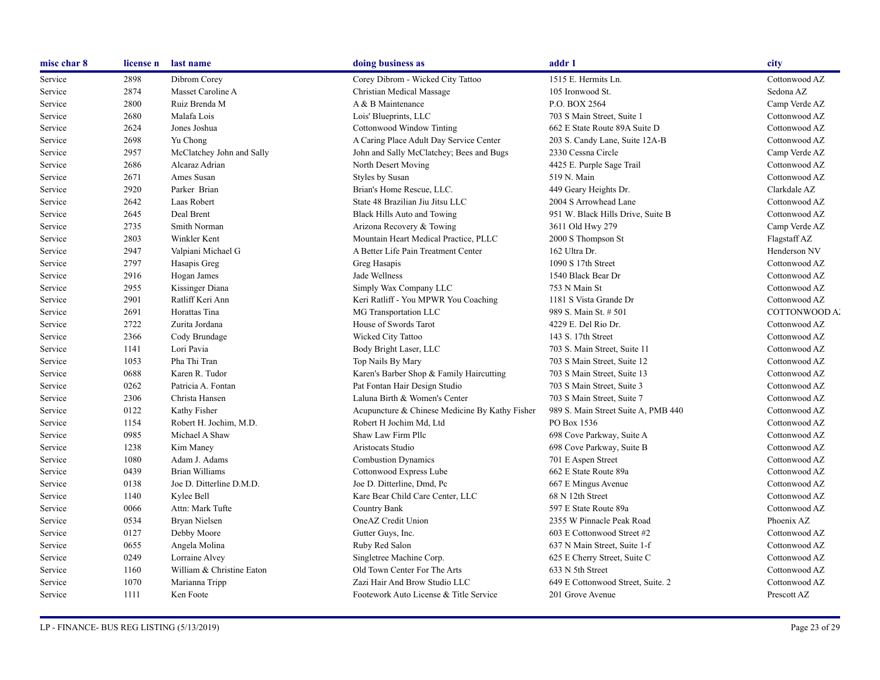| misc char 8 | license n | last name | doing business as | addr 1 | city |
|---|---|---|---|---|---|
| Service | 2898 | Dibrom Corey | Corey Dibrom - Wicked City Tattoo | 1515 E. Hermits Ln. | Cottonwood AZ |
| Service | 2874 | Masset Caroline A | Christian Medical Massage | 105 Ironwood St. | Sedona AZ |
| Service | 2800 | Ruiz Brenda M | A & B Maintenance | P.O. BOX 2564 | Camp Verde AZ |
| Service | 2680 | Malafa Lois | Lois' Blueprints, LLC | 703 S Main Street, Suite 1 | Cottonwood AZ |
| Service | 2624 | Jones Joshua | Cottonwood Window Tinting | 662 E State Route 89A Suite D | Cottonwood AZ |
| Service | 2698 | Yu Chong | A Caring Place Adult Day Service Center | 203 S. Candy Lane, Suite 12A-B | Cottonwood AZ |
| Service | 2957 | McClatchey John and Sally | John and Sally McClatchey; Bees and Bugs | 2330 Cessna Circle | Camp Verde AZ |
| Service | 2686 | Alcaraz Adrian | North Desert Moving | 4425 E. Purple Sage Trail | Cottonwood AZ |
| Service | 2671 | Ames Susan | Styles by Susan | 519 N. Main | Cottonwood AZ |
| Service | 2920 | Parker Brian | Brian's Home Rescue, LLC. | 449 Geary Heights Dr. | Clarkdale AZ |
| Service | 2642 | Laas Robert | State 48 Brazilian Jiu Jitsu LLC | 2004 S Arrowhead Lane | Cottonwood AZ |
| Service | 2645 | Deal Brent | Black Hills Auto and Towing | 951 W. Black Hills Drive, Suite B | Cottonwood AZ |
| Service | 2735 | Smith Norman | Arizona Recovery & Towing | 3611 Old Hwy 279 | Camp Verde AZ |
| Service | 2803 | Winkler Kent | Mountain Heart Medical Practice, PLLC | 2000 S Thompson St | Flagstaff AZ |
| Service | 2947 | Valpiani Michael G | A Better Life Pain Treatment Center | 162 Ultra Dr. | Henderson NV |
| Service | 2797 | Hasapis Greg | Greg Hasapis | 1090 S 17th Street | Cottonwood AZ |
| Service | 2916 | Hogan James | Jade Wellness | 1540 Black Bear Dr | Cottonwood AZ |
| Service | 2955 | Kissinger Diana | Simply Wax Company LLC | 753 N Main St | Cottonwood AZ |
| Service | 2901 | Ratliff Keri Ann | Keri Ratliff - You MPWR You Coaching | 1181 S Vista Grande Dr | Cottonwood AZ |
| Service | 2691 | Horattas Tina | MG Transportation LLC | 989 S. Main St. # 501 | COTTONWOOD AZ |
| Service | 2722 | Zurita Jordana | House of Swords Tarot | 4229 E. Del Rio Dr. | Cottonwood AZ |
| Service | 2366 | Cody Brundage | Wicked City Tattoo | 143 S. 17th Street | Cottonwood AZ |
| Service | 1141 | Lori Pavia | Body Bright Laser, LLC | 703 S. Main Street, Suite 11 | Cottonwood AZ |
| Service | 1053 | Pha Thi Tran | Top Nails By Mary | 703 S Main Street, Suite 12 | Cottonwood AZ |
| Service | 0688 | Karen R. Tudor | Karen's Barber Shop & Family Haircutting | 703 S Main Street, Suite 13 | Cottonwood AZ |
| Service | 0262 | Patricia A. Fontan | Pat Fontan Hair Design Studio | 703 S Main Street, Suite 3 | Cottonwood AZ |
| Service | 2306 | Christa Hansen | Laluna Birth & Women's Center | 703 S Main Street, Suite 7 | Cottonwood AZ |
| Service | 0122 | Kathy Fisher | Acupuncture & Chinese Medicine By Kathy Fisher | 989 S. Main Street Suite A, PMB 440 | Cottonwood AZ |
| Service | 1154 | Robert H. Jochim, M.D. | Robert H Jochim Md, Ltd | PO Box 1536 | Cottonwood AZ |
| Service | 0985 | Michael A Shaw | Shaw Law Firm Pllc | 698 Cove Parkway, Suite A | Cottonwood AZ |
| Service | 1238 | Kim Maney | Aristocats Studio | 698 Cove Parkway, Suite B | Cottonwood AZ |
| Service | 1080 | Adam J. Adams | Combustion Dynamics | 701 E Aspen Street | Cottonwood AZ |
| Service | 0439 | Brian Williams | Cottonwood Express Lube | 662 E State Route 89a | Cottonwood AZ |
| Service | 0138 | Joe D. Ditterline D.M.D. | Joe D. Ditterline, Dmd, Pc | 667 E Mingus Avenue | Cottonwood AZ |
| Service | 1140 | Kylee Bell | Kare Bear Child Care Center, LLC | 68 N 12th Street | Cottonwood AZ |
| Service | 0066 | Attn: Mark Tufte | Country Bank | 597 E State Route 89a | Cottonwood AZ |
| Service | 0534 | Bryan Nielsen | OneAZ Credit Union | 2355 W Pinnacle Peak Road | Phoenix AZ |
| Service | 0127 | Debby Moore | Gutter Guys, Inc. | 603 E Cottonwood Street #2 | Cottonwood AZ |
| Service | 0655 | Angela Molina | Ruby Red Salon | 637 N Main Street, Suite 1-f | Cottonwood AZ |
| Service | 0249 | Lorraine Alvey | Singletree Machine Corp. | 625 E Cherry Street, Suite C | Cottonwood AZ |
| Service | 1160 | William & Christine Eaton | Old Town Center For The Arts | 633 N 5th Street | Cottonwood AZ |
| Service | 1070 | Marianna Tripp | Zazi Hair And Brow Studio LLC | 649 E Cottonwood Street, Suite. 2 | Cottonwood AZ |
| Service | 1111 | Ken Foote | Footework Auto License & Title Service | 201 Grove Avenue | Prescott AZ |

LP - FINANCE- BUS REG LISTING (5/13/2019)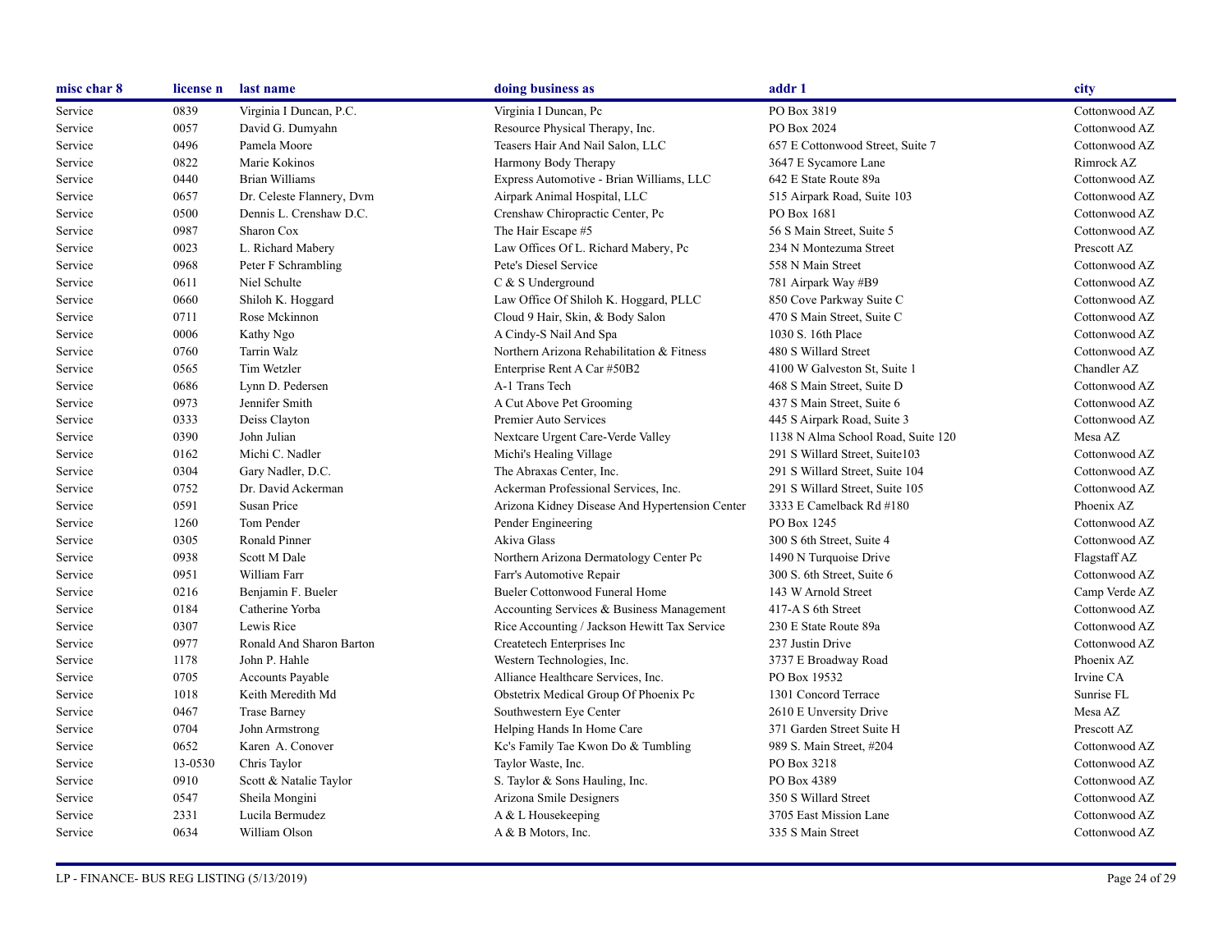| misc char 8 | license n | last name | doing business as | addr 1 | city |
|---|---|---|---|---|---|
| Service | 0839 | Virginia I Duncan, P.C. | Virginia I Duncan, Pc | PO Box 3819 | Cottonwood AZ |
| Service | 0057 | David G. Dumyahn | Resource Physical Therapy, Inc. | PO Box 2024 | Cottonwood AZ |
| Service | 0496 | Pamela Moore | Teasers Hair And Nail Salon, LLC | 657 E Cottonwood Street, Suite 7 | Cottonwood AZ |
| Service | 0822 | Marie Kokinos | Harmony Body Therapy | 3647 E Sycamore Lane | Rimrock AZ |
| Service | 0440 | Brian Williams | Express Automotive - Brian Williams, LLC | 642 E State Route 89a | Cottonwood AZ |
| Service | 0657 | Dr. Celeste Flannery, Dvm | Airpark Animal Hospital, LLC | 515 Airpark Road, Suite 103 | Cottonwood AZ |
| Service | 0500 | Dennis L. Crenshaw D.C. | Crenshaw Chiropractic Center, Pc | PO Box 1681 | Cottonwood AZ |
| Service | 0987 | Sharon Cox | The Hair Escape #5 | 56 S Main Street, Suite 5 | Cottonwood AZ |
| Service | 0023 | L. Richard Mabery | Law Offices Of L. Richard Mabery, Pc | 234 N Montezuma Street | Prescott AZ |
| Service | 0968 | Peter F Schrambling | Pete's Diesel Service | 558 N Main Street | Cottonwood AZ |
| Service | 0611 | Niel Schulte | C & S Underground | 781 Airpark Way #B9 | Cottonwood AZ |
| Service | 0660 | Shiloh K. Hoggard | Law Office Of Shiloh K. Hoggard, PLLC | 850 Cove Parkway Suite C | Cottonwood AZ |
| Service | 0711 | Rose Mckinnon | Cloud 9 Hair, Skin, & Body Salon | 470 S Main Street, Suite C | Cottonwood AZ |
| Service | 0006 | Kathy Ngo | A Cindy-S Nail And Spa | 1030 S. 16th Place | Cottonwood AZ |
| Service | 0760 | Tarrin Walz | Northern Arizona Rehabilitation & Fitness | 480 S Willard Street | Cottonwood AZ |
| Service | 0565 | Tim Wetzler | Enterprise Rent A Car #50B2 | 4100 W Galveston St, Suite 1 | Chandler AZ |
| Service | 0686 | Lynn D. Pedersen | A-1 Trans Tech | 468 S Main Street, Suite D | Cottonwood AZ |
| Service | 0973 | Jennifer Smith | A Cut Above Pet Grooming | 437 S Main Street, Suite 6 | Cottonwood AZ |
| Service | 0333 | Deiss Clayton | Premier Auto Services | 445 S Airpark Road, Suite 3 | Cottonwood AZ |
| Service | 0390 | John Julian | Nextcare Urgent Care-Verde Valley | 1138 N Alma School Road, Suite 120 | Mesa AZ |
| Service | 0162 | Michi C. Nadler | Michi's Healing Village | 291 S Willard Street, Suite103 | Cottonwood AZ |
| Service | 0304 | Gary Nadler, D.C. | The Abraxas Center, Inc. | 291 S Willard Street, Suite 104 | Cottonwood AZ |
| Service | 0752 | Dr. David Ackerman | Ackerman Professional Services, Inc. | 291 S Willard Street, Suite 105 | Cottonwood AZ |
| Service | 0591 | Susan Price | Arizona Kidney Disease And Hypertension Center | 3333 E Camelback Rd #180 | Phoenix AZ |
| Service | 1260 | Tom Pender | Pender Engineering | PO Box 1245 | Cottonwood AZ |
| Service | 0305 | Ronald Pinner | Akiva Glass | 300 S 6th Street, Suite 4 | Cottonwood AZ |
| Service | 0938 | Scott M Dale | Northern Arizona Dermatology Center Pc | 1490 N Turquoise Drive | Flagstaff AZ |
| Service | 0951 | William Farr | Farr's Automotive Repair | 300 S. 6th Street, Suite 6 | Cottonwood AZ |
| Service | 0216 | Benjamin F. Bueler | Bueler Cottonwood Funeral Home | 143 W Arnold Street | Camp Verde AZ |
| Service | 0184 | Catherine Yorba | Accounting Services & Business Management | 417-A S 6th Street | Cottonwood AZ |
| Service | 0307 | Lewis Rice | Rice Accounting / Jackson Hewitt Tax Service | 230 E State Route 89a | Cottonwood AZ |
| Service | 0977 | Ronald And Sharon Barton | Createtech Enterprises Inc | 237 Justin Drive | Cottonwood AZ |
| Service | 1178 | John P. Hahle | Western Technologies, Inc. | 3737 E Broadway Road | Phoenix AZ |
| Service | 0705 | Accounts Payable | Alliance Healthcare Services, Inc. | PO Box 19532 | Irvine CA |
| Service | 1018 | Keith Meredith Md | Obstetrix Medical Group Of Phoenix Pc | 1301 Concord Terrace | Sunrise FL |
| Service | 0467 | Trase Barney | Southwestern Eye Center | 2610 E Unversity Drive | Mesa AZ |
| Service | 0704 | John Armstrong | Helping Hands In Home Care | 371 Garden Street Suite H | Prescott AZ |
| Service | 0652 | Karen A. Conover | Kc's Family Tae Kwon Do & Tumbling | 989 S. Main Street, #204 | Cottonwood AZ |
| Service | 13-0530 | Chris Taylor | Taylor Waste, Inc. | PO Box 3218 | Cottonwood AZ |
| Service | 0910 | Scott & Natalie Taylor | S. Taylor & Sons Hauling, Inc. | PO Box 4389 | Cottonwood AZ |
| Service | 0547 | Sheila Mongini | Arizona Smile Designers | 350 S Willard Street | Cottonwood AZ |
| Service | 2331 | Lucila Bermudez | A & L Housekeeping | 3705 East Mission Lane | Cottonwood AZ |
| Service | 0634 | William Olson | A & B Motors, Inc. | 335 S Main Street | Cottonwood AZ |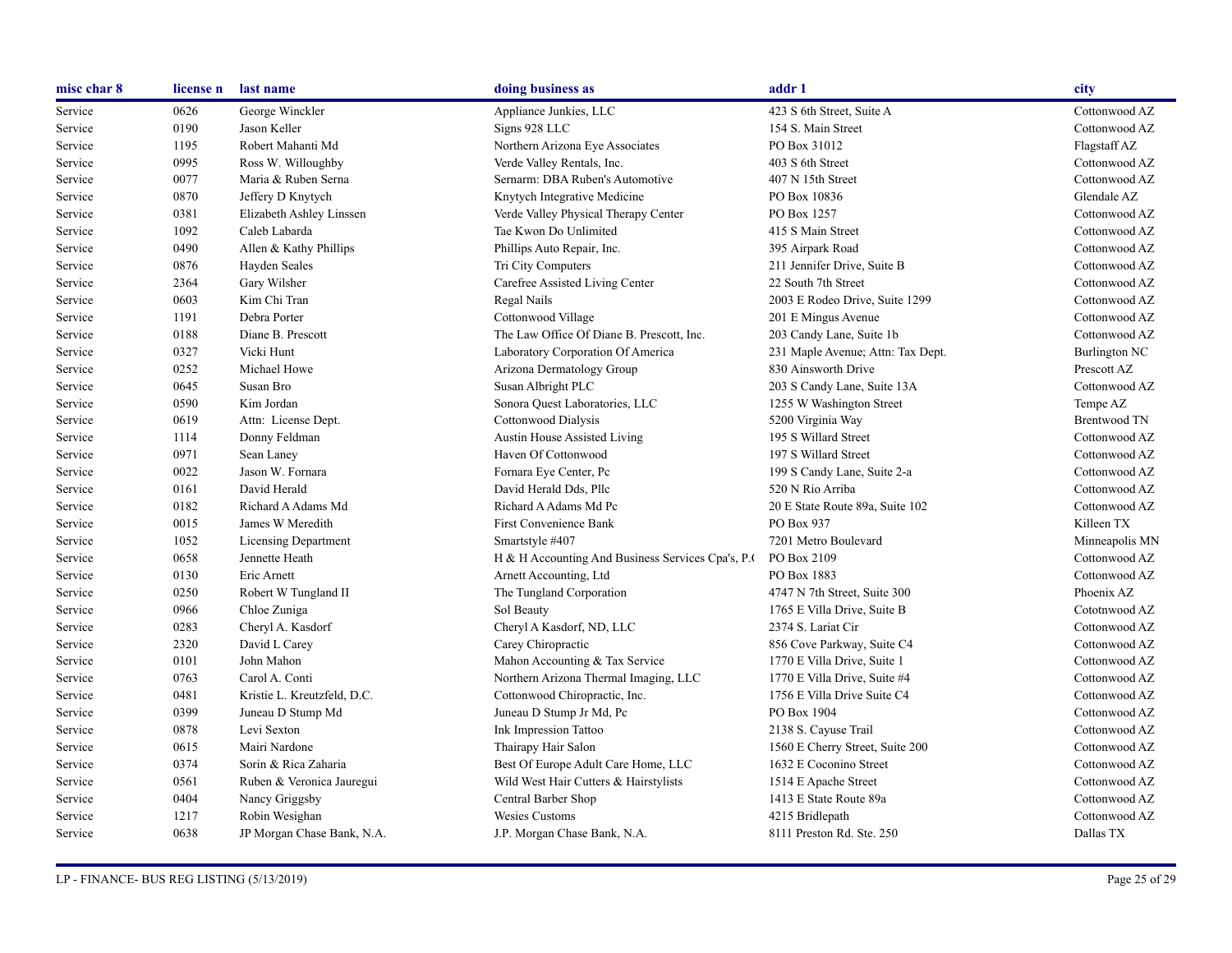| misc char 8 | license n | last name | doing business as | addr 1 | city |
|---|---|---|---|---|---|
| Service | 0626 | George Winckler | Appliance Junkies, LLC | 423 S 6th Street, Suite A | Cottonwood AZ |
| Service | 0190 | Jason Keller | Signs 928 LLC | 154 S. Main Street | Cottonwood AZ |
| Service | 1195 | Robert Mahanti Md | Northern Arizona Eye Associates | PO Box 31012 | Flagstaff AZ |
| Service | 0995 | Ross W. Willoughby | Verde Valley Rentals, Inc. | 403 S 6th Street | Cottonwood AZ |
| Service | 0077 | Maria & Ruben Serna | Sernarm: DBA Ruben's Automotive | 407 N 15th Street | Cottonwood AZ |
| Service | 0870 | Jeffery D Knytych | Knytych Integrative Medicine | PO Box 10836 | Glendale AZ |
| Service | 0381 | Elizabeth Ashley Linssen | Verde Valley Physical Therapy Center | PO Box 1257 | Cottonwood AZ |
| Service | 1092 | Caleb Labarda | Tae Kwon Do Unlimited | 415 S Main Street | Cottonwood AZ |
| Service | 0490 | Allen & Kathy Phillips | Phillips Auto Repair, Inc. | 395 Airpark Road | Cottonwood AZ |
| Service | 0876 | Hayden Seales | Tri City Computers | 211 Jennifer Drive, Suite B | Cottonwood AZ |
| Service | 2364 | Gary Wilsher | Carefree Assisted Living Center | 22 South 7th Street | Cottonwood AZ |
| Service | 0603 | Kim Chi Tran | Regal Nails | 2003 E Rodeo Drive, Suite 1299 | Cottonwood AZ |
| Service | 1191 | Debra Porter | Cottonwood Village | 201 E Mingus Avenue | Cottonwood AZ |
| Service | 0188 | Diane B. Prescott | The Law Office Of Diane B. Prescott, Inc. | 203 Candy Lane, Suite 1b | Cottonwood AZ |
| Service | 0327 | Vicki Hunt | Laboratory Corporation Of America | 231 Maple Avenue; Attn: Tax Dept. | Burlington NC |
| Service | 0252 | Michael Howe | Arizona Dermatology Group | 830 Ainsworth Drive | Prescott AZ |
| Service | 0645 | Susan Bro | Susan Albright PLC | 203 S Candy Lane, Suite 13A | Cottonwood AZ |
| Service | 0590 | Kim Jordan | Sonora Quest Laboratories, LLC | 1255 W Washington Street | Tempe AZ |
| Service | 0619 | Attn: License Dept. | Cottonwood Dialysis | 5200 Virginia Way | Brentwood TN |
| Service | 1114 | Donny Feldman | Austin House Assisted Living | 195 S Willard Street | Cottonwood AZ |
| Service | 0971 | Sean Laney | Haven Of Cottonwood | 197 S Willard Street | Cottonwood AZ |
| Service | 0022 | Jason W. Fornara | Fornara Eye Center, Pc | 199 S Candy Lane, Suite 2-a | Cottonwood AZ |
| Service | 0161 | David Herald | David Herald Dds, Pllc | 520 N Rio Arriba | Cottonwood AZ |
| Service | 0182 | Richard A Adams Md | Richard A Adams Md Pc | 20 E State Route 89a, Suite 102 | Cottonwood AZ |
| Service | 0015 | James W Meredith | First Convenience Bank | PO Box 937 | Killeen TX |
| Service | 1052 | Licensing Department | Smartstyle #407 | 7201 Metro Boulevard | Minneapolis MN |
| Service | 0658 | Jennette Heath | H & H Accounting And Business Services Cpa's, P.( | PO Box 2109 | Cottonwood AZ |
| Service | 0130 | Eric Arnett | Arnett Accounting, Ltd | PO Box 1883 | Cottonwood AZ |
| Service | 0250 | Robert W Tungland II | The Tungland Corporation | 4747 N 7th Street, Suite 300 | Phoenix AZ |
| Service | 0966 | Chloe Zuniga | Sol Beauty | 1765 E Villa Drive, Suite B | Cototnwood AZ |
| Service | 0283 | Cheryl A. Kasdorf | Cheryl A Kasdorf, ND, LLC | 2374 S. Lariat Cir | Cottonwood AZ |
| Service | 2320 | David L Carey | Carey Chiropractic | 856 Cove Parkway, Suite C4 | Cottonwood AZ |
| Service | 0101 | John Mahon | Mahon Accounting & Tax Service | 1770 E Villa Drive, Suite 1 | Cottonwood AZ |
| Service | 0763 | Carol A. Conti | Northern Arizona Thermal Imaging, LLC | 1770 E Villa Drive, Suite #4 | Cottonwood AZ |
| Service | 0481 | Kristie L. Kreutzfeld, D.C. | Cottonwood Chiropractic, Inc. | 1756 E Villa Drive Suite C4 | Cottonwood AZ |
| Service | 0399 | Juneau D Stump Md | Juneau D Stump Jr Md, Pc | PO Box 1904 | Cottonwood AZ |
| Service | 0878 | Levi Sexton | Ink Impression Tattoo | 2138 S. Cayuse Trail | Cottonwood AZ |
| Service | 0615 | Mairi Nardone | Thairapy Hair Salon | 1560 E Cherry Street, Suite 200 | Cottonwood AZ |
| Service | 0374 | Sorin & Rica Zaharia | Best Of Europe Adult Care Home, LLC | 1632 E Coconino Street | Cottonwood AZ |
| Service | 0561 | Ruben & Veronica Jauregui | Wild West Hair Cutters & Hairstylists | 1514 E Apache Street | Cottonwood AZ |
| Service | 0404 | Nancy Griggsby | Central Barber Shop | 1413 E State Route 89a | Cottonwood AZ |
| Service | 1217 | Robin Wesighan | Wesies Customs | 4215 Bridlepath | Cottonwood AZ |
| Service | 0638 | JP Morgan Chase Bank, N.A. | J.P. Morgan Chase Bank, N.A. | 8111 Preston Rd. Ste. 250 | Dallas TX |

LP - FINANCE- BUS REG LISTING (5/13/2019)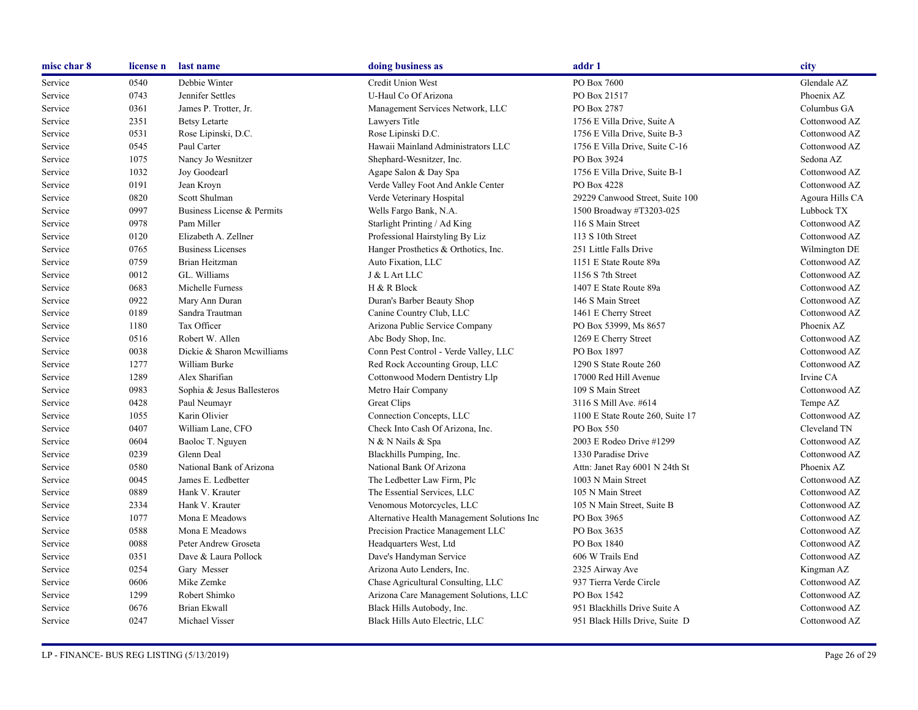| misc char 8 | license n | last name | doing business as | addr 1 | city |
|---|---|---|---|---|---|
| Service | 0540 | Debbie Winter | Credit Union West | PO Box 7600 | Glendale AZ |
| Service | 0743 | Jennifer Settles | U-Haul Co Of Arizona | PO Box 21517 | Phoenix AZ |
| Service | 0361 | James P. Trotter, Jr. | Management Services Network, LLC | PO Box 2787 | Columbus GA |
| Service | 2351 | Betsy Letarte | Lawyers Title | 1756 E Villa Drive, Suite A | Cottonwood AZ |
| Service | 0531 | Rose Lipinski, D.C. | Rose Lipinski D.C. | 1756 E Villa Drive, Suite B-3 | Cottonwood AZ |
| Service | 0545 | Paul Carter | Hawaii Mainland Administrators LLC | 1756 E Villa Drive, Suite C-16 | Cottonwood AZ |
| Service | 1075 | Nancy Jo Wesnitzer | Shephard-Wesnitzer, Inc. | PO Box 3924 | Sedona AZ |
| Service | 1032 | Joy Goodearl | Agape Salon & Day Spa | 1756 E Villa Drive, Suite B-1 | Cottonwood AZ |
| Service | 0191 | Jean Kroyn | Verde Valley Foot And Ankle Center | PO Box 4228 | Cottonwood AZ |
| Service | 0820 | Scott Shulman | Verde Veterinary Hospital | 29229 Canwood Street, Suite 100 | Agoura Hills CA |
| Service | 0997 | Business License & Permits | Wells Fargo Bank, N.A. | 1500 Broadway #T3203-025 | Lubbock TX |
| Service | 0978 | Pam Miller | Starlight Printing / Ad King | 116 S Main Street | Cottonwood AZ |
| Service | 0120 | Elizabeth A. Zellner | Professional Hairstyling By Liz | 113 S 10th Street | Cottonwood AZ |
| Service | 0765 | Business Licenses | Hanger Prosthetics & Orthotics, Inc. | 251 Little Falls Drive | Wilmington DE |
| Service | 0759 | Brian Heitzman | Auto Fixation, LLC | 1151 E State Route 89a | Cottonwood AZ |
| Service | 0012 | GL. Williams | J & L Art LLC | 1156 S 7th Street | Cottonwood AZ |
| Service | 0683 | Michelle Furness | H & R Block | 1407 E State Route 89a | Cottonwood AZ |
| Service | 0922 | Mary Ann Duran | Duran's Barber Beauty Shop | 146 S Main Street | Cottonwood AZ |
| Service | 0189 | Sandra Trautman | Canine Country Club, LLC | 1461 E Cherry Street | Cottonwood AZ |
| Service | 1180 | Tax Officer | Arizona Public Service Company | PO Box 53999, Ms 8657 | Phoenix AZ |
| Service | 0516 | Robert W. Allen | Abc Body Shop, Inc. | 1269 E Cherry Street | Cottonwood AZ |
| Service | 0038 | Dickie & Sharon Mcwilliams | Conn Pest Control - Verde Valley, LLC | PO Box 1897 | Cottonwood AZ |
| Service | 1277 | William Burke | Red Rock Accounting Group, LLC | 1290 S State Route 260 | Cottonwood AZ |
| Service | 1289 | Alex Sharifian | Cottonwood Modern Dentistry Llp | 17000 Red Hill Avenue | Irvine CA |
| Service | 0983 | Sophia & Jesus Ballesteros | Metro Hair Company | 109 S Main Street | Cottonwood AZ |
| Service | 0428 | Paul Neumayr | Great Clips | 3116 S Mill Ave. #614 | Tempe AZ |
| Service | 1055 | Karin Olivier | Connection Concepts, LLC | 1100 E State Route 260, Suite 17 | Cottonwood AZ |
| Service | 0407 | William Lane, CFO | Check Into Cash Of Arizona, Inc. | PO Box 550 | Cleveland TN |
| Service | 0604 | Baoloc T. Nguyen | N & N Nails & Spa | 2003 E Rodeo Drive #1299 | Cottonwood AZ |
| Service | 0239 | Glenn Deal | Blackhills Pumping, Inc. | 1330 Paradise Drive | Cottonwood AZ |
| Service | 0580 | National Bank of Arizona | National Bank Of Arizona | Attn: Janet Ray 6001 N 24th St | Phoenix AZ |
| Service | 0045 | James E. Ledbetter | The Ledbetter Law Firm, Plc | 1003 N Main Street | Cottonwood AZ |
| Service | 0889 | Hank V. Krauter | The Essential Services, LLC | 105 N Main Street | Cottonwood AZ |
| Service | 2334 | Hank V. Krauter | Venomous Motorcycles, LLC | 105 N Main Street, Suite B | Cottonwood AZ |
| Service | 1077 | Mona E Meadows | Alternative Health Management Solutions Inc | PO Box 3965 | Cottonwood AZ |
| Service | 0588 | Mona E Meadows | Precision Practice Management LLC | PO Box 3635 | Cottonwood AZ |
| Service | 0088 | Peter Andrew Groseta | Headquarters West, Ltd | PO Box 1840 | Cottonwood AZ |
| Service | 0351 | Dave & Laura Pollock | Dave's Handyman Service | 606 W Trails End | Cottonwood AZ |
| Service | 0254 | Gary Messer | Arizona Auto Lenders, Inc. | 2325 Airway Ave | Kingman AZ |
| Service | 0606 | Mike Zemke | Chase Agricultural Consulting, LLC | 937 Tierra Verde Circle | Cottonwood AZ |
| Service | 1299 | Robert Shimko | Arizona Care Management Solutions, LLC | PO Box 1542 | Cottonwood AZ |
| Service | 0676 | Brian Ekwall | Black Hills Autobody, Inc. | 951 Blackhills Drive Suite A | Cottonwood AZ |
| Service | 0247 | Michael Visser | Black Hills Auto Electric, LLC | 951 Black Hills Drive, Suite D | Cottonwood AZ |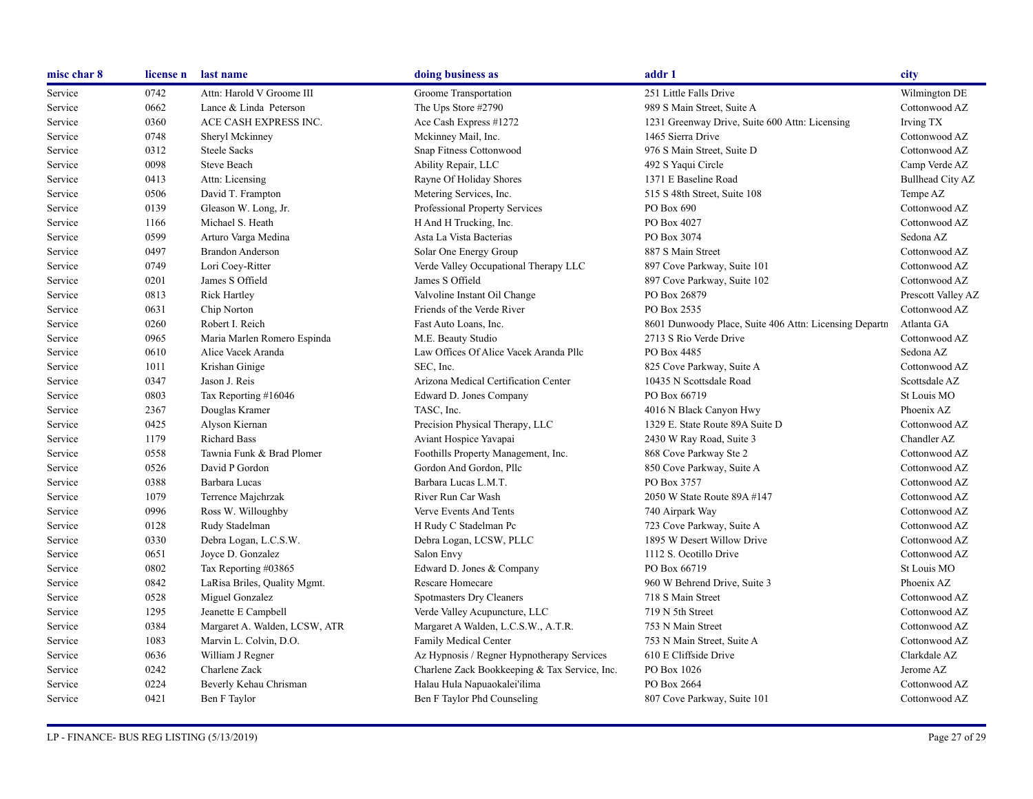| misc char 8 | license n | last name | doing business as | addr 1 | city |
|---|---|---|---|---|---|
| Service | 0742 | Attn: Harold V Groome III | Groome Transportation | 251 Little Falls Drive | Wilmington DE |
| Service | 0662 | Lance & Linda Peterson | The Ups Store #2790 | 989 S Main Street, Suite A | Cottonwood AZ |
| Service | 0360 | ACE CASH EXPRESS INC. | Ace Cash Express #1272 | 1231 Greenway Drive, Suite 600 Attn: Licensing | Irving TX |
| Service | 0748 | Sheryl Mckinney | Mckinney Mail, Inc. | 1465 Sierra Drive | Cottonwood AZ |
| Service | 0312 | Steele Sacks | Snap Fitness Cottonwood | 976 S Main Street, Suite D | Cottonwood AZ |
| Service | 0098 | Steve Beach | Ability Repair, LLC | 492 S Yaqui Circle | Camp Verde AZ |
| Service | 0413 | Attn: Licensing | Rayne Of Holiday Shores | 1371 E Baseline Road | Bullhead City AZ |
| Service | 0506 | David T. Frampton | Metering Services, Inc. | 515 S 48th Street, Suite 108 | Tempe AZ |
| Service | 0139 | Gleason W. Long, Jr. | Professional Property Services | PO Box 690 | Cottonwood AZ |
| Service | 1166 | Michael S. Heath | H And H Trucking, Inc. | PO Box 4027 | Cottonwood AZ |
| Service | 0599 | Arturo Varga Medina | Asta La Vista Bacterias | PO Box 3074 | Sedona AZ |
| Service | 0497 | Brandon Anderson | Solar One Energy Group | 887 S Main Street | Cottonwood AZ |
| Service | 0749 | Lori Coey-Ritter | Verde Valley Occupational Therapy LLC | 897 Cove Parkway, Suite 101 | Cottonwood AZ |
| Service | 0201 | James S Offield | James S Offield | 897 Cove Parkway, Suite 102 | Cottonwood AZ |
| Service | 0813 | Rick Hartley | Valvoline Instant Oil Change | PO Box 26879 | Prescott Valley AZ |
| Service | 0631 | Chip Norton | Friends of the Verde River | PO Box 2535 | Cottonwood AZ |
| Service | 0260 | Robert I. Reich | Fast Auto Loans, Inc. | 8601 Dunwoody Place, Suite 406 Attn: Licensing Departn | Atlanta GA |
| Service | 0965 | Maria Marlen Romero Espinda | M.E. Beauty Studio | 2713 S Rio Verde Drive | Cottonwood AZ |
| Service | 0610 | Alice Vacek Aranda | Law Offices Of Alice Vacek Aranda Pllc | PO Box 4485 | Sedona AZ |
| Service | 1011 | Krishan Ginige | SEC, Inc. | 825 Cove Parkway, Suite A | Cottonwood AZ |
| Service | 0347 | Jason J. Reis | Arizona Medical Certification Center | 10435 N Scottsdale Road | Scottsdale AZ |
| Service | 0803 | Tax Reporting #16046 | Edward D. Jones Company | PO Box 66719 | St Louis MO |
| Service | 2367 | Douglas Kramer | TASC, Inc. | 4016 N Black Canyon Hwy | Phoenix AZ |
| Service | 0425 | Alyson Kiernan | Precision Physical Therapy, LLC | 1329 E. State Route 89A Suite D | Cottonwood AZ |
| Service | 1179 | Richard Bass | Aviant Hospice Yavapai | 2430 W Ray Road, Suite 3 | Chandler AZ |
| Service | 0558 | Tawnia Funk & Brad Plomer | Foothills Property Management, Inc. | 868 Cove Parkway Ste 2 | Cottonwood AZ |
| Service | 0526 | David P Gordon | Gordon And Gordon, Pllc | 850 Cove Parkway, Suite A | Cottonwood AZ |
| Service | 0388 | Barbara Lucas | Barbara Lucas L.M.T. | PO Box 3757 | Cottonwood AZ |
| Service | 1079 | Terrence Majchrzak | River Run Car Wash | 2050 W State Route 89A #147 | Cottonwood AZ |
| Service | 0996 | Ross W. Willoughby | Verve Events And Tents | 740 Airpark Way | Cottonwood AZ |
| Service | 0128 | Rudy Stadelman | H Rudy C Stadelman Pc | 723 Cove Parkway, Suite A | Cottonwood AZ |
| Service | 0330 | Debra Logan, L.C.S.W. | Debra Logan, LCSW, PLLC | 1895 W Desert Willow Drive | Cottonwood AZ |
| Service | 0651 | Joyce D. Gonzalez | Salon Envy | 1112 S. Ocotillo Drive | Cottonwood AZ |
| Service | 0802 | Tax Reporting #03865 | Edward D. Jones & Company | PO Box 66719 | St Louis MO |
| Service | 0842 | LaRisa Briles, Quality Mgmt. | Rescare Homecare | 960 W Behrend Drive, Suite 3 | Phoenix AZ |
| Service | 0528 | Miguel Gonzalez | Spotmasters Dry Cleaners | 718 S Main Street | Cottonwood AZ |
| Service | 1295 | Jeanette E Campbell | Verde Valley Acupuncture, LLC | 719 N 5th Street | Cottonwood AZ |
| Service | 0384 | Margaret A. Walden, LCSW, ATR | Margaret A Walden, L.C.S.W., A.T.R. | 753 N Main Street | Cottonwood AZ |
| Service | 1083 | Marvin L. Colvin, D.O. | Family Medical Center | 753 N Main Street, Suite A | Cottonwood AZ |
| Service | 0636 | William J Regner | Az Hypnosis / Regner Hypnotherapy Services | 610 E Cliffside Drive | Clarkdale AZ |
| Service | 0242 | Charlene Zack | Charlene Zack Bookkeeping & Tax Service, Inc. | PO Box 1026 | Jerome AZ |
| Service | 0224 | Beverly Kehau Chrisman | Halau Hula Napuaokalei'ilima | PO Box 2664 | Cottonwood AZ |
| Service | 0421 | Ben F Taylor | Ben F Taylor Phd Counseling | 807 Cove Parkway, Suite 101 | Cottonwood AZ |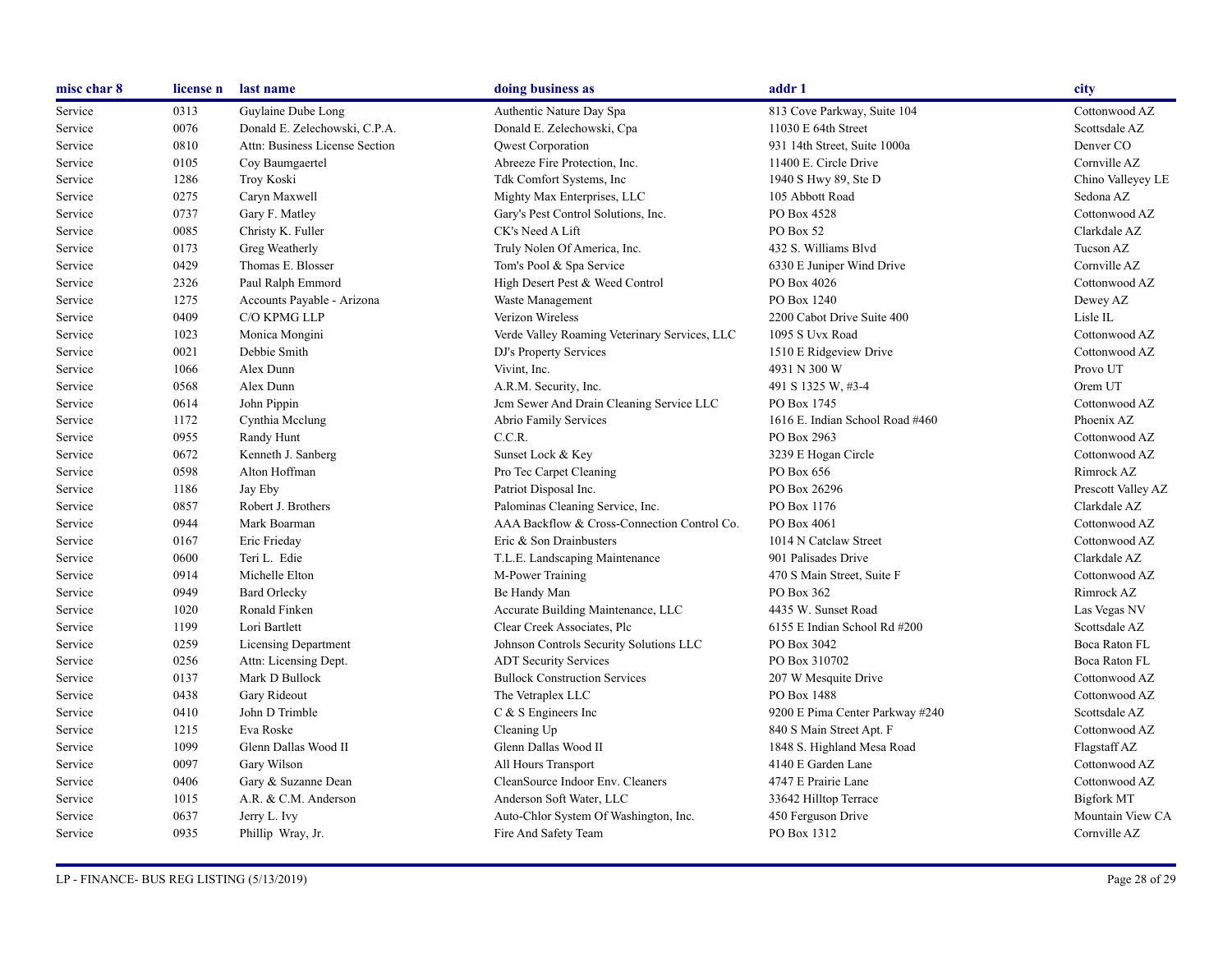| misc char 8 | license n | last name | doing business as | addr 1 | city |
|---|---|---|---|---|---|
| Service | 0313 | Guylaine Dube Long | Authentic Nature Day Spa | 813 Cove Parkway, Suite 104 | Cottonwood AZ |
| Service | 0076 | Donald E. Zelechowski, C.P.A. | Donald E. Zelechowski, Cpa | 11030 E 64th Street | Scottsdale AZ |
| Service | 0810 | Attn: Business License Section | Qwest Corporation | 931 14th Street, Suite 1000a | Denver CO |
| Service | 0105 | Coy Baumgaertel | Abreeze Fire Protection, Inc. | 11400 E. Circle Drive | Cornville AZ |
| Service | 1286 | Troy Koski | Tdk Comfort Systems, Inc | 1940 S Hwy 89, Ste D | Chino Valleyey LE |
| Service | 0275 | Caryn Maxwell | Mighty Max Enterprises, LLC | 105 Abbott Road | Sedona AZ |
| Service | 0737 | Gary F. Matley | Gary's Pest Control Solutions, Inc. | PO Box 4528 | Cottonwood AZ |
| Service | 0085 | Christy K. Fuller | CK's Need A Lift | PO Box 52 | Clarkdale AZ |
| Service | 0173 | Greg Weatherly | Truly Nolen Of America, Inc. | 432 S. Williams Blvd | Tucson AZ |
| Service | 0429 | Thomas E. Blosser | Tom's Pool & Spa Service | 6330 E Juniper Wind Drive | Cornville AZ |
| Service | 2326 | Paul Ralph Emmord | High Desert Pest & Weed Control | PO Box 4026 | Cottonwood AZ |
| Service | 1275 | Accounts Payable - Arizona | Waste Management | PO Box 1240 | Dewey AZ |
| Service | 0409 | C/O KPMG LLP | Verizon Wireless | 2200 Cabot Drive Suite 400 | Lisle IL |
| Service | 1023 | Monica Mongini | Verde Valley Roaming Veterinary Services, LLC | 1095 S Uvx Road | Cottonwood AZ |
| Service | 0021 | Debbie Smith | DJ's Property Services | 1510 E Ridgeview Drive | Cottonwood AZ |
| Service | 1066 | Alex Dunn | Vivint, Inc. | 4931 N 300 W | Provo UT |
| Service | 0568 | Alex Dunn | A.R.M. Security, Inc. | 491 S 1325 W, #3-4 | Orem UT |
| Service | 0614 | John Pippin | Jcm Sewer And Drain Cleaning Service LLC | PO Box 1745 | Cottonwood AZ |
| Service | 1172 | Cynthia Mcclung | Abrio Family Services | 1616 E. Indian School Road #460 | Phoenix AZ |
| Service | 0955 | Randy Hunt | C.C.R. | PO Box 2963 | Cottonwood AZ |
| Service | 0672 | Kenneth J. Sanberg | Sunset Lock & Key | 3239 E Hogan Circle | Cottonwood AZ |
| Service | 0598 | Alton Hoffman | Pro Tec Carpet Cleaning | PO Box 656 | Rimrock AZ |
| Service | 1186 | Jay Eby | Patriot Disposal Inc. | PO Box 26296 | Prescott Valley AZ |
| Service | 0857 | Robert J. Brothers | Palominas Cleaning Service, Inc. | PO Box 1176 | Clarkdale AZ |
| Service | 0944 | Mark Boarman | AAA Backflow & Cross-Connection Control Co. | PO Box 4061 | Cottonwood AZ |
| Service | 0167 | Eric Frieday | Eric & Son Drainbusters | 1014 N Catclaw Street | Cottonwood AZ |
| Service | 0600 | Teri L. Edie | T.L.E. Landscaping Maintenance | 901 Palisades Drive | Clarkdale AZ |
| Service | 0914 | Michelle Elton | M-Power Training | 470 S Main Street, Suite F | Cottonwood AZ |
| Service | 0949 | Bard Orlecky | Be Handy Man | PO Box 362 | Rimrock AZ |
| Service | 1020 | Ronald Finken | Accurate Building Maintenance, LLC | 4435 W. Sunset Road | Las Vegas NV |
| Service | 1199 | Lori Bartlett | Clear Creek Associates, Plc | 6155 E Indian School Rd #200 | Scottsdale AZ |
| Service | 0259 | Licensing Department | Johnson Controls Security Solutions LLC | PO Box 3042 | Boca Raton FL |
| Service | 0256 | Attn: Licensing Dept. | ADT Security Services | PO Box 310702 | Boca Raton FL |
| Service | 0137 | Mark D Bullock | Bullock Construction Services | 207 W Mesquite Drive | Cottonwood AZ |
| Service | 0438 | Gary Rideout | The Vetraplex LLC | PO Box 1488 | Cottonwood AZ |
| Service | 0410 | John D Trimble | C & S Engineers Inc | 9200 E Pima Center Parkway #240 | Scottsdale AZ |
| Service | 1215 | Eva Roske | Cleaning Up | 840 S Main Street Apt. F | Cottonwood AZ |
| Service | 1099 | Glenn Dallas Wood II | Glenn Dallas Wood II | 1848 S. Highland Mesa Road | Flagstaff AZ |
| Service | 0097 | Gary Wilson | All Hours Transport | 4140 E Garden Lane | Cottonwood AZ |
| Service | 0406 | Gary & Suzanne Dean | CleanSource Indoor Env. Cleaners | 4747 E Prairie Lane | Cottonwood AZ |
| Service | 1015 | A.R. & C.M. Anderson | Anderson Soft Water, LLC | 33642 Hilltop Terrace | Bigfork MT |
| Service | 0637 | Jerry L. Ivy | Auto-Chlor System Of Washington, Inc. | 450 Ferguson Drive | Mountain View CA |
| Service | 0935 | Phillip Wray, Jr. | Fire And Safety Team | PO Box 1312 | Cornville AZ |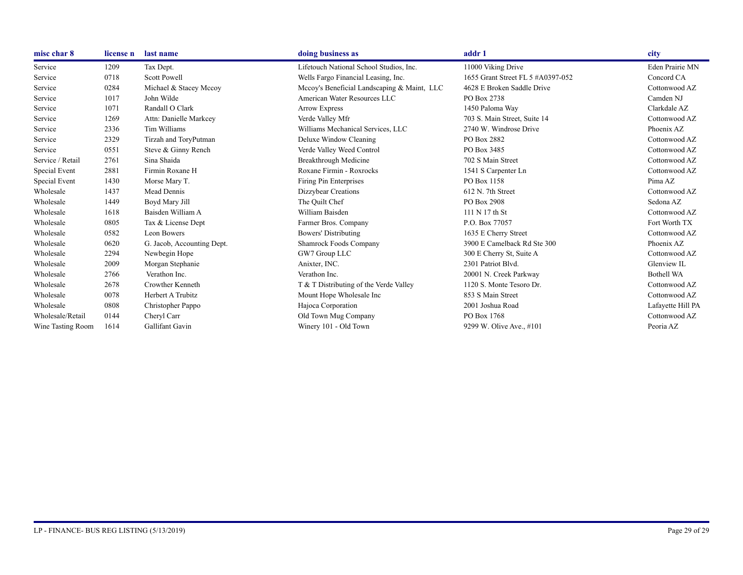| misc char 8 | license n | last name | doing business as | addr 1 | city |
|---|---|---|---|---|---|
| Service | 1209 | Tax Dept. | Lifetouch National School Studios, Inc. | 11000 Viking Drive | Eden Prairie MN |
| Service | 0718 | Scott Powell | Wells Fargo Financial Leasing, Inc. | 1655 Grant Street FL 5 #A0397-052 | Concord CA |
| Service | 0284 | Michael & Stacey Mccoy | Mccoy's Beneficial Landscaping & Maint, LLC | 4628 E Broken Saddle Drive | Cottonwood AZ |
| Service | 1017 | John Wilde | American Water Resources LLC | PO Box 2738 | Camden NJ |
| Service | 1071 | Randall O Clark | Arrow Express | 1450 Paloma Way | Clarkdale AZ |
| Service | 1269 | Attn: Danielle Markcey | Verde Valley Mfr | 703 S. Main Street, Suite 14 | Cottonwood AZ |
| Service | 2336 | Tim Williams | Williams Mechanical Services, LLC | 2740 W. Windrose Drive | Phoenix AZ |
| Service | 2329 | Tirzah and ToryPutman | Deluxe Window Cleaning | PO Box 2882 | Cottonwood AZ |
| Service | 0551 | Steve & Ginny Rench | Verde Valley Weed Control | PO Box 3485 | Cottonwood AZ |
| Service / Retail | 2761 | Sina Shaida | Breakthrough Medicine | 702 S Main Street | Cottonwood AZ |
| Special Event | 2881 | Firmin Roxane H | Roxane Firmin - Roxrocks | 1541 S Carpenter Ln | Cottonwood AZ |
| Special Event | 1430 | Morse Mary T. | Firing Pin Enterprises | PO Box 1158 | Pima AZ |
| Wholesale | 1437 | Mead Dennis | Dizzybear Creations | 612 N. 7th Street | Cottonwood AZ |
| Wholesale | 1449 | Boyd Mary Jill | The Quilt Chef | PO Box 2908 | Sedona AZ |
| Wholesale | 1618 | Baisden William A | William Baisden | 111 N 17 th St | Cottonwood AZ |
| Wholesale | 0805 | Tax & License Dept | Farmer Bros. Company | P.O. Box 77057 | Fort Worth TX |
| Wholesale | 0582 | Leon Bowers | Bowers' Distributing | 1635 E Cherry Street | Cottonwood AZ |
| Wholesale | 0620 | G. Jacob, Accounting Dept. | Shamrock Foods Company | 3900 E Camelback Rd Ste 300 | Phoenix AZ |
| Wholesale | 2294 | Newbegin Hope | GW7 Group LLC | 300 E Cherry St, Suite A | Cottonwood AZ |
| Wholesale | 2009 | Morgan Stephanie | Anixter, INC. | 2301 Patriot Blvd. | Glenview IL |
| Wholesale | 2766 | Verathon Inc. | Verathon Inc. | 20001 N. Creek Parkway | Bothell WA |
| Wholesale | 2678 | Crowther Kenneth | T & T Distributing of the Verde Valley | 1120 S. Monte Tesoro Dr. | Cottonwood AZ |
| Wholesale | 0078 | Herbert A Trubitz | Mount Hope Wholesale Inc | 853 S Main Street | Cottonwood AZ |
| Wholesale | 0808 | Christopher Pappo | Hajoca Corporation | 2001 Joshua Road | Lafayette Hill PA |
| Wholesale/Retail | 0144 | Cheryl Carr | Old Town Mug Company | PO Box 1768 | Cottonwood AZ |
| Wine Tasting Room | 1614 | Gallifant Gavin | Winery 101 - Old Town | 9299 W. Olive Ave., #101 | Peoria AZ |

LP - FINANCE- BUS REG LISTING (5/13/2019)